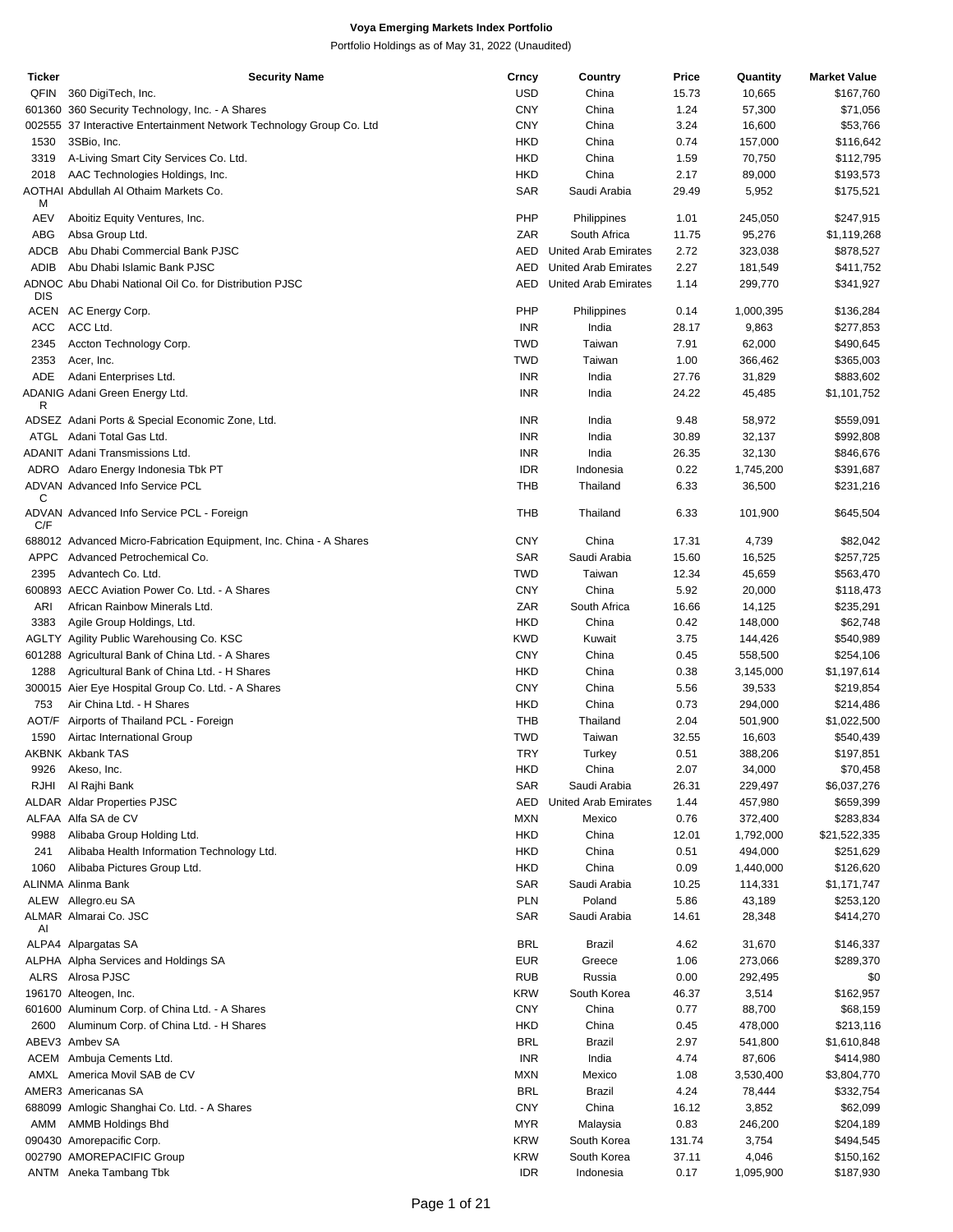# Voya Emerging Markets Index Portfolio

Portfolio Holdings as of May 31, 2022 (Unaudited)

| Ticker | Security Name | Crncy | Country | Price | Quantity | Market Value |
|---|---|---|---|---|---|---|
| QFIN | 360 DigiTech, Inc. | USD | China | 15.73 | 10,665 | $167,760 |
| 601360 | 360 Security Technology, Inc. - A Shares | CNY | China | 1.24 | 57,300 | $71,056 |
| 002555 | 37 Interactive Entertainment Network Technology Group Co. Ltd | CNY | China | 3.24 | 16,600 | $53,766 |
| 1530 | 3SBio, Inc. | HKD | China | 0.74 | 157,000 | $116,642 |
| 3319 | A-Living Smart City Services Co. Ltd. | HKD | China | 1.59 | 70,750 | $112,795 |
| 2018 | AAC Technologies Holdings, Inc. | HKD | China | 2.17 | 89,000 | $193,573 |
| AOTHAIM | Abdullah Al Othaim Markets Co. | SAR | Saudi Arabia | 29.49 | 5,952 | $175,521 |
| AEV | Aboitiz Equity Ventures, Inc. | PHP | Philippines | 1.01 | 245,050 | $247,915 |
| ABG | Absa Group Ltd. | ZAR | South Africa | 11.75 | 95,276 | $1,119,268 |
| ADCB | Abu Dhabi Commercial Bank PJSC | AED | United Arab Emirates | 2.72 | 323,038 | $878,527 |
| ADIB | Abu Dhabi Islamic Bank PJSC | AED | United Arab Emirates | 2.27 | 181,549 | $411,752 |
| ADNOCDIS | Abu Dhabi National Oil Co. for Distribution PJSC | AED | United Arab Emirates | 1.14 | 299,770 | $341,927 |
| ACEN | AC Energy Corp. | PHP | Philippines | 0.14 | 1,000,395 | $136,284 |
| ACC | ACC Ltd. | INR | India | 28.17 | 9,863 | $277,853 |
| 2345 | Accton Technology Corp. | TWD | Taiwan | 7.91 | 62,000 | $490,645 |
| 2353 | Acer, Inc. | TWD | Taiwan | 1.00 | 366,462 | $365,003 |
| ADE | Adani Enterprises Ltd. | INR | India | 27.76 | 31,829 | $883,602 |
| ADANIGR | Adani Green Energy Ltd. | INR | India | 24.22 | 45,485 | $1,101,752 |
| ADSEZ | Adani Ports & Special Economic Zone, Ltd. | INR | India | 9.48 | 58,972 | $559,091 |
| ATGL | Adani Total Gas Ltd. | INR | India | 30.89 | 32,137 | $992,808 |
| ADANIT | Adani Transmissions Ltd. | INR | India | 26.35 | 32,130 | $846,676 |
| ADRO | Adaro Energy Indonesia Tbk PT | IDR | Indonesia | 0.22 | 1,745,200 | $391,687 |
| ADVANC | Advanced Info Service PCL | THB | Thailand | 6.33 | 36,500 | $231,216 |
| ADVANC/F | Advanced Info Service PCL - Foreign | THB | Thailand | 6.33 | 101,900 | $645,504 |
| 688012 | Advanced Micro-Fabrication Equipment, Inc. China - A Shares | CNY | China | 17.31 | 4,739 | $82,042 |
| APPC | Advanced Petrochemical Co. | SAR | Saudi Arabia | 15.60 | 16,525 | $257,725 |
| 2395 | Advantech Co. Ltd. | TWD | Taiwan | 12.34 | 45,659 | $563,470 |
| 600893 | AECC Aviation Power Co. Ltd. - A Shares | CNY | China | 5.92 | 20,000 | $118,473 |
| ARI | African Rainbow Minerals Ltd. | ZAR | South Africa | 16.66 | 14,125 | $235,291 |
| 3383 | Agile Group Holdings, Ltd. | HKD | China | 0.42 | 148,000 | $62,748 |
| AGLTY | Agility Public Warehousing Co. KSC | KWD | Kuwait | 3.75 | 144,426 | $540,989 |
| 601288 | Agricultural Bank of China Ltd. - A Shares | CNY | China | 0.45 | 558,500 | $254,106 |
| 1288 | Agricultural Bank of China Ltd. - H Shares | HKD | China | 0.38 | 3,145,000 | $1,197,614 |
| 300015 | Aier Eye Hospital Group Co. Ltd. - A Shares | CNY | China | 5.56 | 39,533 | $219,854 |
| 753 | Air China Ltd. - H Shares | HKD | China | 0.73 | 294,000 | $214,486 |
| AOT/F | Airports of Thailand PCL - Foreign | THB | Thailand | 2.04 | 501,900 | $1,022,500 |
| 1590 | Airtac International Group | TWD | Taiwan | 32.55 | 16,603 | $540,439 |
| AKBNK | Akbank TAS | TRY | Turkey | 0.51 | 388,206 | $197,851 |
| 9926 | Akeso, Inc. | HKD | China | 2.07 | 34,000 | $70,458 |
| RJHI | Al Rajhi Bank | SAR | Saudi Arabia | 26.31 | 229,497 | $6,037,276 |
| ALDAR | Aldar Properties PJSC | AED | United Arab Emirates | 1.44 | 457,980 | $659,399 |
| ALFAA | Alfa SA de CV | MXN | Mexico | 0.76 | 372,400 | $283,834 |
| 9988 | Alibaba Group Holding Ltd. | HKD | China | 12.01 | 1,792,000 | $21,522,335 |
| 241 | Alibaba Health Information Technology Ltd. | HKD | China | 0.51 | 494,000 | $251,629 |
| 1060 | Alibaba Pictures Group Ltd. | HKD | China | 0.09 | 1,440,000 | $126,620 |
| ALINMA | Alinma Bank | SAR | Saudi Arabia | 10.25 | 114,331 | $1,171,747 |
| ALEW | Allegro.eu SA | PLN | Poland | 5.86 | 43,189 | $253,120 |
| ALMARAI | Almarai Co. JSC | SAR | Saudi Arabia | 14.61 | 28,348 | $414,270 |
| ALPA4 | Alpargatas SA | BRL | Brazil | 4.62 | 31,670 | $146,337 |
| ALPHA | Alpha Services and Holdings SA | EUR | Greece | 1.06 | 273,066 | $289,370 |
| ALRS | Alrosa PJSC | RUB | Russia | 0.00 | 292,495 | $0 |
| 196170 | Alteogen, Inc. | KRW | South Korea | 46.37 | 3,514 | $162,957 |
| 601600 | Aluminum Corp. of China Ltd. - A Shares | CNY | China | 0.77 | 88,700 | $68,159 |
| 2600 | Aluminum Corp. of China Ltd. - H Shares | HKD | China | 0.45 | 478,000 | $213,116 |
| ABEV3 | Ambev SA | BRL | Brazil | 2.97 | 541,800 | $1,610,848 |
| ACEM | Ambuja Cements Ltd. | INR | India | 4.74 | 87,606 | $414,980 |
| AMXL | America Movil SAB de CV | MXN | Mexico | 1.08 | 3,530,400 | $3,804,770 |
| AMER3 | Americanas SA | BRL | Brazil | 4.24 | 78,444 | $332,754 |
| 688099 | Amlogic Shanghai Co. Ltd. - A Shares | CNY | China | 16.12 | 3,852 | $62,099 |
| AMM | AMMB Holdings Bhd | MYR | Malaysia | 0.83 | 246,200 | $204,189 |
| 090430 | Amorepacific Corp. | KRW | South Korea | 131.74 | 3,754 | $494,545 |
| 002790 | AMOREPACIFIC Group | KRW | South Korea | 37.11 | 4,046 | $150,162 |
| ANTM | Aneka Tambang Tbk | IDR | Indonesia | 0.17 | 1,095,900 | $187,930 |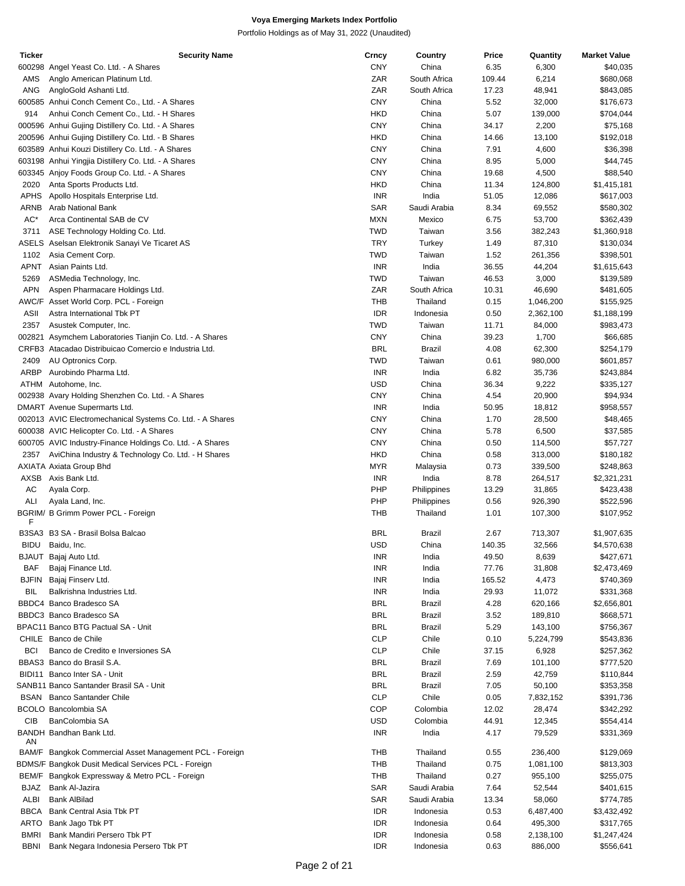# Voya Emerging Markets Index Portfolio

Portfolio Holdings as of May 31, 2022 (Unaudited)

| Ticker | Security Name | Crncy | Country | Price | Quantity | Market Value |
|---|---|---|---|---|---|---|
| 600298 | Angel Yeast Co. Ltd. - A Shares | CNY | China | 6.35 | 6,300 | $40,035 |
| AMS | Anglo American Platinum Ltd. | ZAR | South Africa | 109.44 | 6,214 | $680,068 |
| ANG | AngloGold Ashanti Ltd. | ZAR | South Africa | 17.23 | 48,941 | $843,085 |
| 600585 | Anhui Conch Cement Co., Ltd. - A Shares | CNY | China | 5.52 | 32,000 | $176,673 |
| 914 | Anhui Conch Cement Co., Ltd. - H Shares | HKD | China | 5.07 | 139,000 | $704,044 |
| 000596 | Anhui Gujing Distillery Co. Ltd. - A Shares | CNY | China | 34.17 | 2,200 | $75,168 |
| 200596 | Anhui Gujing Distillery Co. Ltd. - B Shares | HKD | China | 14.66 | 13,100 | $192,018 |
| 603589 | Anhui Kouzi Distillery Co. Ltd. - A Shares | CNY | China | 7.91 | 4,600 | $36,398 |
| 603198 | Anhui Yingjia Distillery Co. Ltd. - A Shares | CNY | China | 8.95 | 5,000 | $44,745 |
| 603345 | Anjoy Foods Group Co. Ltd. - A Shares | CNY | China | 19.68 | 4,500 | $88,540 |
| 2020 | Anta Sports Products Ltd. | HKD | China | 11.34 | 124,800 | $1,415,181 |
| APHS | Apollo Hospitals Enterprise Ltd. | INR | India | 51.05 | 12,086 | $617,003 |
| ARNB | Arab National Bank | SAR | Saudi Arabia | 8.34 | 69,552 | $580,302 |
| AC* | Arca Continental SAB de CV | MXN | Mexico | 6.75 | 53,700 | $362,439 |
| 3711 | ASE Technology Holding Co. Ltd. | TWD | Taiwan | 3.56 | 382,243 | $1,360,918 |
| ASELS | Aselsan Elektronik Sanayi Ve Ticaret AS | TRY | Turkey | 1.49 | 87,310 | $130,034 |
| 1102 | Asia Cement Corp. | TWD | Taiwan | 1.52 | 261,356 | $398,501 |
| APNT | Asian Paints Ltd. | INR | India | 36.55 | 44,204 | $1,615,643 |
| 5269 | ASMedia Technology, Inc. | TWD | Taiwan | 46.53 | 3,000 | $139,589 |
| APN | Aspen Pharmacare Holdings Ltd. | ZAR | South Africa | 10.31 | 46,690 | $481,605 |
| AWC/F | Asset World Corp. PCL - Foreign | THB | Thailand | 0.15 | 1,046,200 | $155,925 |
| ASII | Astra International Tbk PT | IDR | Indonesia | 0.50 | 2,362,100 | $1,188,199 |
| 2357 | Asustek Computer, Inc. | TWD | Taiwan | 11.71 | 84,000 | $983,473 |
| 002821 | Asymchem Laboratories Tianjin Co. Ltd. - A Shares | CNY | China | 39.23 | 1,700 | $66,685 |
| CRFB3 | Atacadao Distribuicao Comercio e Industria Ltd. | BRL | Brazil | 4.08 | 62,300 | $254,179 |
| 2409 | AU Optronics Corp. | TWD | Taiwan | 0.61 | 980,000 | $601,857 |
| ARBP | Aurobindo Pharma Ltd. | INR | India | 6.82 | 35,736 | $243,884 |
| ATHM | Autohome, Inc. | USD | China | 36.34 | 9,222 | $335,127 |
| 002938 | Avary Holding Shenzhen Co. Ltd. - A Shares | CNY | China | 4.54 | 20,900 | $94,934 |
| DMART | Avenue Supermarts Ltd. | INR | India | 50.95 | 18,812 | $958,557 |
| 002013 | AVIC Electromechanical Systems Co. Ltd. - A Shares | CNY | China | 1.70 | 28,500 | $48,465 |
| 600038 | AVIC Helicopter Co. Ltd. - A Shares | CNY | China | 5.78 | 6,500 | $37,585 |
| 600705 | AVIC Industry-Finance Holdings Co. Ltd. - A Shares | CNY | China | 0.50 | 114,500 | $57,727 |
| 2357 | AviChina Industry & Technology Co. Ltd. - H Shares | HKD | China | 0.58 | 313,000 | $180,182 |
| AXIATA | Axiata Group Bhd | MYR | Malaysia | 0.73 | 339,500 | $248,863 |
| AXSB | Axis Bank Ltd. | INR | India | 8.78 | 264,517 | $2,321,231 |
| AC | Ayala Corp. | PHP | Philippines | 13.29 | 31,865 | $423,438 |
| ALI | Ayala Land, Inc. | PHP | Philippines | 0.56 | 926,390 | $522,596 |
| BGRIM/F | B Grimm Power PCL - Foreign | THB | Thailand | 1.01 | 107,300 | $107,952 |
| B3SA3 | B3 SA - Brasil Bolsa Balcao | BRL | Brazil | 2.67 | 713,307 | $1,907,635 |
| BIDU | Baidu, Inc. | USD | China | 140.35 | 32,566 | $4,570,638 |
| BJAUT | Bajaj Auto Ltd. | INR | India | 49.50 | 8,639 | $427,671 |
| BAF | Bajaj Finance Ltd. | INR | India | 77.76 | 31,808 | $2,473,469 |
| BJFIN | Bajaj Finserv Ltd. | INR | India | 165.52 | 4,473 | $740,369 |
| BIL | Balkrishna Industries Ltd. | INR | India | 29.93 | 11,072 | $331,368 |
| BBDC4 | Banco Bradesco SA | BRL | Brazil | 4.28 | 620,166 | $2,656,801 |
| BBDC3 | Banco Bradesco SA | BRL | Brazil | 3.52 | 189,810 | $668,571 |
| BPAC11 | Banco BTG Pactual SA - Unit | BRL | Brazil | 5.29 | 143,100 | $756,367 |
| CHILE | Banco de Chile | CLP | Chile | 0.10 | 5,224,799 | $543,836 |
| BCI | Banco de Credito e Inversiones SA | CLP | Chile | 37.15 | 6,928 | $257,362 |
| BBAS3 | Banco do Brasil S.A. | BRL | Brazil | 7.69 | 101,100 | $777,520 |
| BIDI11 | Banco Inter SA - Unit | BRL | Brazil | 2.59 | 42,759 | $110,844 |
| SANB11 | Banco Santander Brasil SA - Unit | BRL | Brazil | 7.05 | 50,100 | $353,358 |
| BSAN | Banco Santander Chile | CLP | Chile | 0.05 | 7,832,152 | $391,736 |
| BCOLO | Bancolombia SA | COP | Colombia | 12.02 | 28,474 | $342,292 |
| CIB | BanColombia SA | USD | Colombia | 44.91 | 12,345 | $554,414 |
| BANDHAN | Bandhan Bank Ltd. | INR | India | 4.17 | 79,529 | $331,369 |
| BAM/F | Bangkok Commercial Asset Management PCL - Foreign | THB | Thailand | 0.55 | 236,400 | $129,069 |
| BDMS/F | Bangkok Dusit Medical Services PCL - Foreign | THB | Thailand | 0.75 | 1,081,100 | $813,303 |
| BEM/F | Bangkok Expressway & Metro PCL - Foreign | THB | Thailand | 0.27 | 955,100 | $255,075 |
| BJAZ | Bank Al-Jazira | SAR | Saudi Arabia | 7.64 | 52,544 | $401,615 |
| ALBI | Bank AlBilad | SAR | Saudi Arabia | 13.34 | 58,060 | $774,785 |
| BBCA | Bank Central Asia Tbk PT | IDR | Indonesia | 0.53 | 6,487,400 | $3,432,492 |
| ARTO | Bank Jago Tbk PT | IDR | Indonesia | 0.64 | 495,300 | $317,765 |
| BMRI | Bank Mandiri Persero Tbk PT | IDR | Indonesia | 0.58 | 2,138,100 | $1,247,424 |
| BBNI | Bank Negara Indonesia Persero Tbk PT | IDR | Indonesia | 0.63 | 886,000 | $556,641 |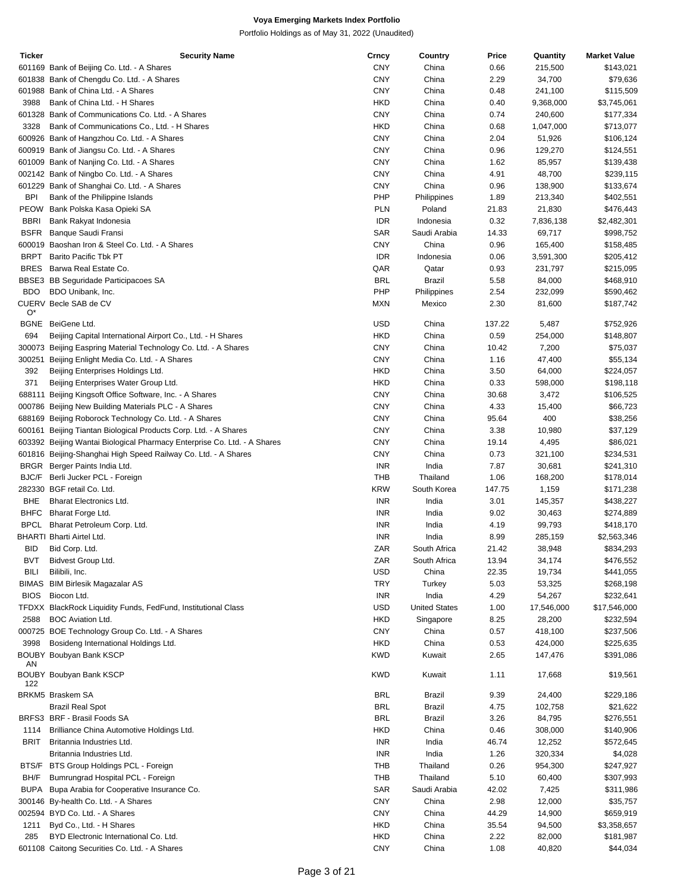**Voya Emerging Markets Index Portfolio**

Portfolio Holdings as of May 31, 2022 (Unaudited)

| Ticker | Security Name | Crncy | Country | Price | Quantity | Market Value |
|---|---|---|---|---|---|---|
| 601169 | Bank of Beijing Co. Ltd. - A Shares | CNY | China | 0.66 | 215,500 | $143,021 |
| 601838 | Bank of Chengdu Co. Ltd. - A Shares | CNY | China | 2.29 | 34,700 | $79,636 |
| 601988 | Bank of China Ltd. - A Shares | CNY | China | 0.48 | 241,100 | $115,509 |
| 3988 | Bank of China Ltd. - H Shares | HKD | China | 0.40 | 9,368,000 | $3,745,061 |
| 601328 | Bank of Communications Co. Ltd. - A Shares | CNY | China | 0.74 | 240,600 | $177,334 |
| 3328 | Bank of Communications Co., Ltd. - H Shares | HKD | China | 0.68 | 1,047,000 | $713,077 |
| 600926 | Bank of Hangzhou Co. Ltd. - A Shares | CNY | China | 2.04 | 51,926 | $106,124 |
| 600919 | Bank of Jiangsu Co. Ltd. - A Shares | CNY | China | 0.96 | 129,270 | $124,551 |
| 601009 | Bank of Nanjing Co. Ltd. - A Shares | CNY | China | 1.62 | 85,957 | $139,438 |
| 002142 | Bank of Ningbo Co. Ltd. - A Shares | CNY | China | 4.91 | 48,700 | $239,115 |
| 601229 | Bank of Shanghai Co. Ltd. - A Shares | CNY | China | 0.96 | 138,900 | $133,674 |
| BPI | Bank of the Philippine Islands | PHP | Philippines | 1.89 | 213,340 | $402,551 |
| PEOW | Bank Polska Kasa Opieki SA | PLN | Poland | 21.83 | 21,830 | $476,443 |
| BBRI | Bank Rakyat Indonesia | IDR | Indonesia | 0.32 | 7,836,138 | $2,482,301 |
| BSFR | Banque Saudi Fransi | SAR | Saudi Arabia | 14.33 | 69,717 | $998,752 |
| 600019 | Baoshan Iron & Steel Co. Ltd. - A Shares | CNY | China | 0.96 | 165,400 | $158,485 |
| BRPT | Barito Pacific Tbk PT | IDR | Indonesia | 0.06 | 3,591,300 | $205,412 |
| BRES | Barwa Real Estate Co. | QAR | Qatar | 0.93 | 231,797 | $215,095 |
| BBSE3 | BB Seguridade Participacoes SA | BRL | Brazil | 5.58 | 84,000 | $468,910 |
| BDO | BDO Unibank, Inc. | PHP | Philippines | 2.54 | 232,099 | $590,462 |
| CUERVO* | Becle SAB de CV | MXN | Mexico | 2.30 | 81,600 | $187,742 |
| BGNE | BeiGene Ltd. | USD | China | 137.22 | 5,487 | $752,926 |
| 694 | Beijing Capital International Airport Co., Ltd. - H Shares | HKD | China | 0.59 | 254,000 | $148,807 |
| 300073 | Beijing Easpring Material Technology Co. Ltd. - A Shares | CNY | China | 10.42 | 7,200 | $75,037 |
| 300251 | Beijing Enlight Media Co. Ltd. - A Shares | CNY | China | 1.16 | 47,400 | $55,134 |
| 392 | Beijing Enterprises Holdings Ltd. | HKD | China | 3.50 | 64,000 | $224,057 |
| 371 | Beijing Enterprises Water Group Ltd. | HKD | China | 0.33 | 598,000 | $198,118 |
| 688111 | Beijing Kingsoft Office Software, Inc. - A Shares | CNY | China | 30.68 | 3,472 | $106,525 |
| 000786 | Beijing New Building Materials PLC - A Shares | CNY | China | 4.33 | 15,400 | $66,723 |
| 688169 | Beijing Roborock Technology Co. Ltd. - A Shares | CNY | China | 95.64 | 400 | $38,256 |
| 600161 | Beijing Tiantan Biological Products Corp. Ltd. - A Shares | CNY | China | 3.38 | 10,980 | $37,129 |
| 603392 | Beijing Wantai Biological Pharmacy Enterprise Co. Ltd. - A Shares | CNY | China | 19.14 | 4,495 | $86,021 |
| 601816 | Beijing-Shanghai High Speed Railway Co. Ltd. - A Shares | CNY | China | 0.73 | 321,100 | $234,531 |
| BRGR | Berger Paints India Ltd. | INR | India | 7.87 | 30,681 | $241,310 |
| BJC/F | Berli Jucker PCL - Foreign | THB | Thailand | 1.06 | 168,200 | $178,014 |
| 282330 | BGF retail Co. Ltd. | KRW | South Korea | 147.75 | 1,159 | $171,238 |
| BHE | Bharat Electronics Ltd. | INR | India | 3.01 | 145,357 | $438,227 |
| BHFC | Bharat Forge Ltd. | INR | India | 9.02 | 30,463 | $274,889 |
| BPCL | Bharat Petroleum Corp. Ltd. | INR | India | 4.19 | 99,793 | $418,170 |
| BHARTI | Bharti Airtel Ltd. | INR | India | 8.99 | 285,159 | $2,563,346 |
| BID | Bid Corp. Ltd. | ZAR | South Africa | 21.42 | 38,948 | $834,293 |
| BVT | Bidvest Group Ltd. | ZAR | South Africa | 13.94 | 34,174 | $476,552 |
| BILI | Bilibili, Inc. | USD | China | 22.35 | 19,734 | $441,055 |
| BIMAS | BIM Birlesik Magazalar AS | TRY | Turkey | 5.03 | 53,325 | $268,198 |
| BIOS | Biocon Ltd. | INR | India | 4.29 | 54,267 | $232,641 |
| TFDXX | BlackRock Liquidity Funds, FedFund, Institutional Class | USD | United States | 1.00 | 17,546,000 | $17,546,000 |
| 2588 | BOC Aviation Ltd. | HKD | Singapore | 8.25 | 28,200 | $232,594 |
| 000725 | BOE Technology Group Co. Ltd. - A Shares | CNY | China | 0.57 | 418,100 | $237,506 |
| 3998 | Bosideng International Holdings Ltd. | HKD | China | 0.53 | 424,000 | $225,635 |
| BOUBYAN | Boubyan Bank KSCP | KWD | Kuwait | 2.65 | 147,476 | $391,086 |
| BOUBY 122 | Boubyan Bank KSCP | KWD | Kuwait | 1.11 | 17,668 | $19,561 |
| BRKM5 | Braskem SA | BRL | Brazil | 9.39 | 24,400 | $229,186 |
| | Brazil Real Spot | BRL | Brazil | 4.75 | 102,758 | $21,622 |
| BRFS3 | BRF - Brasil Foods SA | BRL | Brazil | 3.26 | 84,795 | $276,551 |
| 1114 | Brilliance China Automotive Holdings Ltd. | HKD | China | 0.46 | 308,000 | $140,906 |
| BRIT | Britannia Industries Ltd. | INR | India | 46.74 | 12,252 | $572,645 |
| | Britannia Industries Ltd. | INR | India | 1.26 | 320,334 | $4,028 |
| BTS/F | BTS Group Holdings PCL - Foreign | THB | Thailand | 0.26 | 954,300 | $247,927 |
| BH/F | Bumrungrad Hospital PCL - Foreign | THB | Thailand | 5.10 | 60,400 | $307,993 |
| BUPA | Bupa Arabia for Cooperative Insurance Co. | SAR | Saudi Arabia | 42.02 | 7,425 | $311,986 |
| 300146 | By-health Co. Ltd. - A Shares | CNY | China | 2.98 | 12,000 | $35,757 |
| 002594 | BYD Co. Ltd. - A Shares | CNY | China | 44.29 | 14,900 | $659,919 |
| 1211 | Byd Co., Ltd. - H Shares | HKD | China | 35.54 | 94,500 | $3,358,657 |
| 285 | BYD Electronic International Co. Ltd. | HKD | China | 2.22 | 82,000 | $181,987 |
| 601108 | Caitong Securities Co. Ltd. - A Shares | CNY | China | 1.08 | 40,820 | $44,034 |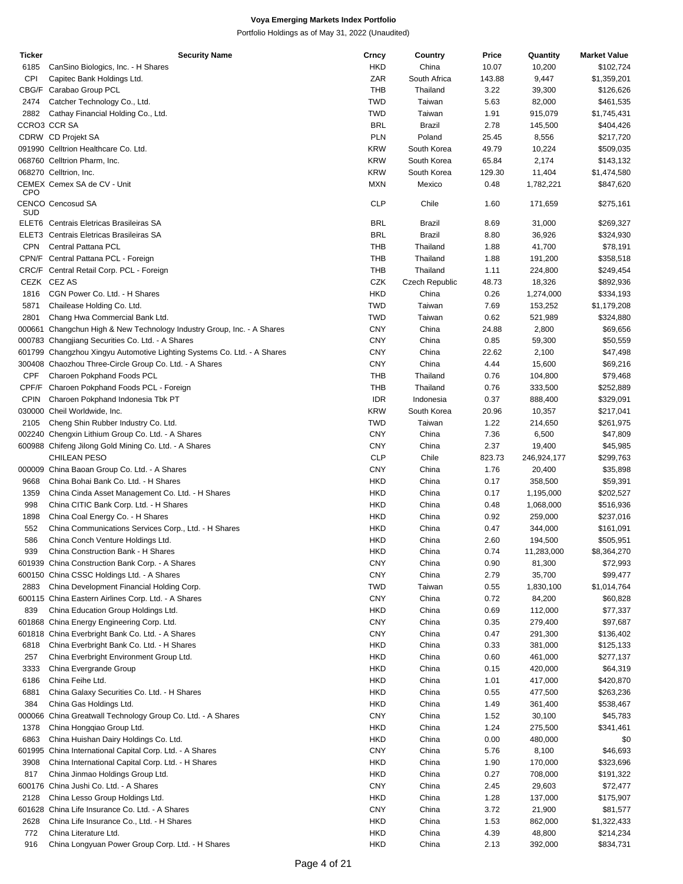# Voya Emerging Markets Index Portfolio

Portfolio Holdings as of May 31, 2022 (Unaudited)

| Ticker | Security Name | Crncy | Country | Price | Quantity | Market Value |
|---|---|---|---|---|---|---|
| 6185 | CanSino Biologics, Inc. - H Shares | HKD | China | 10.07 | 10,200 | $102,724 |
| CPI | Capitec Bank Holdings Ltd. | ZAR | South Africa | 143.88 | 9,447 | $1,359,201 |
| CBG/F | Carabao Group PCL | THB | Thailand | 3.22 | 39,300 | $126,626 |
| 2474 | Catcher Technology Co., Ltd. | TWD | Taiwan | 5.63 | 82,000 | $461,535 |
| 2882 | Cathay Financial Holding Co., Ltd. | TWD | Taiwan | 1.91 | 915,079 | $1,745,431 |
| CCRO3 | CCR SA | BRL | Brazil | 2.78 | 145,500 | $404,426 |
| CDRW | CD Projekt SA | PLN | Poland | 25.45 | 8,556 | $217,720 |
| 091990 | Celltrion Healthcare Co. Ltd. | KRW | South Korea | 49.79 | 10,224 | $509,035 |
| 068760 | Celltrion Pharm, Inc. | KRW | South Korea | 65.84 | 2,174 | $143,132 |
| 068270 | Celltrion, Inc. | KRW | South Korea | 129.30 | 11,404 | $1,474,580 |
| CEMEX CPO | Cemex SA de CV - Unit | MXN | Mexico | 0.48 | 1,782,221 | $847,620 |
| CENCO SUD | Cencosud SA | CLP | Chile | 1.60 | 171,659 | $275,161 |
| ELET6 | Centrais Eletricas Brasileiras SA | BRL | Brazil | 8.69 | 31,000 | $269,327 |
| ELET3 | Centrais Eletricas Brasileiras SA | BRL | Brazil | 8.80 | 36,926 | $324,930 |
| CPN | Central Pattana PCL | THB | Thailand | 1.88 | 41,700 | $78,191 |
| CPN/F | Central Pattana PCL - Foreign | THB | Thailand | 1.88 | 191,200 | $358,518 |
| CRC/F | Central Retail Corp. PCL - Foreign | THB | Thailand | 1.11 | 224,800 | $249,454 |
| CEZK | CEZ AS | CZK | Czech Republic | 48.73 | 18,326 | $892,936 |
| 1816 | CGN Power Co. Ltd. - H Shares | HKD | China | 0.26 | 1,274,000 | $334,193 |
| 5871 | Chailease Holding Co. Ltd. | TWD | Taiwan | 7.69 | 153,252 | $1,179,208 |
| 2801 | Chang Hwa Commercial Bank Ltd. | TWD | Taiwan | 0.62 | 521,989 | $324,880 |
| 000661 | Changchun High & New Technology Industry Group, Inc. - A Shares | CNY | China | 24.88 | 2,800 | $69,656 |
| 000783 | Changjiang Securities Co. Ltd. - A Shares | CNY | China | 0.85 | 59,300 | $50,559 |
| 601799 | Changzhou Xingyu Automotive Lighting Systems Co. Ltd. - A Shares | CNY | China | 22.62 | 2,100 | $47,498 |
| 300408 | Chaozhou Three-Circle Group Co. Ltd. - A Shares | CNY | China | 4.44 | 15,600 | $69,216 |
| CPF | Charoen Pokphand Foods PCL | THB | Thailand | 0.76 | 104,800 | $79,468 |
| CPF/F | Charoen Pokphand Foods PCL - Foreign | THB | Thailand | 0.76 | 333,500 | $252,889 |
| CPIN | Charoen Pokphand Indonesia Tbk PT | IDR | Indonesia | 0.37 | 888,400 | $329,091 |
| 030000 | Cheil Worldwide, Inc. | KRW | South Korea | 20.96 | 10,357 | $217,041 |
| 2105 | Cheng Shin Rubber Industry Co. Ltd. | TWD | Taiwan | 1.22 | 214,650 | $261,975 |
| 002240 | Chengxin Lithium Group Co. Ltd. - A Shares | CNY | China | 7.36 | 6,500 | $47,809 |
| 600988 | Chifeng Jilong Gold Mining Co. Ltd. - A Shares | CNY | China | 2.37 | 19,400 | $45,985 |
| | CHILEAN PESO | CLP | Chile | 823.73 | 246,924,177 | $299,763 |
| 000009 | China Baoan Group Co. Ltd. - A Shares | CNY | China | 1.76 | 20,400 | $35,898 |
| 9668 | China Bohai Bank Co. Ltd. - H Shares | HKD | China | 0.17 | 358,500 | $59,391 |
| 1359 | China Cinda Asset Management Co. Ltd. - H Shares | HKD | China | 0.17 | 1,195,000 | $202,527 |
| 998 | China CITIC Bank Corp. Ltd. - H Shares | HKD | China | 0.48 | 1,068,000 | $516,936 |
| 1898 | China Coal Energy Co. - H Shares | HKD | China | 0.92 | 259,000 | $237,016 |
| 552 | China Communications Services Corp., Ltd. - H Shares | HKD | China | 0.47 | 344,000 | $161,091 |
| 586 | China Conch Venture Holdings Ltd. | HKD | China | 2.60 | 194,500 | $505,951 |
| 939 | China Construction Bank - H Shares | HKD | China | 0.74 | 11,283,000 | $8,364,270 |
| 601939 | China Construction Bank Corp. - A Shares | CNY | China | 0.90 | 81,300 | $72,993 |
| 600150 | China CSSC Holdings Ltd. - A Shares | CNY | China | 2.79 | 35,700 | $99,477 |
| 2883 | China Development Financial Holding Corp. | TWD | Taiwan | 0.55 | 1,830,100 | $1,014,764 |
| 600115 | China Eastern Airlines Corp. Ltd. - A Shares | CNY | China | 0.72 | 84,200 | $60,828 |
| 839 | China Education Group Holdings Ltd. | HKD | China | 0.69 | 112,000 | $77,337 |
| 601868 | China Energy Engineering Corp. Ltd. | CNY | China | 0.35 | 279,400 | $97,687 |
| 601818 | China Everbright Bank Co. Ltd. - A Shares | CNY | China | 0.47 | 291,300 | $136,402 |
| 6818 | China Everbright Bank Co. Ltd. - H Shares | HKD | China | 0.33 | 381,000 | $125,133 |
| 257 | China Everbright Environment Group Ltd. | HKD | China | 0.60 | 461,000 | $277,137 |
| 3333 | China Evergrande Group | HKD | China | 0.15 | 420,000 | $64,319 |
| 6186 | China Feihe Ltd. | HKD | China | 1.01 | 417,000 | $420,870 |
| 6881 | China Galaxy Securities Co. Ltd. - H Shares | HKD | China | 0.55 | 477,500 | $263,236 |
| 384 | China Gas Holdings Ltd. | HKD | China | 1.49 | 361,400 | $538,467 |
| 000066 | China Greatwall Technology Group Co. Ltd. - A Shares | CNY | China | 1.52 | 30,100 | $45,783 |
| 1378 | China Hongqiao Group Ltd. | HKD | China | 1.24 | 275,500 | $341,461 |
| 6863 | China Huishan Dairy Holdings Co. Ltd. | HKD | China | 0.00 | 480,000 | $0 |
| 601995 | China International Capital Corp. Ltd. - A Shares | CNY | China | 5.76 | 8,100 | $46,693 |
| 3908 | China International Capital Corp. Ltd. - H Shares | HKD | China | 1.90 | 170,000 | $323,696 |
| 817 | China Jinmao Holdings Group Ltd. | HKD | China | 0.27 | 708,000 | $191,322 |
| 600176 | China Jushi Co. Ltd. - A Shares | CNY | China | 2.45 | 29,603 | $72,477 |
| 2128 | China Lesso Group Holdings Ltd. | HKD | China | 1.28 | 137,000 | $175,907 |
| 601628 | China Life Insurance Co. Ltd. - A Shares | CNY | China | 3.72 | 21,900 | $81,577 |
| 2628 | China Life Insurance Co., Ltd. - H Shares | HKD | China | 1.53 | 862,000 | $1,322,433 |
| 772 | China Literature Ltd. | HKD | China | 4.39 | 48,800 | $214,234 |
| 916 | China Longyuan Power Group Corp. Ltd. - H Shares | HKD | China | 2.13 | 392,000 | $834,731 |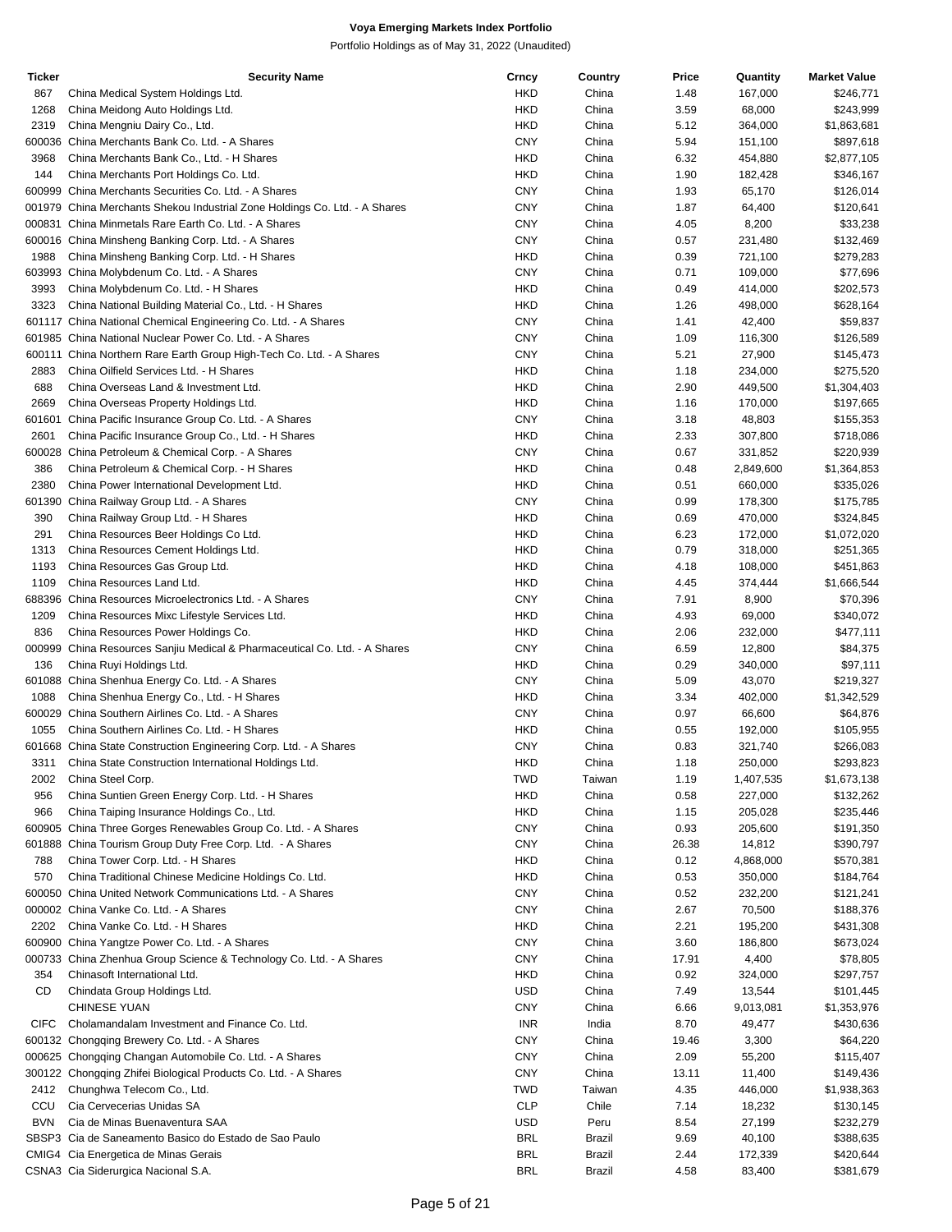**Voya Emerging Markets Index Portfolio**

Portfolio Holdings as of May 31, 2022 (Unaudited)

| Ticker | Security Name | Crncy | Country | Price | Quantity | Market Value |
|---|---|---|---|---|---|---|
| 867 | China Medical System Holdings Ltd. | HKD | China | 1.48 | 167,000 | $246,771 |
| 1268 | China Meidong Auto Holdings Ltd. | HKD | China | 3.59 | 68,000 | $243,999 |
| 2319 | China Mengniu Dairy Co., Ltd. | HKD | China | 5.12 | 364,000 | $1,863,681 |
| 600036 | China Merchants Bank Co. Ltd. - A Shares | CNY | China | 5.94 | 151,100 | $897,618 |
| 3968 | China Merchants Bank Co., Ltd. - H Shares | HKD | China | 6.32 | 454,880 | $2,877,105 |
| 144 | China Merchants Port Holdings Co. Ltd. | HKD | China | 1.90 | 182,428 | $346,167 |
| 600999 | China Merchants Securities Co. Ltd. - A Shares | CNY | China | 1.93 | 65,170 | $126,014 |
| 001979 | China Merchants Shekou Industrial Zone Holdings Co. Ltd. - A Shares | CNY | China | 1.87 | 64,400 | $120,641 |
| 000831 | China Minmetals Rare Earth Co. Ltd. - A Shares | CNY | China | 4.05 | 8,200 | $33,238 |
| 600016 | China Minsheng Banking Corp. Ltd. - A Shares | CNY | China | 0.57 | 231,480 | $132,469 |
| 1988 | China Minsheng Banking Corp. Ltd. - H Shares | HKD | China | 0.39 | 721,100 | $279,283 |
| 603993 | China Molybdenum Co. Ltd. - A Shares | CNY | China | 0.71 | 109,000 | $77,696 |
| 3993 | China Molybdenum Co. Ltd. - H Shares | HKD | China | 0.49 | 414,000 | $202,573 |
| 3323 | China National Building Material Co., Ltd. - H Shares | HKD | China | 1.26 | 498,000 | $628,164 |
| 601117 | China National Chemical Engineering Co. Ltd. - A Shares | CNY | China | 1.41 | 42,400 | $59,837 |
| 601985 | China National Nuclear Power Co. Ltd. - A Shares | CNY | China | 1.09 | 116,300 | $126,589 |
| 600111 | China Northern Rare Earth Group High-Tech Co. Ltd. - A Shares | CNY | China | 5.21 | 27,900 | $145,473 |
| 2883 | China Oilfield Services Ltd. - H Shares | HKD | China | 1.18 | 234,000 | $275,520 |
| 688 | China Overseas Land & Investment Ltd. | HKD | China | 2.90 | 449,500 | $1,304,403 |
| 2669 | China Overseas Property Holdings Ltd. | HKD | China | 1.16 | 170,000 | $197,665 |
| 601601 | China Pacific Insurance Group Co. Ltd. - A Shares | CNY | China | 3.18 | 48,803 | $155,353 |
| 2601 | China Pacific Insurance Group Co., Ltd. - H Shares | HKD | China | 2.33 | 307,800 | $718,086 |
| 600028 | China Petroleum & Chemical Corp. - A Shares | CNY | China | 0.67 | 331,852 | $220,939 |
| 386 | China Petroleum & Chemical Corp. - H Shares | HKD | China | 0.48 | 2,849,600 | $1,364,853 |
| 2380 | China Power International Development Ltd. | HKD | China | 0.51 | 660,000 | $335,026 |
| 601390 | China Railway Group Ltd. - A Shares | CNY | China | 0.99 | 178,300 | $175,785 |
| 390 | China Railway Group Ltd. - H Shares | HKD | China | 0.69 | 470,000 | $324,845 |
| 291 | China Resources Beer Holdings Co Ltd. | HKD | China | 6.23 | 172,000 | $1,072,020 |
| 1313 | China Resources Cement Holdings Ltd. | HKD | China | 0.79 | 318,000 | $251,365 |
| 1193 | China Resources Gas Group Ltd. | HKD | China | 4.18 | 108,000 | $451,863 |
| 1109 | China Resources Land Ltd. | HKD | China | 4.45 | 374,444 | $1,666,544 |
| 688396 | China Resources Microelectronics Ltd. - A Shares | CNY | China | 7.91 | 8,900 | $70,396 |
| 1209 | China Resources Mixc Lifestyle Services Ltd. | HKD | China | 4.93 | 69,000 | $340,072 |
| 836 | China Resources Power Holdings Co. | HKD | China | 2.06 | 232,000 | $477,111 |
| 000999 | China Resources Sanjiu Medical & Pharmaceutical Co. Ltd. - A Shares | CNY | China | 6.59 | 12,800 | $84,375 |
| 136 | China Ruyi Holdings Ltd. | HKD | China | 0.29 | 340,000 | $97,111 |
| 601088 | China Shenhua Energy Co. Ltd. - A Shares | CNY | China | 5.09 | 43,070 | $219,327 |
| 1088 | China Shenhua Energy Co., Ltd. - H Shares | HKD | China | 3.34 | 402,000 | $1,342,529 |
| 600029 | China Southern Airlines Co. Ltd. - A Shares | CNY | China | 0.97 | 66,600 | $64,876 |
| 1055 | China Southern Airlines Co. Ltd. - H Shares | HKD | China | 0.55 | 192,000 | $105,955 |
| 601668 | China State Construction Engineering Corp. Ltd. - A Shares | CNY | China | 0.83 | 321,740 | $266,083 |
| 3311 | China State Construction International Holdings Ltd. | HKD | China | 1.18 | 250,000 | $293,823 |
| 2002 | China Steel Corp. | TWD | Taiwan | 1.19 | 1,407,535 | $1,673,138 |
| 956 | China Suntien Green Energy Corp. Ltd. - H Shares | HKD | China | 0.58 | 227,000 | $132,262 |
| 966 | China Taiping Insurance Holdings Co., Ltd. | HKD | China | 1.15 | 205,028 | $235,446 |
| 600905 | China Three Gorges Renewables Group Co. Ltd. - A Shares | CNY | China | 0.93 | 205,600 | $191,350 |
| 601888 | China Tourism Group Duty Free Corp. Ltd. - A Shares | CNY | China | 26.38 | 14,812 | $390,797 |
| 788 | China Tower Corp. Ltd. - H Shares | HKD | China | 0.12 | 4,868,000 | $570,381 |
| 570 | China Traditional Chinese Medicine Holdings Co. Ltd. | HKD | China | 0.53 | 350,000 | $184,764 |
| 600050 | China United Network Communications Ltd. - A Shares | CNY | China | 0.52 | 232,200 | $121,241 |
| 000002 | China Vanke Co. Ltd. - A Shares | CNY | China | 2.67 | 70,500 | $188,376 |
| 2202 | China Vanke Co. Ltd. - H Shares | HKD | China | 2.21 | 195,200 | $431,308 |
| 600900 | China Yangtze Power Co. Ltd. - A Shares | CNY | China | 3.60 | 186,800 | $673,024 |
| 000733 | China Zhenhua Group Science & Technology Co. Ltd. - A Shares | CNY | China | 17.91 | 4,400 | $78,805 |
| 354 | Chinasoft International Ltd. | HKD | China | 0.92 | 324,000 | $297,757 |
| CD | Chindata Group Holdings Ltd. | USD | China | 7.49 | 13,544 | $101,445 |
| | CHINESE YUAN | CNY | China | 6.66 | 9,013,081 | $1,353,976 |
| CIFC | Cholamandalam Investment and Finance Co. Ltd. | INR | India | 8.70 | 49,477 | $430,636 |
| 600132 | Chongqing Brewery Co. Ltd. - A Shares | CNY | China | 19.46 | 3,300 | $64,220 |
| 000625 | Chongqing Changan Automobile Co. Ltd. - A Shares | CNY | China | 2.09 | 55,200 | $115,407 |
| 300122 | Chongqing Zhifei Biological Products Co. Ltd. - A Shares | CNY | China | 13.11 | 11,400 | $149,436 |
| 2412 | Chunghwa Telecom Co., Ltd. | TWD | Taiwan | 4.35 | 446,000 | $1,938,363 |
| CCU | Cia Cervecerias Unidas SA | CLP | Chile | 7.14 | 18,232 | $130,145 |
| BVN | Cia de Minas Buenaventura SAA | USD | Peru | 8.54 | 27,199 | $232,279 |
| SBSP3 | Cia de Saneamento Basico do Estado de Sao Paulo | BRL | Brazil | 9.69 | 40,100 | $388,635 |
| CMIG4 | Cia Energetica de Minas Gerais | BRL | Brazil | 2.44 | 172,339 | $420,644 |
| CSNA3 | Cia Siderurgica Nacional S.A. | BRL | Brazil | 4.58 | 83,400 | $381,679 |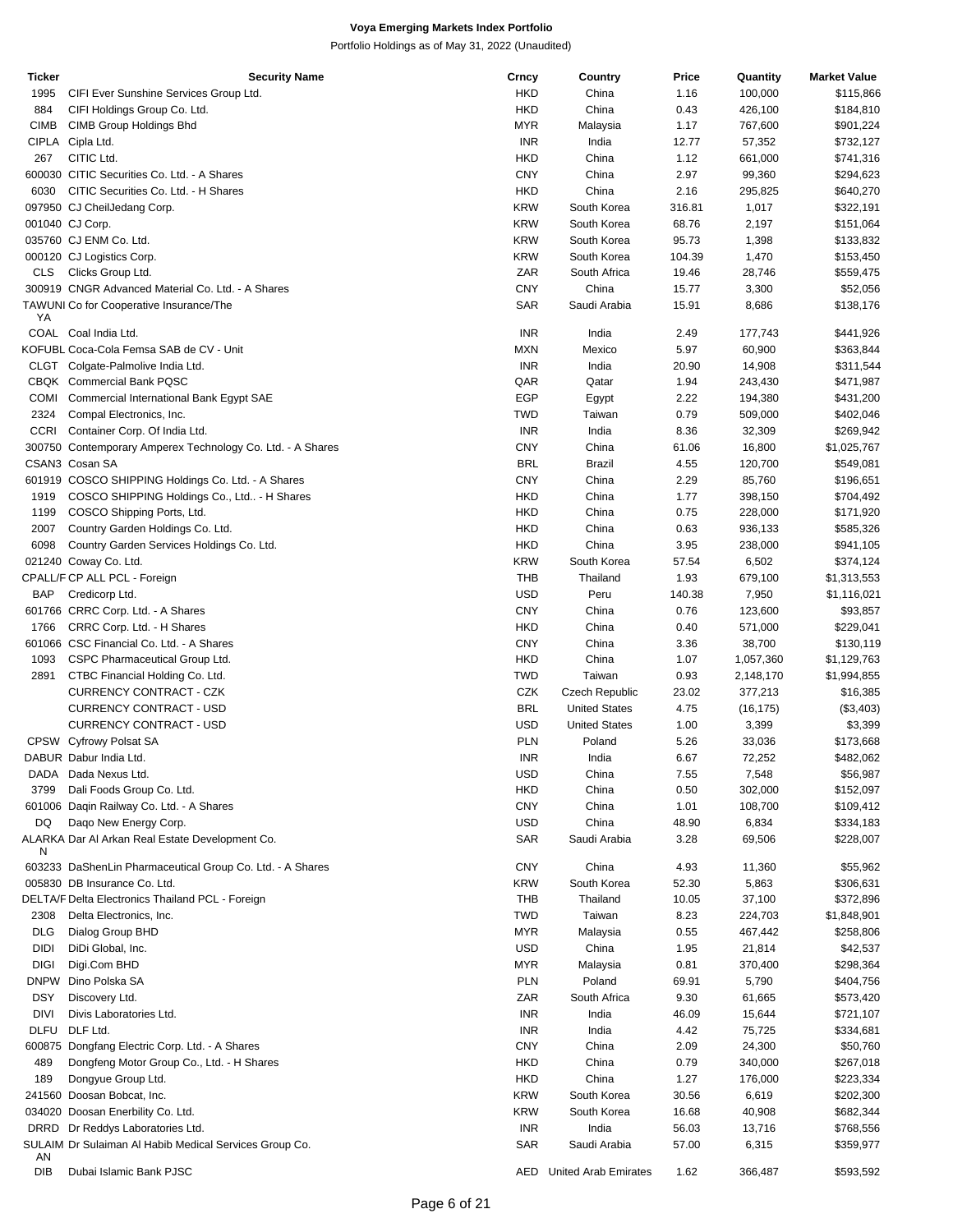# Voya Emerging Markets Index Portfolio

Portfolio Holdings as of May 31, 2022 (Unaudited)

| Ticker | Security Name | Crncy | Country | Price | Quantity | Market Value |
|---|---|---|---|---|---|---|
| 1995 | CIFI Ever Sunshine Services Group Ltd. | HKD | China | 1.16 | 100,000 | $115,866 |
| 884 | CIFI Holdings Group Co. Ltd. | HKD | China | 0.43 | 426,100 | $184,810 |
| CIMB | CIMB Group Holdings Bhd | MYR | Malaysia | 1.17 | 767,600 | $901,224 |
| CIPLA | Cipla Ltd. | INR | India | 12.77 | 57,352 | $732,127 |
| 267 | CITIC Ltd. | HKD | China | 1.12 | 661,000 | $741,316 |
| 600030 | CITIC Securities Co. Ltd. - A Shares | CNY | China | 2.97 | 99,360 | $294,623 |
| 6030 | CITIC Securities Co. Ltd. - H Shares | HKD | China | 2.16 | 295,825 | $640,270 |
| 097950 | CJ CheilJedang Corp. | KRW | South Korea | 316.81 | 1,017 | $322,191 |
| 001040 | CJ Corp. | KRW | South Korea | 68.76 | 2,197 | $151,064 |
| 035760 | CJ ENM Co. Ltd. | KRW | South Korea | 95.73 | 1,398 | $133,832 |
| 000120 | CJ Logistics Corp. | KRW | South Korea | 104.39 | 1,470 | $153,450 |
| CLS | Clicks Group Ltd. | ZAR | South Africa | 19.46 | 28,746 | $559,475 |
| 300919 | CNGR Advanced Material Co. Ltd. - A Shares | CNY | China | 15.77 | 3,300 | $52,056 |
| TAWUNIYA | Co for Cooperative Insurance/The | SAR | Saudi Arabia | 15.91 | 8,686 | $138,176 |
| COAL | Coal India Ltd. | INR | India | 2.49 | 177,743 | $441,926 |
| KOFUBL | Coca-Cola Femsa SAB de CV - Unit | MXN | Mexico | 5.97 | 60,900 | $363,844 |
| CLGT | Colgate-Palmolive India Ltd. | INR | India | 20.90 | 14,908 | $311,544 |
| CBQK | Commercial Bank PQSC | QAR | Qatar | 1.94 | 243,430 | $471,987 |
| COMI | Commercial International Bank Egypt SAE | EGP | Egypt | 2.22 | 194,380 | $431,200 |
| 2324 | Compal Electronics, Inc. | TWD | Taiwan | 0.79 | 509,000 | $402,046 |
| CCRI | Container Corp. Of India Ltd. | INR | India | 8.36 | 32,309 | $269,942 |
| 300750 | Contemporary Amperex Technology Co. Ltd. - A Shares | CNY | China | 61.06 | 16,800 | $1,025,767 |
| CSAN3 | Cosan SA | BRL | Brazil | 4.55 | 120,700 | $549,081 |
| 601919 | COSCO SHIPPING Holdings Co. Ltd. - A Shares | CNY | China | 2.29 | 85,760 | $196,651 |
| 1919 | COSCO SHIPPING Holdings Co., Ltd.. - H Shares | HKD | China | 1.77 | 398,150 | $704,492 |
| 1199 | COSCO Shipping Ports, Ltd. | HKD | China | 0.75 | 228,000 | $171,920 |
| 2007 | Country Garden Holdings Co. Ltd. | HKD | China | 0.63 | 936,133 | $585,326 |
| 6098 | Country Garden Services Holdings Co. Ltd. | HKD | China | 3.95 | 238,000 | $941,105 |
| 021240 | Coway Co. Ltd. | KRW | South Korea | 57.54 | 6,502 | $374,124 |
| CPALL/F | CP ALL PCL - Foreign | THB | Thailand | 1.93 | 679,100 | $1,313,553 |
| BAP | Credicorp Ltd. | USD | Peru | 140.38 | 7,950 | $1,116,021 |
| 601766 | CRRC Corp. Ltd. - A Shares | CNY | China | 0.76 | 123,600 | $93,857 |
| 1766 | CRRC Corp. Ltd. - H Shares | HKD | China | 0.40 | 571,000 | $229,041 |
| 601066 | CSC Financial Co. Ltd. - A Shares | CNY | China | 3.36 | 38,700 | $130,119 |
| 1093 | CSPC Pharmaceutical Group Ltd. | HKD | China | 1.07 | 1,057,360 | $1,129,763 |
| 2891 | CTBC Financial Holding Co. Ltd. | TWD | Taiwan | 0.93 | 2,148,170 | $1,994,855 |
| | CURRENCY CONTRACT - CZK | CZK | Czech Republic | 23.02 | 377,213 | $16,385 |
| | CURRENCY CONTRACT - USD | BRL | United States | 4.75 | (16,175) | ($3,403) |
| | CURRENCY CONTRACT - USD | USD | United States | 1.00 | 3,399 | $3,399 |
| CPSW | Cyfrowy Polsat SA | PLN | Poland | 5.26 | 33,036 | $173,668 |
| DABUR | Dabur India Ltd. | INR | India | 6.67 | 72,252 | $482,062 |
| DADA | Dada Nexus Ltd. | USD | China | 7.55 | 7,548 | $56,987 |
| 3799 | Dali Foods Group Co. Ltd. | HKD | China | 0.50 | 302,000 | $152,097 |
| 601006 | Daqin Railway Co. Ltd. - A Shares | CNY | China | 1.01 | 108,700 | $109,412 |
| DQ | Daqo New Energy Corp. | USD | China | 48.90 | 6,834 | $334,183 |
| ALARKAN | Dar Al Arkan Real Estate Development Co. | SAR | Saudi Arabia | 3.28 | 69,506 | $228,007 |
| 603233 | DaShenLin Pharmaceutical Group Co. Ltd. - A Shares | CNY | China | 4.93 | 11,360 | $55,962 |
| 005830 | DB Insurance Co. Ltd. | KRW | South Korea | 52.30 | 5,863 | $306,631 |
| DELTA/F | Delta Electronics Thailand PCL - Foreign | THB | Thailand | 10.05 | 37,100 | $372,896 |
| 2308 | Delta Electronics, Inc. | TWD | Taiwan | 8.23 | 224,703 | $1,848,901 |
| DLG | Dialog Group BHD | MYR | Malaysia | 0.55 | 467,442 | $258,806 |
| DIDI | DiDi Global, Inc. | USD | China | 1.95 | 21,814 | $42,537 |
| DIGI | Digi.Com BHD | MYR | Malaysia | 0.81 | 370,400 | $298,364 |
| DNPW | Dino Polska SA | PLN | Poland | 69.91 | 5,790 | $404,756 |
| DSY | Discovery Ltd. | ZAR | South Africa | 9.30 | 61,665 | $573,420 |
| DIVI | Divis Laboratories Ltd. | INR | India | 46.09 | 15,644 | $721,107 |
| DLFU | DLF Ltd. | INR | India | 4.42 | 75,725 | $334,681 |
| 600875 | Dongfang Electric Corp. Ltd. - A Shares | CNY | China | 2.09 | 24,300 | $50,760 |
| 489 | Dongfeng Motor Group Co., Ltd. - H Shares | HKD | China | 0.79 | 340,000 | $267,018 |
| 189 | Dongyue Group Ltd. | HKD | China | 1.27 | 176,000 | $223,334 |
| 241560 | Doosan Bobcat, Inc. | KRW | South Korea | 30.56 | 6,619 | $202,300 |
| 034020 | Doosan Enerbility Co. Ltd. | KRW | South Korea | 16.68 | 40,908 | $682,344 |
| DRRD | Dr Reddys Laboratories Ltd. | INR | India | 56.03 | 13,716 | $768,556 |
| SULAIMAN | Dr Sulaiman Al Habib Medical Services Group Co. | SAR | Saudi Arabia | 57.00 | 6,315 | $359,977 |
| DIB | Dubai Islamic Bank PJSC | AED | United Arab Emirates | 1.62 | 366,487 | $593,592 |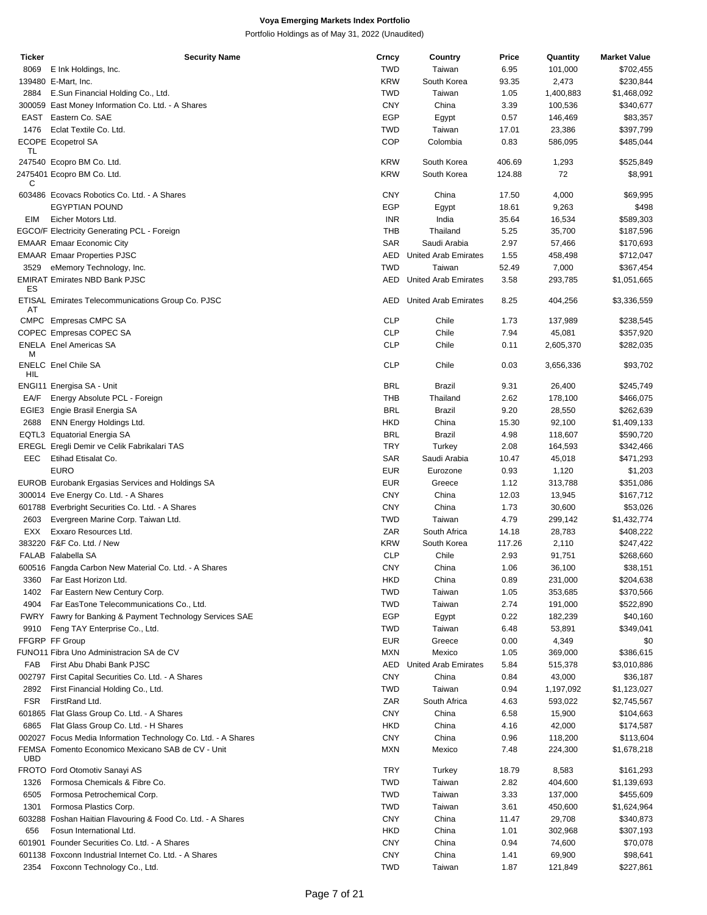# Voya Emerging Markets Index Portfolio

Portfolio Holdings as of May 31, 2022 (Unaudited)

| Ticker | Security Name | Crncy | Country | Price | Quantity | Market Value |
|---|---|---|---|---|---|---|
| 8069 | E Ink Holdings, Inc. | TWD | Taiwan | 6.95 | 101,000 | $702,455 |
| 139480 | E-Mart, Inc. | KRW | South Korea | 93.35 | 2,473 | $230,844 |
| 2884 | E.Sun Financial Holding Co., Ltd. | TWD | Taiwan | 1.05 | 1,400,883 | $1,468,092 |
| 300059 | East Money Information Co. Ltd. - A Shares | CNY | China | 3.39 | 100,536 | $340,677 |
| EAST | Eastern Co. SAE | EGP | Egypt | 0.57 | 146,469 | $83,357 |
| 1476 | Eclat Textile Co. Ltd. | TWD | Taiwan | 17.01 | 23,386 | $397,799 |
| ECOPETL | Ecopetrol SA | COP | Colombia | 0.83 | 586,095 | $485,044 |
| 247540 | Ecopro BM Co. Ltd. | KRW | South Korea | 406.69 | 1,293 | $525,849 |
| 2475401C | Ecopro BM Co. Ltd. | KRW | South Korea | 124.88 | 72 | $8,991 |
| 603486 | Ecovacs Robotics Co. Ltd. - A Shares | CNY | China | 17.50 | 4,000 | $69,995 |
| | EGYPTIAN POUND | EGP | Egypt | 18.61 | 9,263 | $498 |
| EIM | Eicher Motors Ltd. | INR | India | 35.64 | 16,534 | $589,303 |
| EGCO/F | Electricity Generating PCL - Foreign | THB | Thailand | 5.25 | 35,700 | $187,596 |
| EMAAR | Emaar Economic City | SAR | Saudi Arabia | 2.97 | 57,466 | $170,693 |
| EMAAR | Emaar Properties PJSC | AED | United Arab Emirates | 1.55 | 458,498 | $712,047 |
| 3529 | eMemory Technology, Inc. | TWD | Taiwan | 52.49 | 7,000 | $367,454 |
| EMIRATES | Emirates NBD Bank PJSC | AED | United Arab Emirates | 3.58 | 293,785 | $1,051,665 |
| ETISALAT | Emirates Telecommunications Group Co. PJSC | AED | United Arab Emirates | 8.25 | 404,256 | $3,336,559 |
| CMPC | Empresas CMPC SA | CLP | Chile | 1.73 | 137,989 | $238,545 |
| COPEC | Empresas COPEC SA | CLP | Chile | 7.94 | 45,081 | $357,920 |
| ENELAM | Enel Americas SA | CLP | Chile | 0.11 | 2,605,370 | $282,035 |
| ENELCHIL | Enel Chile SA | CLP | Chile | 0.03 | 3,656,336 | $93,702 |
| ENGI11 | Energisa SA - Unit | BRL | Brazil | 9.31 | 26,400 | $245,749 |
| EA/F | Energy Absolute PCL - Foreign | THB | Thailand | 2.62 | 178,100 | $466,075 |
| EGIE3 | Engie Brasil Energia SA | BRL | Brazil | 9.20 | 28,550 | $262,639 |
| 2688 | ENN Energy Holdings Ltd. | HKD | China | 15.30 | 92,100 | $1,409,133 |
| EQTL3 | Equatorial Energia SA | BRL | Brazil | 4.98 | 118,607 | $590,720 |
| EREGL | Eregli Demir ve Celik Fabrikalari TAS | TRY | Turkey | 2.08 | 164,593 | $342,466 |
| EEC | Etihad Etisalat Co. | SAR | Saudi Arabia | 10.47 | 45,018 | $471,293 |
| | EURO | EUR | Eurozone | 0.93 | 1,120 | $1,203 |
| EUROB | Eurobank Ergasias Services and Holdings SA | EUR | Greece | 1.12 | 313,788 | $351,086 |
| 300014 | Eve Energy Co. Ltd. - A Shares | CNY | China | 12.03 | 13,945 | $167,712 |
| 601788 | Everbright Securities Co. Ltd. - A Shares | CNY | China | 1.73 | 30,600 | $53,026 |
| 2603 | Evergreen Marine Corp. Taiwan Ltd. | TWD | Taiwan | 4.79 | 299,142 | $1,432,774 |
| EXX | Exxaro Resources Ltd. | ZAR | South Africa | 14.18 | 28,783 | $408,222 |
| 383220 | F&F Co. Ltd. / New | KRW | South Korea | 117.26 | 2,110 | $247,422 |
| FALAB | Falabella SA | CLP | Chile | 2.93 | 91,751 | $268,660 |
| 600516 | Fangda Carbon New Material Co. Ltd. - A Shares | CNY | China | 1.06 | 36,100 | $38,151 |
| 3360 | Far East Horizon Ltd. | HKD | China | 0.89 | 231,000 | $204,638 |
| 1402 | Far Eastern New Century Corp. | TWD | Taiwan | 1.05 | 353,685 | $370,566 |
| 4904 | Far EasTone Telecommunications Co., Ltd. | TWD | Taiwan | 2.74 | 191,000 | $522,890 |
| FWRY | Fawry for Banking & Payment Technology Services SAE | EGP | Egypt | 0.22 | 182,239 | $40,160 |
| 9910 | Feng TAY Enterprise Co., Ltd. | TWD | Taiwan | 6.48 | 53,891 | $349,041 |
| FFGRP | FF Group | EUR | Greece | 0.00 | 4,349 | $0 |
| FUNO11 | Fibra Uno Administracion SA de CV | MXN | Mexico | 1.05 | 369,000 | $386,615 |
| FAB | First Abu Dhabi Bank PJSC | AED | United Arab Emirates | 5.84 | 515,378 | $3,010,886 |
| 002797 | First Capital Securities Co. Ltd. - A Shares | CNY | China | 0.84 | 43,000 | $36,187 |
| 2892 | First Financial Holding Co., Ltd. | TWD | Taiwan | 0.94 | 1,197,092 | $1,123,027 |
| FSR | FirstRand Ltd. | ZAR | South Africa | 4.63 | 593,022 | $2,745,567 |
| 601865 | Flat Glass Group Co. Ltd. - A Shares | CNY | China | 6.58 | 15,900 | $104,663 |
| 6865 | Flat Glass Group Co. Ltd. - H Shares | HKD | China | 4.16 | 42,000 | $174,587 |
| 002027 | Focus Media Information Technology Co. Ltd. - A Shares | CNY | China | 0.96 | 118,200 | $113,604 |
| FEMSAUBD | Fomento Economico Mexicano SAB de CV - Unit | MXN | Mexico | 7.48 | 224,300 | $1,678,218 |
| FROTO | Ford Otomotiv Sanayi AS | TRY | Turkey | 18.79 | 8,583 | $161,293 |
| 1326 | Formosa Chemicals & Fibre Co. | TWD | Taiwan | 2.82 | 404,600 | $1,139,693 |
| 6505 | Formosa Petrochemical Corp. | TWD | Taiwan | 3.33 | 137,000 | $455,609 |
| 1301 | Formosa Plastics Corp. | TWD | Taiwan | 3.61 | 450,600 | $1,624,964 |
| 603288 | Foshan Haitian Flavouring & Food Co. Ltd. - A Shares | CNY | China | 11.47 | 29,708 | $340,873 |
| 656 | Fosun International Ltd. | HKD | China | 1.01 | 302,968 | $307,193 |
| 601901 | Founder Securities Co. Ltd. - A Shares | CNY | China | 0.94 | 74,600 | $70,078 |
| 601138 | Foxconn Industrial Internet Co. Ltd. - A Shares | CNY | China | 1.41 | 69,900 | $98,641 |
| 2354 | Foxconn Technology Co., Ltd. | TWD | Taiwan | 1.87 | 121,849 | $227,861 |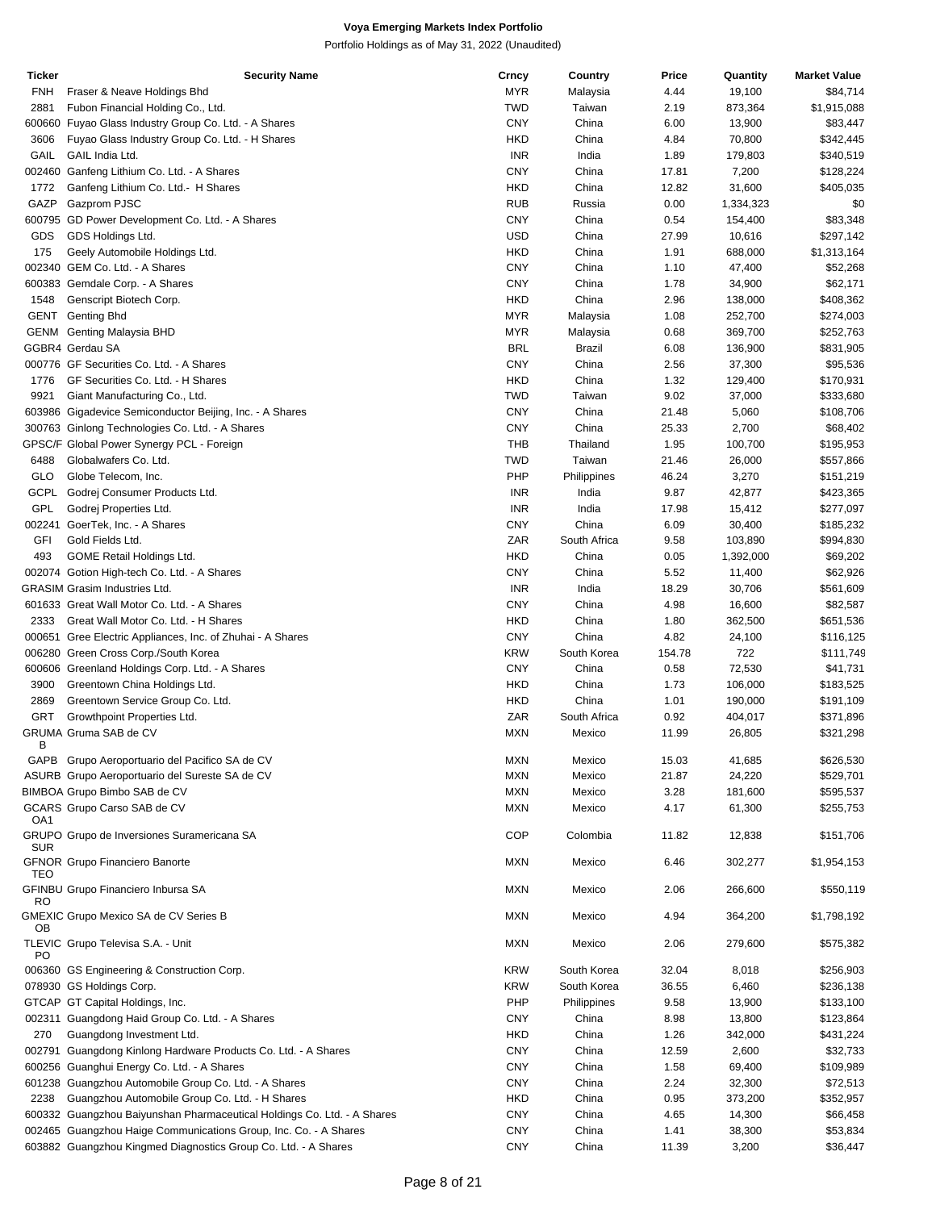# Voya Emerging Markets Index Portfolio

Portfolio Holdings as of May 31, 2022 (Unaudited)

| Ticker | Security Name | Crncy | Country | Price | Quantity | Market Value |
|---|---|---|---|---|---|---|
| FNH | Fraser & Neave Holdings Bhd | MYR | Malaysia | 4.44 | 19,100 | $84,714 |
| 2881 | Fubon Financial Holding Co., Ltd. | TWD | Taiwan | 2.19 | 873,364 | $1,915,088 |
| 600660 | Fuyao Glass Industry Group Co. Ltd. - A Shares | CNY | China | 6.00 | 13,900 | $83,447 |
| 3606 | Fuyao Glass Industry Group Co. Ltd. - H Shares | HKD | China | 4.84 | 70,800 | $342,445 |
| GAIL | GAIL India Ltd. | INR | India | 1.89 | 179,803 | $340,519 |
| 002460 | Ganfeng Lithium Co. Ltd. - A Shares | CNY | China | 17.81 | 7,200 | $128,224 |
| 1772 | Ganfeng Lithium Co. Ltd.- H Shares | HKD | China | 12.82 | 31,600 | $405,035 |
| GAZP | Gazprom PJSC | RUB | Russia | 0.00 | 1,334,323 | $0 |
| 600795 | GD Power Development Co. Ltd. - A Shares | CNY | China | 0.54 | 154,400 | $83,348 |
| GDS | GDS Holdings Ltd. | USD | China | 27.99 | 10,616 | $297,142 |
| 175 | Geely Automobile Holdings Ltd. | HKD | China | 1.91 | 688,000 | $1,313,164 |
| 002340 | GEM Co. Ltd. - A Shares | CNY | China | 1.10 | 47,400 | $52,268 |
| 600383 | Gemdale Corp. - A Shares | CNY | China | 1.78 | 34,900 | $62,171 |
| 1548 | Genscript Biotech Corp. | HKD | China | 2.96 | 138,000 | $408,362 |
| GENT | Genting Bhd | MYR | Malaysia | 1.08 | 252,700 | $274,003 |
| GENM | Genting Malaysia BHD | MYR | Malaysia | 0.68 | 369,700 | $252,763 |
| GGBR4 | Gerdau SA | BRL | Brazil | 6.08 | 136,900 | $831,905 |
| 000776 | GF Securities Co. Ltd. - A Shares | CNY | China | 2.56 | 37,300 | $95,536 |
| 1776 | GF Securities Co. Ltd. - H Shares | HKD | China | 1.32 | 129,400 | $170,931 |
| 9921 | Giant Manufacturing Co., Ltd. | TWD | Taiwan | 9.02 | 37,000 | $333,680 |
| 603986 | Gigadevice Semiconductor Beijing, Inc. - A Shares | CNY | China | 21.48 | 5,060 | $108,706 |
| 300763 | Ginlong Technologies Co. Ltd. - A Shares | CNY | China | 25.33 | 2,700 | $68,402 |
| GPSC/F | Global Power Synergy PCL - Foreign | THB | Thailand | 1.95 | 100,700 | $195,953 |
| 6488 | Globalwafers Co. Ltd. | TWD | Taiwan | 21.46 | 26,000 | $557,866 |
| GLO | Globe Telecom, Inc. | PHP | Philippines | 46.24 | 3,270 | $151,219 |
| GCPL | Godrej Consumer Products Ltd. | INR | India | 9.87 | 42,877 | $423,365 |
| GPL | Godrej Properties Ltd. | INR | India | 17.98 | 15,412 | $277,097 |
| 002241 | GoerTek, Inc. - A Shares | CNY | China | 6.09 | 30,400 | $185,232 |
| GFI | Gold Fields Ltd. | ZAR | South Africa | 9.58 | 103,890 | $994,830 |
| 493 | GOME Retail Holdings Ltd. | HKD | China | 0.05 | 1,392,000 | $69,202 |
| 002074 | Gotion High-tech Co. Ltd. - A Shares | CNY | China | 5.52 | 11,400 | $62,926 |
| GRASIM | Grasim Industries Ltd. | INR | India | 18.29 | 30,706 | $561,609 |
| 601633 | Great Wall Motor Co. Ltd. - A Shares | CNY | China | 4.98 | 16,600 | $82,587 |
| 2333 | Great Wall Motor Co. Ltd. - H Shares | HKD | China | 1.80 | 362,500 | $651,536 |
| 000651 | Gree Electric Appliances, Inc. of Zhuhai - A Shares | CNY | China | 4.82 | 24,100 | $116,125 |
| 006280 | Green Cross Corp./South Korea | KRW | South Korea | 154.78 | 722 | $111,749 |
| 600606 | Greenland Holdings Corp. Ltd. - A Shares | CNY | China | 0.58 | 72,530 | $41,731 |
| 3900 | Greentown China Holdings Ltd. | HKD | China | 1.73 | 106,000 | $183,525 |
| 2869 | Greentown Service Group Co. Ltd. | HKD | China | 1.01 | 190,000 | $191,109 |
| GRT | Growthpoint Properties Ltd. | ZAR | South Africa | 0.92 | 404,017 | $371,896 |
| GRUMAB | Gruma SAB de CV | MXN | Mexico | 11.99 | 26,805 | $321,298 |
| GAPB | Grupo Aeroportuario del Pacifico SA de CV | MXN | Mexico | 15.03 | 41,685 | $626,530 |
| ASURB | Grupo Aeroportuario del Sureste SA de CV | MXN | Mexico | 21.87 | 24,220 | $529,701 |
| BIMBOA | Grupo Bimbo SAB de CV | MXN | Mexico | 3.28 | 181,600 | $595,537 |
| GCARSOA1 | Grupo Carso SAB de CV | MXN | Mexico | 4.17 | 61,300 | $255,753 |
| GRUPOSUR | Grupo de Inversiones Suramericana SA | COP | Colombia | 11.82 | 12,838 | $151,706 |
| GFNORTEO | Grupo Financiero Banorte | MXN | Mexico | 6.46 | 302,277 | $1,954,153 |
| GFINBURO | Grupo Financiero Inbursa SA | MXN | Mexico | 2.06 | 266,600 | $550,119 |
| GMEXICOB | Grupo Mexico SA de CV Series B | MXN | Mexico | 4.94 | 364,200 | $1,798,192 |
| TLEVICPO | Grupo Televisa S.A. - Unit | MXN | Mexico | 2.06 | 279,600 | $575,382 |
| 006360 | GS Engineering & Construction Corp. | KRW | South Korea | 32.04 | 8,018 | $256,903 |
| 078930 | GS Holdings Corp. | KRW | South Korea | 36.55 | 6,460 | $236,138 |
| GTCAP | GT Capital Holdings, Inc. | PHP | Philippines | 9.58 | 13,900 | $133,100 |
| 002311 | Guangdong Haid Group Co. Ltd. - A Shares | CNY | China | 8.98 | 13,800 | $123,864 |
| 270 | Guangdong Investment Ltd. | HKD | China | 1.26 | 342,000 | $431,224 |
| 002791 | Guangdong Kinlong Hardware Products Co. Ltd. - A Shares | CNY | China | 12.59 | 2,600 | $32,733 |
| 600256 | Guanghui Energy Co. Ltd. - A Shares | CNY | China | 1.58 | 69,400 | $109,989 |
| 601238 | Guangzhou Automobile Group Co. Ltd. - A Shares | CNY | China | 2.24 | 32,300 | $72,513 |
| 2238 | Guangzhou Automobile Group Co. Ltd. - H Shares | HKD | China | 0.95 | 373,200 | $352,957 |
| 600332 | Guangzhou Baiyunshan Pharmaceutical Holdings Co. Ltd. - A Shares | CNY | China | 4.65 | 14,300 | $66,458 |
| 002465 | Guangzhou Haige Communications Group, Inc. Co. - A Shares | CNY | China | 1.41 | 38,300 | $53,834 |
| 603882 | Guangzhou Kingmed Diagnostics Group Co. Ltd. - A Shares | CNY | China | 11.39 | 3,200 | $36,447 |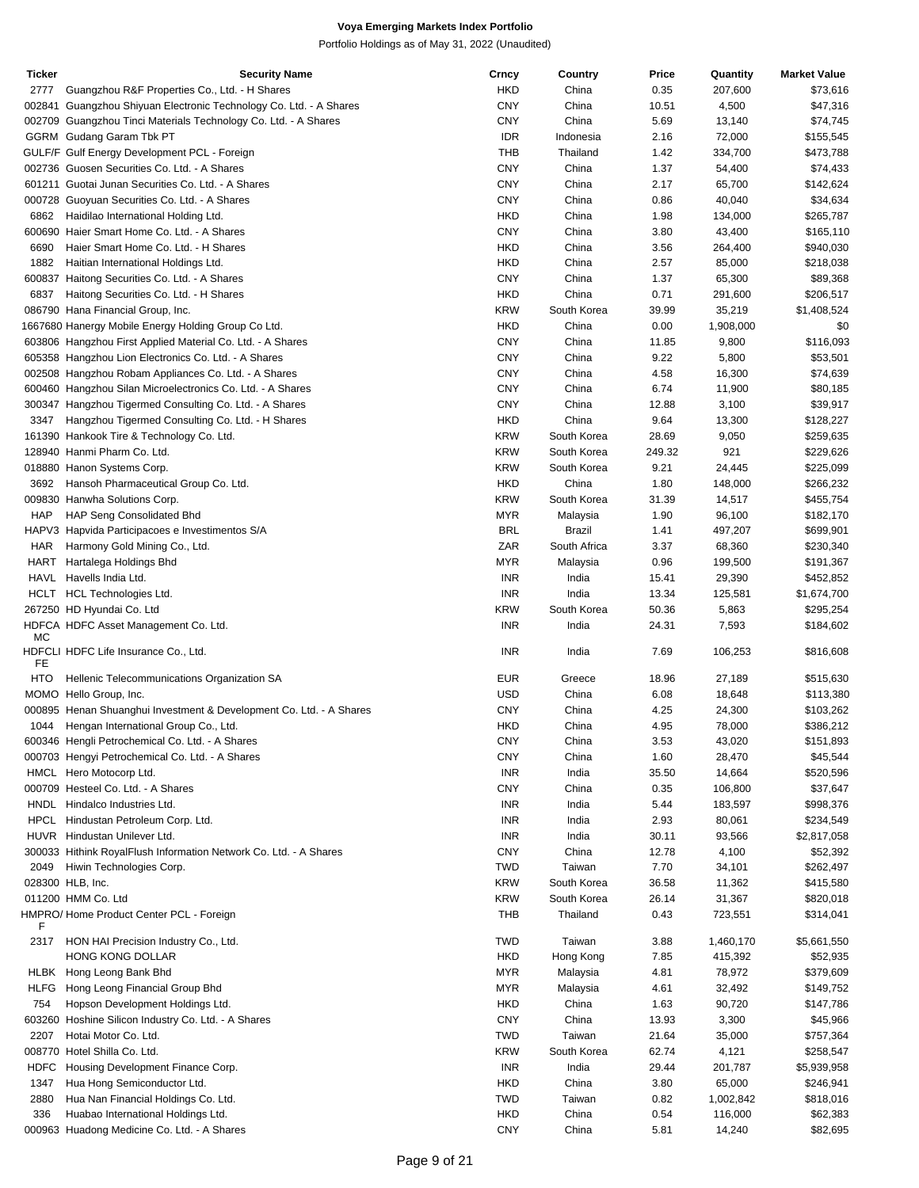**Voya Emerging Markets Index Portfolio**

Portfolio Holdings as of May 31, 2022 (Unaudited)

| Ticker | Security Name | Crncy | Country | Price | Quantity | Market Value |
|---|---|---|---|---|---|---|
| 2777 | Guangzhou R&F Properties Co., Ltd. - H Shares | HKD | China | 0.35 | 207,600 | $73,616 |
| 002841 | Guangzhou Shiyuan Electronic Technology Co. Ltd. - A Shares | CNY | China | 10.51 | 4,500 | $47,316 |
| 002709 | Guangzhou Tinci Materials Technology Co. Ltd. - A Shares | CNY | China | 5.69 | 13,140 | $74,745 |
| GGRM | Gudang Garam Tbk PT | IDR | Indonesia | 2.16 | 72,000 | $155,545 |
| GULF/F | Gulf Energy Development PCL - Foreign | THB | Thailand | 1.42 | 334,700 | $473,788 |
| 002736 | Guosen Securities Co. Ltd. - A Shares | CNY | China | 1.37 | 54,400 | $74,433 |
| 601211 | Guotai Junan Securities Co. Ltd. - A Shares | CNY | China | 2.17 | 65,700 | $142,624 |
| 000728 | Guoyuan Securities Co. Ltd. - A Shares | CNY | China | 0.86 | 40,040 | $34,634 |
| 6862 | Haidilao International Holding Ltd. | HKD | China | 1.98 | 134,000 | $265,787 |
| 600690 | Haier Smart Home Co. Ltd. - A Shares | CNY | China | 3.80 | 43,400 | $165,110 |
| 6690 | Haier Smart Home Co. Ltd. - H Shares | HKD | China | 3.56 | 264,400 | $940,030 |
| 1882 | Haitian International Holdings Ltd. | HKD | China | 2.57 | 85,000 | $218,038 |
| 600837 | Haitong Securities Co. Ltd. - A Shares | CNY | China | 1.37 | 65,300 | $89,368 |
| 6837 | Haitong Securities Co. Ltd. - H Shares | HKD | China | 0.71 | 291,600 | $206,517 |
| 086790 | Hana Financial Group, Inc. | KRW | South Korea | 39.99 | 35,219 | $1,408,524 |
| 1667680 | Hanergy Mobile Energy Holding Group Co Ltd. | HKD | China | 0.00 | 1,908,000 | $0 |
| 603806 | Hangzhou First Applied Material Co. Ltd. - A Shares | CNY | China | 11.85 | 9,800 | $116,093 |
| 605358 | Hangzhou Lion Electronics Co. Ltd. - A Shares | CNY | China | 9.22 | 5,800 | $53,501 |
| 002508 | Hangzhou Robam Appliances Co. Ltd. - A Shares | CNY | China | 4.58 | 16,300 | $74,639 |
| 600460 | Hangzhou Silan Microelectronics Co. Ltd. - A Shares | CNY | China | 6.74 | 11,900 | $80,185 |
| 300347 | Hangzhou Tigermed Consulting Co. Ltd. - A Shares | CNY | China | 12.88 | 3,100 | $39,917 |
| 3347 | Hangzhou Tigermed Consulting Co. Ltd. - H Shares | HKD | China | 9.64 | 13,300 | $128,227 |
| 161390 | Hankook Tire & Technology Co. Ltd. | KRW | South Korea | 28.69 | 9,050 | $259,635 |
| 128940 | Hanmi Pharm Co. Ltd. | KRW | South Korea | 249.32 | 921 | $229,626 |
| 018880 | Hanon Systems Corp. | KRW | South Korea | 9.21 | 24,445 | $225,099 |
| 3692 | Hansoh Pharmaceutical Group Co. Ltd. | HKD | China | 1.80 | 148,000 | $266,232 |
| 009830 | Hanwha Solutions Corp. | KRW | South Korea | 31.39 | 14,517 | $455,754 |
| HAP | HAP Seng Consolidated Bhd | MYR | Malaysia | 1.90 | 96,100 | $182,170 |
| HAPV3 | Hapvida Participacoes e Investimentos S/A | BRL | Brazil | 1.41 | 497,207 | $699,901 |
| HAR | Harmony Gold Mining Co., Ltd. | ZAR | South Africa | 3.37 | 68,360 | $230,340 |
| HART | Hartalega Holdings Bhd | MYR | Malaysia | 0.96 | 199,500 | $191,367 |
| HAVL | Havells India Ltd. | INR | India | 15.41 | 29,390 | $452,852 |
| HCLT | HCL Technologies Ltd. | INR | India | 13.34 | 125,581 | $1,674,700 |
| 267250 | HD Hyundai Co. Ltd | KRW | South Korea | 50.36 | 5,863 | $295,254 |
| HDFCAMC | HDFC Asset Management Co. Ltd. | INR | India | 24.31 | 7,593 | $184,602 |
| HDFCLIFE | HDFC Life Insurance Co., Ltd. | INR | India | 7.69 | 106,253 | $816,608 |
| HTO | Hellenic Telecommunications Organization SA | EUR | Greece | 18.96 | 27,189 | $515,630 |
| MOMO | Hello Group, Inc. | USD | China | 6.08 | 18,648 | $113,380 |
| 000895 | Henan Shuanghui Investment & Development Co. Ltd. - A Shares | CNY | China | 4.25 | 24,300 | $103,262 |
| 1044 | Hengan International Group Co., Ltd. | HKD | China | 4.95 | 78,000 | $386,212 |
| 600346 | Hengli Petrochemical Co. Ltd. - A Shares | CNY | China | 3.53 | 43,020 | $151,893 |
| 000703 | Hengyi Petrochemical Co. Ltd. - A Shares | CNY | China | 1.60 | 28,470 | $45,544 |
| HMCL | Hero Motocorp Ltd. | INR | India | 35.50 | 14,664 | $520,596 |
| 000709 | Hesteel Co. Ltd. - A Shares | CNY | China | 0.35 | 106,800 | $37,647 |
| HNDL | Hindalco Industries Ltd. | INR | India | 5.44 | 183,597 | $998,376 |
| HPCL | Hindustan Petroleum Corp. Ltd. | INR | India | 2.93 | 80,061 | $234,549 |
| HUVR | Hindustan Unilever Ltd. | INR | India | 30.11 | 93,566 | $2,817,058 |
| 300033 | Hithink RoyalFlush Information Network Co. Ltd. - A Shares | CNY | China | 12.78 | 4,100 | $52,392 |
| 2049 | Hiwin Technologies Corp. | TWD | Taiwan | 7.70 | 34,101 | $262,497 |
| 028300 | HLB, Inc. | KRW | South Korea | 36.58 | 11,362 | $415,580 |
| 011200 | HMM Co. Ltd | KRW | South Korea | 26.14 | 31,367 | $820,018 |
| HMPRO/F | Home Product Center PCL - Foreign | THB | Thailand | 0.43 | 723,551 | $314,041 |
| 2317 | HON HAI Precision Industry Co., Ltd. | TWD | Taiwan | 3.88 | 1,460,170 | $5,661,550 |
| | HONG KONG DOLLAR | HKD | Hong Kong | 7.85 | 415,392 | $52,935 |
| HLBK | Hong Leong Bank Bhd | MYR | Malaysia | 4.81 | 78,972 | $379,609 |
| HLFG | Hong Leong Financial Group Bhd | MYR | Malaysia | 4.61 | 32,492 | $149,752 |
| 754 | Hopson Development Holdings Ltd. | HKD | China | 1.63 | 90,720 | $147,786 |
| 603260 | Hoshine Silicon Industry Co. Ltd. - A Shares | CNY | China | 13.93 | 3,300 | $45,966 |
| 2207 | Hotai Motor Co. Ltd. | TWD | Taiwan | 21.64 | 35,000 | $757,364 |
| 008770 | Hotel Shilla Co. Ltd. | KRW | South Korea | 62.74 | 4,121 | $258,547 |
| HDFC | Housing Development Finance Corp. | INR | India | 29.44 | 201,787 | $5,939,958 |
| 1347 | Hua Hong Semiconductor Ltd. | HKD | China | 3.80 | 65,000 | $246,941 |
| 2880 | Hua Nan Financial Holdings Co. Ltd. | TWD | Taiwan | 0.82 | 1,002,842 | $818,016 |
| 336 | Huabao International Holdings Ltd. | HKD | China | 0.54 | 116,000 | $62,383 |
| 000963 | Huadong Medicine Co. Ltd. - A Shares | CNY | China | 5.81 | 14,240 | $82,695 |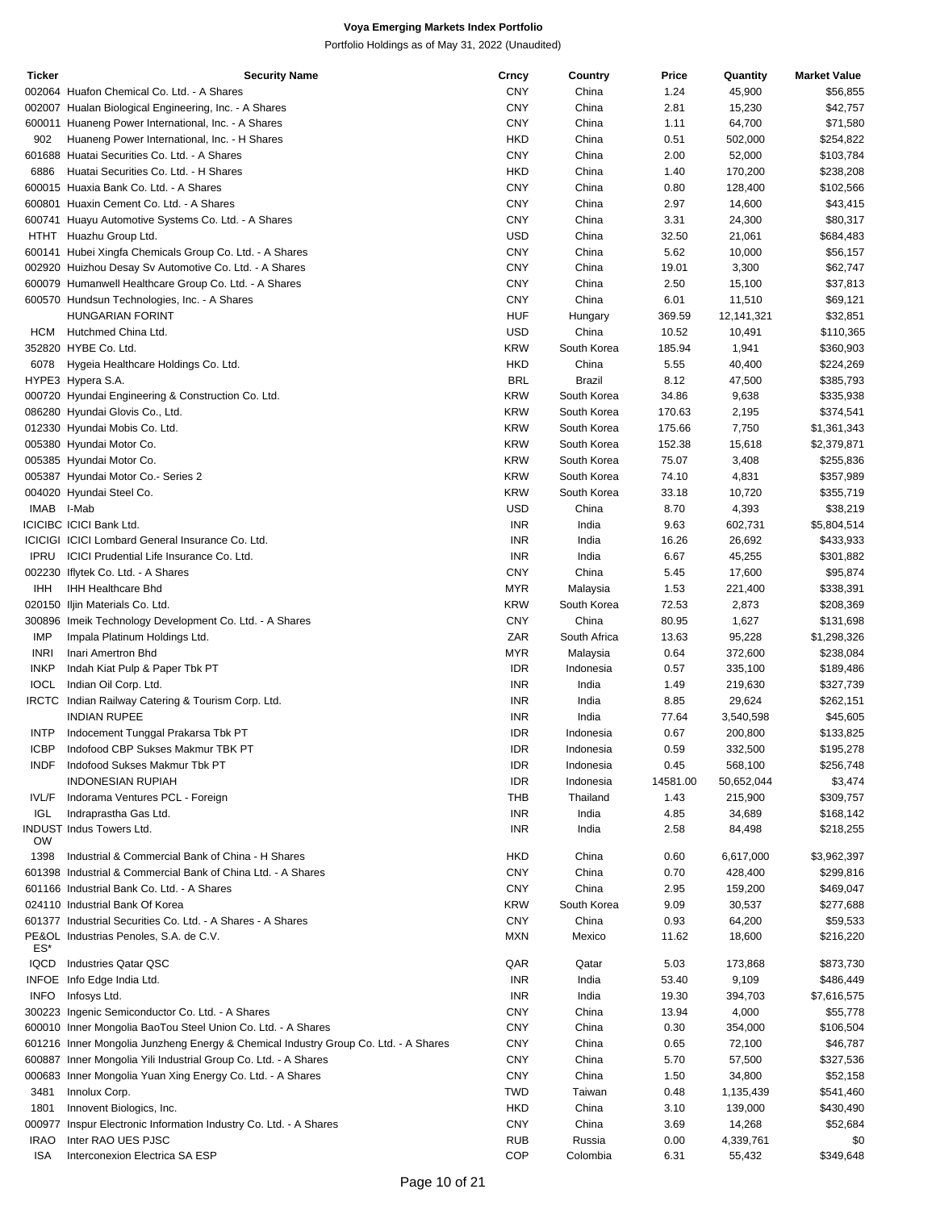# Voya Emerging Markets Index Portfolio

Portfolio Holdings as of May 31, 2022 (Unaudited)

| Ticker | Security Name | Crncy | Country | Price | Quantity | Market Value |
|---|---|---|---|---|---|---|
| 002064 | Huafon Chemical Co. Ltd. - A Shares | CNY | China | 1.24 | 45,900 | $56,855 |
| 002007 | Hualan Biological Engineering, Inc. - A Shares | CNY | China | 2.81 | 15,230 | $42,757 |
| 600011 | Huaneng Power International, Inc. - A Shares | CNY | China | 1.11 | 64,700 | $71,580 |
| 902 | Huaneng Power International, Inc. - H Shares | HKD | China | 0.51 | 502,000 | $254,822 |
| 601688 | Huatai Securities Co. Ltd. - A Shares | CNY | China | 2.00 | 52,000 | $103,784 |
| 6886 | Huatai Securities Co. Ltd. - H Shares | HKD | China | 1.40 | 170,200 | $238,208 |
| 600015 | Huaxia Bank Co. Ltd. - A Shares | CNY | China | 0.80 | 128,400 | $102,566 |
| 600801 | Huaxin Cement Co. Ltd. - A Shares | CNY | China | 2.97 | 14,600 | $43,415 |
| 600741 | Huayu Automotive Systems Co. Ltd. - A Shares | CNY | China | 3.31 | 24,300 | $80,317 |
| HTHT | Huazhu Group Ltd. | USD | China | 32.50 | 21,061 | $684,483 |
| 600141 | Hubei Xingfa Chemicals Group Co. Ltd. - A Shares | CNY | China | 5.62 | 10,000 | $56,157 |
| 002920 | Huizhou Desay Sv Automotive Co. Ltd. - A Shares | CNY | China | 19.01 | 3,300 | $62,747 |
| 600079 | Humanwell Healthcare Group Co. Ltd. - A Shares | CNY | China | 2.50 | 15,100 | $37,813 |
| 600570 | Hundsun Technologies, Inc. - A Shares | CNY | China | 6.01 | 11,510 | $69,121 |
| | HUNGARIAN FORINT | HUF | Hungary | 369.59 | 12,141,321 | $32,851 |
| HCM | Hutchmed China Ltd. | USD | China | 10.52 | 10,491 | $110,365 |
| 352820 | HYBE Co. Ltd. | KRW | South Korea | 185.94 | 1,941 | $360,903 |
| 6078 | Hygeia Healthcare Holdings Co. Ltd. | HKD | China | 5.55 | 40,400 | $224,269 |
| HYPE3 | Hypera S.A. | BRL | Brazil | 8.12 | 47,500 | $385,793 |
| 000720 | Hyundai Engineering & Construction Co. Ltd. | KRW | South Korea | 34.86 | 9,638 | $335,938 |
| 086280 | Hyundai Glovis Co., Ltd. | KRW | South Korea | 170.63 | 2,195 | $374,541 |
| 012330 | Hyundai Mobis Co. Ltd. | KRW | South Korea | 175.66 | 7,750 | $1,361,343 |
| 005380 | Hyundai Motor Co. | KRW | South Korea | 152.38 | 15,618 | $2,379,871 |
| 005385 | Hyundai Motor Co. | KRW | South Korea | 75.07 | 3,408 | $255,836 |
| 005387 | Hyundai Motor Co.- Series 2 | KRW | South Korea | 74.10 | 4,831 | $357,989 |
| 004020 | Hyundai Steel Co. | KRW | South Korea | 33.18 | 10,720 | $355,719 |
| IMAB | I-Mab | USD | China | 8.70 | 4,393 | $38,219 |
| ICICIBC | ICICI Bank Ltd. | INR | India | 9.63 | 602,731 | $5,804,514 |
| ICICIGI | ICICI Lombard General Insurance Co. Ltd. | INR | India | 16.26 | 26,692 | $433,933 |
| IPRU | ICICI Prudential Life Insurance Co. Ltd. | INR | India | 6.67 | 45,255 | $301,882 |
| 002230 | Iflytek Co. Ltd. - A Shares | CNY | China | 5.45 | 17,600 | $95,874 |
| IHH | IHH Healthcare Bhd | MYR | Malaysia | 1.53 | 221,400 | $338,391 |
| 020150 | Iljin Materials Co. Ltd. | KRW | South Korea | 72.53 | 2,873 | $208,369 |
| 300896 | Imeik Technology Development Co. Ltd. - A Shares | CNY | China | 80.95 | 1,627 | $131,698 |
| IMP | Impala Platinum Holdings Ltd. | ZAR | South Africa | 13.63 | 95,228 | $1,298,326 |
| INRI | Inari Amertron Bhd | MYR | Malaysia | 0.64 | 372,600 | $238,084 |
| INKP | Indah Kiat Pulp & Paper Tbk PT | IDR | Indonesia | 0.57 | 335,100 | $189,486 |
| IOCL | Indian Oil Corp. Ltd. | INR | India | 1.49 | 219,630 | $327,739 |
| IRCTC | Indian Railway Catering & Tourism Corp. Ltd. | INR | India | 8.85 | 29,624 | $262,151 |
| | INDIAN RUPEE | INR | India | 77.64 | 3,540,598 | $45,605 |
| INTP | Indocement Tunggal Prakarsa Tbk PT | IDR | Indonesia | 0.67 | 200,800 | $133,825 |
| ICBP | Indofood CBP Sukses Makmur TBK PT | IDR | Indonesia | 0.59 | 332,500 | $195,278 |
| INDF | Indofood Sukses Makmur Tbk PT | IDR | Indonesia | 0.45 | 568,100 | $256,748 |
| | INDONESIAN RUPIAH | IDR | Indonesia | 14581.00 | 50,652,044 | $3,474 |
| IVL/F | Indorama Ventures PCL - Foreign | THB | Thailand | 1.43 | 215,900 | $309,757 |
| IGL | Indraprastha Gas Ltd. | INR | India | 4.85 | 34,689 | $168,142 |
| INDUSTOW | Indus Towers Ltd. | INR | India | 2.58 | 84,498 | $218,255 |
| 1398 | Industrial & Commercial Bank of China - H Shares | HKD | China | 0.60 | 6,617,000 | $3,962,397 |
| 601398 | Industrial & Commercial Bank of China Ltd. - A Shares | CNY | China | 0.70 | 428,400 | $299,816 |
| 601166 | Industrial Bank Co. Ltd. - A Shares | CNY | China | 2.95 | 159,200 | $469,047 |
| 024110 | Industrial Bank Of Korea | KRW | South Korea | 9.09 | 30,537 | $277,688 |
| 601377 | Industrial Securities Co. Ltd. - A Shares - A Shares | CNY | China | 0.93 | 64,200 | $59,533 |
| PE&OLES* | Industrias Penoles, S.A. de C.V. | MXN | Mexico | 11.62 | 18,600 | $216,220 |
| IQCD | Industries Qatar QSC | QAR | Qatar | 5.03 | 173,868 | $873,730 |
| INFOE | Info Edge India Ltd. | INR | India | 53.40 | 9,109 | $486,449 |
| INFO | Infosys Ltd. | INR | India | 19.30 | 394,703 | $7,616,575 |
| 300223 | Ingenic Semiconductor Co. Ltd. - A Shares | CNY | China | 13.94 | 4,000 | $55,778 |
| 600010 | Inner Mongolia BaoTou Steel Union Co. Ltd. - A Shares | CNY | China | 0.30 | 354,000 | $106,504 |
| 601216 | Inner Mongolia Junzheng Energy & Chemical Industry Group Co. Ltd. - A Shares | CNY | China | 0.65 | 72,100 | $46,787 |
| 600887 | Inner Mongolia Yili Industrial Group Co. Ltd. - A Shares | CNY | China | 5.70 | 57,500 | $327,536 |
| 000683 | Inner Mongolia Yuan Xing Energy Co. Ltd. - A Shares | CNY | China | 1.50 | 34,800 | $52,158 |
| 3481 | Innolux Corp. | TWD | Taiwan | 0.48 | 1,135,439 | $541,460 |
| 1801 | Innovent Biologics, Inc. | HKD | China | 3.10 | 139,000 | $430,490 |
| 000977 | Inspur Electronic Information Industry Co. Ltd. - A Shares | CNY | China | 3.69 | 14,268 | $52,684 |
| IRAO | Inter RAO UES PJSC | RUB | Russia | 0.00 | 4,339,761 | $0 |
| ISA | Interconexion Electrica SA ESP | COP | Colombia | 6.31 | 55,432 | $349,648 |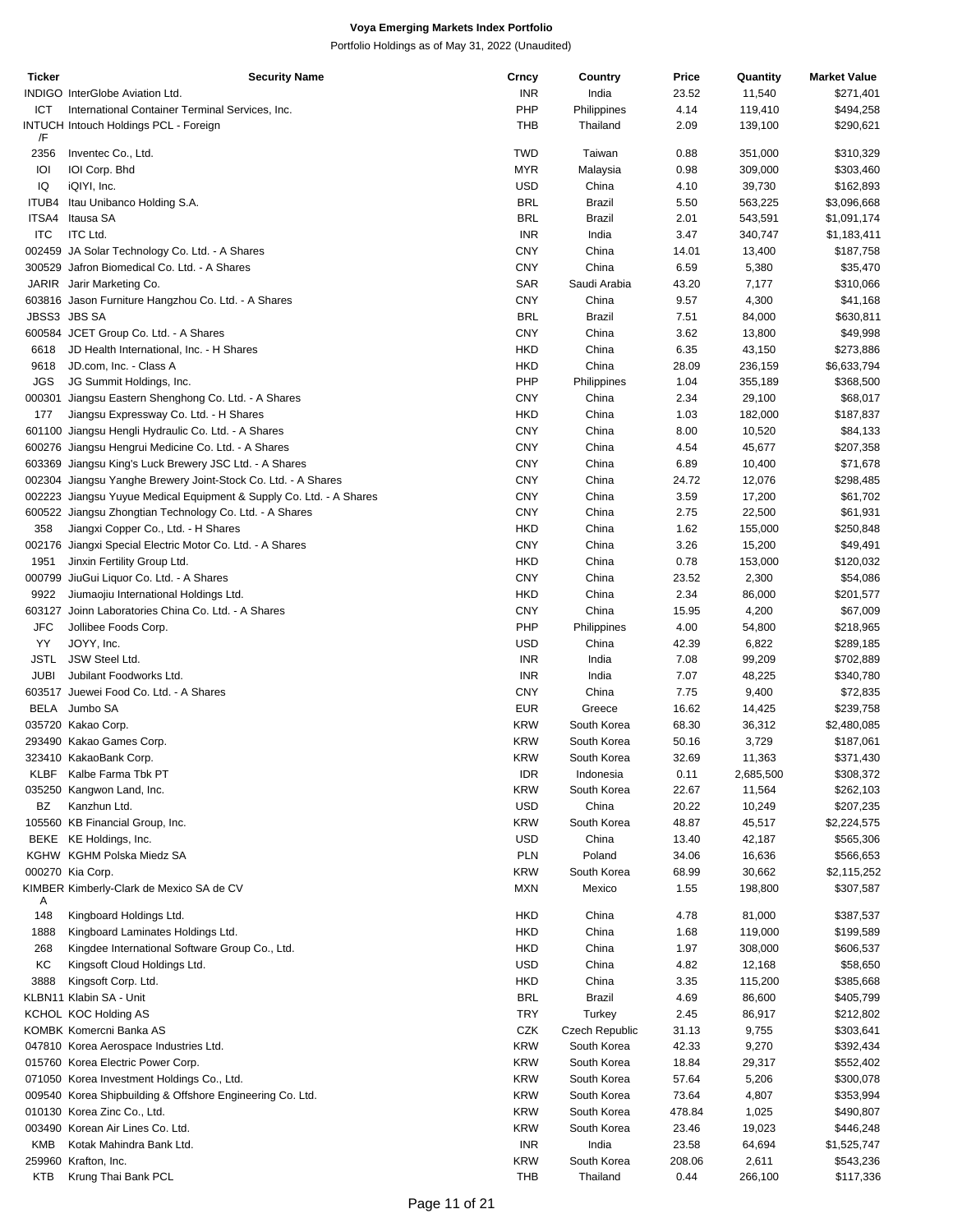# Voya Emerging Markets Index Portfolio

Portfolio Holdings as of May 31, 2022 (Unaudited)

| Ticker | Security Name | Crncy | Country | Price | Quantity | Market Value |
|---|---|---|---|---|---|---|
| INDIGO | InterGlobe Aviation Ltd. | INR | India | 23.52 | 11,540 | $271,401 |
| ICT | International Container Terminal Services, Inc. | PHP | Philippines | 4.14 | 119,410 | $494,258 |
| INTUCH /F | Intouch Holdings PCL - Foreign | THB | Thailand | 2.09 | 139,100 | $290,621 |
| 2356 | Inventec Co., Ltd. | TWD | Taiwan | 0.88 | 351,000 | $310,329 |
| IOI | IOI Corp. Bhd | MYR | Malaysia | 0.98 | 309,000 | $303,460 |
| IQ | iQIYI, Inc. | USD | China | 4.10 | 39,730 | $162,893 |
| ITUB4 | Itau Unibanco Holding S.A. | BRL | Brazil | 5.50 | 563,225 | $3,096,668 |
| ITSA4 | Itausa SA | BRL | Brazil | 2.01 | 543,591 | $1,091,174 |
| ITC | ITC Ltd. | INR | India | 3.47 | 340,747 | $1,183,411 |
| 002459 | JA Solar Technology Co. Ltd. - A Shares | CNY | China | 14.01 | 13,400 | $187,758 |
| 300529 | Jafron Biomedical Co. Ltd. - A Shares | CNY | China | 6.59 | 5,380 | $35,470 |
| JARIR | Jarir Marketing Co. | SAR | Saudi Arabia | 43.20 | 7,177 | $310,066 |
| 603816 | Jason Furniture Hangzhou Co. Ltd. - A Shares | CNY | China | 9.57 | 4,300 | $41,168 |
| JBSS3 | JBS SA | BRL | Brazil | 7.51 | 84,000 | $630,811 |
| 600584 | JCET Group Co. Ltd. - A Shares | CNY | China | 3.62 | 13,800 | $49,998 |
| 6618 | JD Health International, Inc. - H Shares | HKD | China | 6.35 | 43,150 | $273,886 |
| 9618 | JD.com, Inc. - Class A | HKD | China | 28.09 | 236,159 | $6,633,794 |
| JGS | JG Summit Holdings, Inc. | PHP | Philippines | 1.04 | 355,189 | $368,500 |
| 000301 | Jiangsu Eastern Shenghong Co. Ltd. - A Shares | CNY | China | 2.34 | 29,100 | $68,017 |
| 177 | Jiangsu Expressway Co. Ltd. - H Shares | HKD | China | 1.03 | 182,000 | $187,837 |
| 601100 | Jiangsu Hengli Hydraulic Co. Ltd. - A Shares | CNY | China | 8.00 | 10,520 | $84,133 |
| 600276 | Jiangsu Hengrui Medicine Co. Ltd. - A Shares | CNY | China | 4.54 | 45,677 | $207,358 |
| 603369 | Jiangsu King's Luck Brewery JSC Ltd. - A Shares | CNY | China | 6.89 | 10,400 | $71,678 |
| 002304 | Jiangsu Yanghe Brewery Joint-Stock Co. Ltd. - A Shares | CNY | China | 24.72 | 12,076 | $298,485 |
| 002223 | Jiangsu Yuyue Medical Equipment & Supply Co. Ltd. - A Shares | CNY | China | 3.59 | 17,200 | $61,702 |
| 600522 | Jiangsu Zhongtian Technology Co. Ltd. - A Shares | CNY | China | 2.75 | 22,500 | $61,931 |
| 358 | Jiangxi Copper Co., Ltd. - H Shares | HKD | China | 1.62 | 155,000 | $250,848 |
| 002176 | Jiangxi Special Electric Motor Co. Ltd. - A Shares | CNY | China | 3.26 | 15,200 | $49,491 |
| 1951 | Jinxin Fertility Group Ltd. | HKD | China | 0.78 | 153,000 | $120,032 |
| 000799 | JiuGui Liquor Co. Ltd. - A Shares | CNY | China | 23.52 | 2,300 | $54,086 |
| 9922 | Jiumaojiu International Holdings Ltd. | HKD | China | 2.34 | 86,000 | $201,577 |
| 603127 | Joinn Laboratories China Co. Ltd. - A Shares | CNY | China | 15.95 | 4,200 | $67,009 |
| JFC | Jollibee Foods Corp. | PHP | Philippines | 4.00 | 54,800 | $218,965 |
| YY | JOYY, Inc. | USD | China | 42.39 | 6,822 | $289,185 |
| JSTL | JSW Steel Ltd. | INR | India | 7.08 | 99,209 | $702,889 |
| JUBI | Jubilant Foodworks Ltd. | INR | India | 7.07 | 48,225 | $340,780 |
| 603517 | Juewei Food Co. Ltd. - A Shares | CNY | China | 7.75 | 9,400 | $72,835 |
| BELA | Jumbo SA | EUR | Greece | 16.62 | 14,425 | $239,758 |
| 035720 | Kakao Corp. | KRW | South Korea | 68.30 | 36,312 | $2,480,085 |
| 293490 | Kakao Games Corp. | KRW | South Korea | 50.16 | 3,729 | $187,061 |
| 323410 | KakaoBank Corp. | KRW | South Korea | 32.69 | 11,363 | $371,430 |
| KLBF | Kalbe Farma Tbk PT | IDR | Indonesia | 0.11 | 2,685,500 | $308,372 |
| 035250 | Kangwon Land, Inc. | KRW | South Korea | 22.67 | 11,564 | $262,103 |
| BZ | Kanzhun Ltd. | USD | China | 20.22 | 10,249 | $207,235 |
| 105560 | KB Financial Group, Inc. | KRW | South Korea | 48.87 | 45,517 | $2,224,575 |
| BEKE | KE Holdings, Inc. | USD | China | 13.40 | 42,187 | $565,306 |
| KGHW | KGHM Polska Miedz SA | PLN | Poland | 34.06 | 16,636 | $566,653 |
| 000270 | Kia Corp. | KRW | South Korea | 68.99 | 30,662 | $2,115,252 |
| KIMBER A | Kimberly-Clark de Mexico SA de CV | MXN | Mexico | 1.55 | 198,800 | $307,587 |
| 148 | Kingboard Holdings Ltd. | HKD | China | 4.78 | 81,000 | $387,537 |
| 1888 | Kingboard Laminates Holdings Ltd. | HKD | China | 1.68 | 119,000 | $199,589 |
| 268 | Kingdee International Software Group Co., Ltd. | HKD | China | 1.97 | 308,000 | $606,537 |
| KC | Kingsoft Cloud Holdings Ltd. | USD | China | 4.82 | 12,168 | $58,650 |
| 3888 | Kingsoft Corp. Ltd. | HKD | China | 3.35 | 115,200 | $385,668 |
| KLBN11 | Klabin SA - Unit | BRL | Brazil | 4.69 | 86,600 | $405,799 |
| KCHOL | KOC Holding AS | TRY | Turkey | 2.45 | 86,917 | $212,802 |
| KOMBK | Komercni Banka AS | CZK | Czech Republic | 31.13 | 9,755 | $303,641 |
| 047810 | Korea Aerospace Industries Ltd. | KRW | South Korea | 42.33 | 9,270 | $392,434 |
| 015760 | Korea Electric Power Corp. | KRW | South Korea | 18.84 | 29,317 | $552,402 |
| 071050 | Korea Investment Holdings Co., Ltd. | KRW | South Korea | 57.64 | 5,206 | $300,078 |
| 009540 | Korea Shipbuilding & Offshore Engineering Co. Ltd. | KRW | South Korea | 73.64 | 4,807 | $353,994 |
| 010130 | Korea Zinc Co., Ltd. | KRW | South Korea | 478.84 | 1,025 | $490,807 |
| 003490 | Korean Air Lines Co. Ltd. | KRW | South Korea | 23.46 | 19,023 | $446,248 |
| KMB | Kotak Mahindra Bank Ltd. | INR | India | 23.58 | 64,694 | $1,525,747 |
| 259960 | Krafton, Inc. | KRW | South Korea | 208.06 | 2,611 | $543,236 |
| KTB | Krung Thai Bank PCL | THB | Thailand | 0.44 | 266,100 | $117,336 |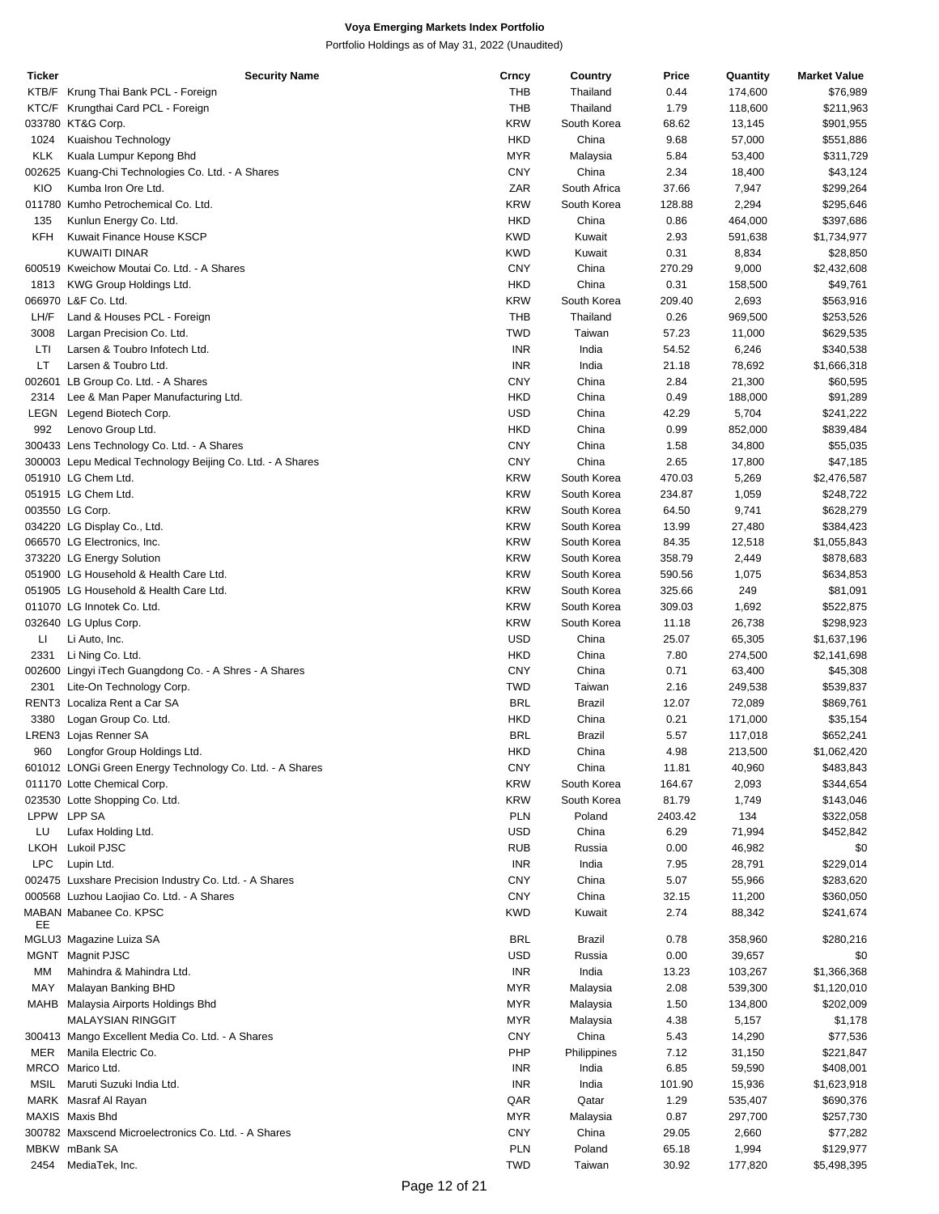# Voya Emerging Markets Index Portfolio

Portfolio Holdings as of May 31, 2022 (Unaudited)

| Ticker | Security Name | Crncy | Country | Price | Quantity | Market Value |
|---|---|---|---|---|---|---|
| KTB/F | Krung Thai Bank PCL - Foreign | THB | Thailand | 0.44 | 174,600 | $76,989 |
| KTC/F | Krungthai Card PCL - Foreign | THB | Thailand | 1.79 | 118,600 | $211,963 |
| 033780 | KT&G Corp. | KRW | South Korea | 68.62 | 13,145 | $901,955 |
| 1024 | Kuaishou Technology | HKD | China | 9.68 | 57,000 | $551,886 |
| KLK | Kuala Lumpur Kepong Bhd | MYR | Malaysia | 5.84 | 53,400 | $311,729 |
| 002625 | Kuang-Chi Technologies Co. Ltd. - A Shares | CNY | China | 2.34 | 18,400 | $43,124 |
| KIO | Kumba Iron Ore Ltd. | ZAR | South Africa | 37.66 | 7,947 | $299,264 |
| 011780 | Kumho Petrochemical Co. Ltd. | KRW | South Korea | 128.88 | 2,294 | $295,646 |
| 135 | Kunlun Energy Co. Ltd. | HKD | China | 0.86 | 464,000 | $397,686 |
| KFH | Kuwait Finance House KSCP | KWD | Kuwait | 2.93 | 591,638 | $1,734,977 |
| | KUWAITI DINAR | KWD | Kuwait | 0.31 | 8,834 | $28,850 |
| 600519 | Kweichow Moutai Co. Ltd. - A Shares | CNY | China | 270.29 | 9,000 | $2,432,608 |
| 1813 | KWG Group Holdings Ltd. | HKD | China | 0.31 | 158,500 | $49,761 |
| 066970 | L&F Co. Ltd. | KRW | South Korea | 209.40 | 2,693 | $563,916 |
| LH/F | Land & Houses PCL - Foreign | THB | Thailand | 0.26 | 969,500 | $253,526 |
| 3008 | Largan Precision Co. Ltd. | TWD | Taiwan | 57.23 | 11,000 | $629,535 |
| LTI | Larsen & Toubro Infotech Ltd. | INR | India | 54.52 | 6,246 | $340,538 |
| LT | Larsen & Toubro Ltd. | INR | India | 21.18 | 78,692 | $1,666,318 |
| 002601 | LB Group Co. Ltd. - A Shares | CNY | China | 2.84 | 21,300 | $60,595 |
| 2314 | Lee & Man Paper Manufacturing Ltd. | HKD | China | 0.49 | 188,000 | $91,289 |
| LEGN | Legend Biotech Corp. | USD | China | 42.29 | 5,704 | $241,222 |
| 992 | Lenovo Group Ltd. | HKD | China | 0.99 | 852,000 | $839,484 |
| 300433 | Lens Technology Co. Ltd. - A Shares | CNY | China | 1.58 | 34,800 | $55,035 |
| 300003 | Lepu Medical Technology Beijing Co. Ltd. - A Shares | CNY | China | 2.65 | 17,800 | $47,185 |
| 051910 | LG Chem Ltd. | KRW | South Korea | 470.03 | 5,269 | $2,476,587 |
| 051915 | LG Chem Ltd. | KRW | South Korea | 234.87 | 1,059 | $248,722 |
| 003550 | LG Corp. | KRW | South Korea | 64.50 | 9,741 | $628,279 |
| 034220 | LG Display Co., Ltd. | KRW | South Korea | 13.99 | 27,480 | $384,423 |
| 066570 | LG Electronics, Inc. | KRW | South Korea | 84.35 | 12,518 | $1,055,843 |
| 373220 | LG Energy Solution | KRW | South Korea | 358.79 | 2,449 | $878,683 |
| 051900 | LG Household & Health Care Ltd. | KRW | South Korea | 590.56 | 1,075 | $634,853 |
| 051905 | LG Household & Health Care Ltd. | KRW | South Korea | 325.66 | 249 | $81,091 |
| 011070 | LG Innotek Co. Ltd. | KRW | South Korea | 309.03 | 1,692 | $522,875 |
| 032640 | LG Uplus Corp. | KRW | South Korea | 11.18 | 26,738 | $298,923 |
| LI | Li Auto, Inc. | USD | China | 25.07 | 65,305 | $1,637,196 |
| 2331 | Li Ning Co. Ltd. | HKD | China | 7.80 | 274,500 | $2,141,698 |
| 002600 | Lingyi iTech Guangdong Co. - A Shres - A Shares | CNY | China | 0.71 | 63,400 | $45,308 |
| 2301 | Lite-On Technology Corp. | TWD | Taiwan | 2.16 | 249,538 | $539,837 |
| RENT3 | Localiza Rent a Car SA | BRL | Brazil | 12.07 | 72,089 | $869,761 |
| 3380 | Logan Group Co. Ltd. | HKD | China | 0.21 | 171,000 | $35,154 |
| LREN3 | Lojas Renner SA | BRL | Brazil | 5.57 | 117,018 | $652,241 |
| 960 | Longfor Group Holdings Ltd. | HKD | China | 4.98 | 213,500 | $1,062,420 |
| 601012 | LONGi Green Energy Technology Co. Ltd. - A Shares | CNY | China | 11.81 | 40,960 | $483,843 |
| 011170 | Lotte Chemical Corp. | KRW | South Korea | 164.67 | 2,093 | $344,654 |
| 023530 | Lotte Shopping Co. Ltd. | KRW | South Korea | 81.79 | 1,749 | $143,046 |
| LPPW | LPP SA | PLN | Poland | 2403.42 | 134 | $322,058 |
| LU | Lufax Holding Ltd. | USD | China | 6.29 | 71,994 | $452,842 |
| LKOH | Lukoil PJSC | RUB | Russia | 0.00 | 46,982 | $0 |
| LPC | Lupin Ltd. | INR | India | 7.95 | 28,791 | $229,014 |
| 002475 | Luxshare Precision Industry Co. Ltd. - A Shares | CNY | China | 5.07 | 55,966 | $283,620 |
| 000568 | Luzhou Laojiao Co. Ltd. - A Shares | CNY | China | 32.15 | 11,200 | $360,050 |
| MABANEE | Mabanee Co. KPSC | KWD | Kuwait | 2.74 | 88,342 | $241,674 |
| MGLU3 | Magazine Luiza SA | BRL | Brazil | 0.78 | 358,960 | $280,216 |
| MGNT | Magnit PJSC | USD | Russia | 0.00 | 39,657 | $0 |
| MM | Mahindra & Mahindra Ltd. | INR | India | 13.23 | 103,267 | $1,366,368 |
| MAY | Malayan Banking BHD | MYR | Malaysia | 2.08 | 539,300 | $1,120,010 |
| MAHB | Malaysia Airports Holdings Bhd | MYR | Malaysia | 1.50 | 134,800 | $202,009 |
| | MALAYSIAN RINGGIT | MYR | Malaysia | 4.38 | 5,157 | $1,178 |
| 300413 | Mango Excellent Media Co. Ltd. - A Shares | CNY | China | 5.43 | 14,290 | $77,536 |
| MER | Manila Electric Co. | PHP | Philippines | 7.12 | 31,150 | $221,847 |
| MRCO | Marico Ltd. | INR | India | 6.85 | 59,590 | $408,001 |
| MSIL | Maruti Suzuki India Ltd. | INR | India | 101.90 | 15,936 | $1,623,918 |
| MARK | Masraf Al Rayan | QAR | Qatar | 1.29 | 535,407 | $690,376 |
| MAXIS | Maxis Bhd | MYR | Malaysia | 0.87 | 297,700 | $257,730 |
| 300782 | Maxscend Microelectronics Co. Ltd. - A Shares | CNY | China | 29.05 | 2,660 | $77,282 |
| MBKW | mBank SA | PLN | Poland | 65.18 | 1,994 | $129,977 |
| 2454 | MediaTek, Inc. | TWD | Taiwan | 30.92 | 177,820 | $5,498,395 |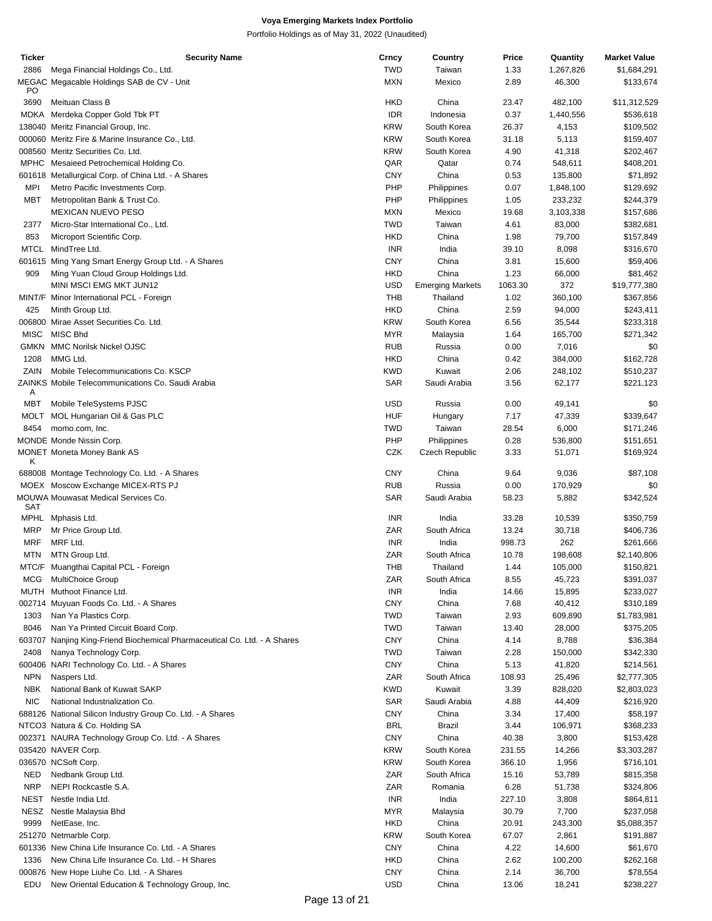# Voya Emerging Markets Index Portfolio

Portfolio Holdings as of May 31, 2022 (Unaudited)

| Ticker | Security Name | Crncy | Country | Price | Quantity | Market Value |
|---|---|---|---|---|---|---|
| 2886 | Mega Financial Holdings Co., Ltd. | TWD | Taiwan | 1.33 | 1,267,826 | $1,684,291 |
| MEGACPO | Megacable Holdings SAB de CV - Unit | MXN | Mexico | 2.89 | 46,300 | $133,674 |
| 3690 | Meituan Class B | HKD | China | 23.47 | 482,100 | $11,312,529 |
| MDKA | Merdeka Copper Gold Tbk PT | IDR | Indonesia | 0.37 | 1,440,556 | $536,618 |
| 138040 | Meritz Financial Group, Inc. | KRW | South Korea | 26.37 | 4,153 | $109,502 |
| 000060 | Meritz Fire & Marine Insurance Co., Ltd. | KRW | South Korea | 31.18 | 5,113 | $159,407 |
| 008560 | Meritz Securities Co. Ltd. | KRW | South Korea | 4.90 | 41,318 | $202,467 |
| MPHC | Mesaieed Petrochemical Holding Co. | QAR | Qatar | 0.74 | 548,611 | $408,201 |
| 601618 | Metallurgical Corp. of China Ltd. - A Shares | CNY | China | 0.53 | 135,800 | $71,892 |
| MPI | Metro Pacific Investments Corp. | PHP | Philippines | 0.07 | 1,848,100 | $129,692 |
| MBT | Metropolitan Bank & Trust Co. | PHP | Philippines | 1.05 | 233,232 | $244,379 |
| | MEXICAN NUEVO PESO | MXN | Mexico | 19.68 | 3,103,338 | $157,686 |
| 2377 | Micro-Star International Co., Ltd. | TWD | Taiwan | 4.61 | 83,000 | $382,681 |
| 853 | Microport Scientific Corp. | HKD | China | 1.98 | 79,700 | $157,849 |
| MTCL | MindTree Ltd. | INR | India | 39.10 | 8,098 | $316,670 |
| 601615 | Ming Yang Smart Energy Group Ltd. - A Shares | CNY | China | 3.81 | 15,600 | $59,406 |
| 909 | Ming Yuan Cloud Group Holdings Ltd. | HKD | China | 1.23 | 66,000 | $81,462 |
| | MINI MSCI EMG MKT JUN12 | USD | Emerging Markets | 1063.30 | 372 | $19,777,380 |
| MINT/F | Minor International PCL - Foreign | THB | Thailand | 1.02 | 360,100 | $367,856 |
| 425 | Minth Group Ltd. | HKD | China | 2.59 | 94,000 | $243,411 |
| 006800 | Mirae Asset Securities Co. Ltd. | KRW | South Korea | 6.56 | 35,544 | $233,318 |
| MISC | MISC Bhd | MYR | Malaysia | 1.64 | 165,700 | $271,342 |
| GMKN | MMC Norilsk Nickel OJSC | RUB | Russia | 0.00 | 7,016 | $0 |
| 1208 | MMG Ltd. | HKD | China | 0.42 | 384,000 | $162,728 |
| ZAIN | Mobile Telecommunications Co. KSCP | KWD | Kuwait | 2.06 | 248,102 | $510,237 |
| ZAINKSA | Mobile Telecommunications Co. Saudi Arabia | SAR | Saudi Arabia | 3.56 | 62,177 | $221,123 |
| MBT | Mobile TeleSystems PJSC | USD | Russia | 0.00 | 49,141 | $0 |
| MOLT | MOL Hungarian Oil & Gas PLC | HUF | Hungary | 7.17 | 47,339 | $339,647 |
| 8454 | momo.com, Inc. | TWD | Taiwan | 28.54 | 6,000 | $171,246 |
| MONDE | Monde Nissin Corp. | PHP | Philippines | 0.28 | 536,800 | $151,651 |
| MONETK | Moneta Money Bank AS | CZK | Czech Republic | 3.33 | 51,071 | $169,924 |
| 688008 | Montage Technology Co. Ltd. - A Shares | CNY | China | 9.64 | 9,036 | $87,108 |
| MOEX | Moscow Exchange MICEX-RTS PJ | RUB | Russia | 0.00 | 170,929 | $0 |
| MOUWASAT | Mouwasat Medical Services Co. | SAR | Saudi Arabia | 58.23 | 5,882 | $342,524 |
| MPHL | Mphasis Ltd. | INR | India | 33.28 | 10,539 | $350,759 |
| MRP | Mr Price Group Ltd. | ZAR | South Africa | 13.24 | 30,718 | $406,736 |
| MRF | MRF Ltd. | INR | India | 998.73 | 262 | $261,666 |
| MTN | MTN Group Ltd. | ZAR | South Africa | 10.78 | 198,608 | $2,140,806 |
| MTC/F | Muangthai Capital PCL - Foreign | THB | Thailand | 1.44 | 105,000 | $150,821 |
| MCG | MultiChoice Group | ZAR | South Africa | 8.55 | 45,723 | $391,037 |
| MUTH | Muthoot Finance Ltd. | INR | India | 14.66 | 15,895 | $233,027 |
| 002714 | Muyuan Foods Co. Ltd. - A Shares | CNY | China | 7.68 | 40,412 | $310,189 |
| 1303 | Nan Ya Plastics Corp. | TWD | Taiwan | 2.93 | 609,890 | $1,783,981 |
| 8046 | Nan Ya Printed Circuit Board Corp. | TWD | Taiwan | 13.40 | 28,000 | $375,205 |
| 603707 | Nanjing King-Friend Biochemical Pharmaceutical Co. Ltd. - A Shares | CNY | China | 4.14 | 8,788 | $36,384 |
| 2408 | Nanya Technology Corp. | TWD | Taiwan | 2.28 | 150,000 | $342,330 |
| 600406 | NARI Technology Co. Ltd. - A Shares | CNY | China | 5.13 | 41,820 | $214,561 |
| NPN | Naspers Ltd. | ZAR | South Africa | 108.93 | 25,496 | $2,777,305 |
| NBK | National Bank of Kuwait SAKP | KWD | Kuwait | 3.39 | 828,020 | $2,803,023 |
| NIC | National Industrialization Co. | SAR | Saudi Arabia | 4.88 | 44,409 | $216,920 |
| 688126 | National Silicon Industry Group Co. Ltd. - A Shares | CNY | China | 3.34 | 17,400 | $58,197 |
| NTCO3 | Natura & Co. Holding SA | BRL | Brazil | 3.44 | 106,971 | $368,233 |
| 002371 | NAURA Technology Group Co. Ltd. - A Shares | CNY | China | 40.38 | 3,800 | $153,428 |
| 035420 | NAVER Corp. | KRW | South Korea | 231.55 | 14,266 | $3,303,287 |
| 036570 | NCSoft Corp. | KRW | South Korea | 366.10 | 1,956 | $716,101 |
| NED | Nedbank Group Ltd. | ZAR | South Africa | 15.16 | 53,789 | $815,358 |
| NRP | NEPI Rockcastle S.A. | ZAR | Romania | 6.28 | 51,738 | $324,806 |
| NEST | Nestle India Ltd. | INR | India | 227.10 | 3,808 | $864,811 |
| NESZ | Nestle Malaysia Bhd | MYR | Malaysia | 30.79 | 7,700 | $237,058 |
| 9999 | NetEase, Inc. | HKD | China | 20.91 | 243,300 | $5,088,357 |
| 251270 | Netmarble Corp. | KRW | South Korea | 67.07 | 2,861 | $191,887 |
| 601336 | New China Life Insurance Co. Ltd. - A Shares | CNY | China | 4.22 | 14,600 | $61,670 |
| 1336 | New China Life Insurance Co. Ltd. - H Shares | HKD | China | 2.62 | 100,200 | $262,168 |
| 000876 | New Hope Liuhe Co. Ltd. - A Shares | CNY | China | 2.14 | 36,700 | $78,554 |
| EDU | New Oriental Education & Technology Group, Inc. | USD | China | 13.06 | 18,241 | $238,227 |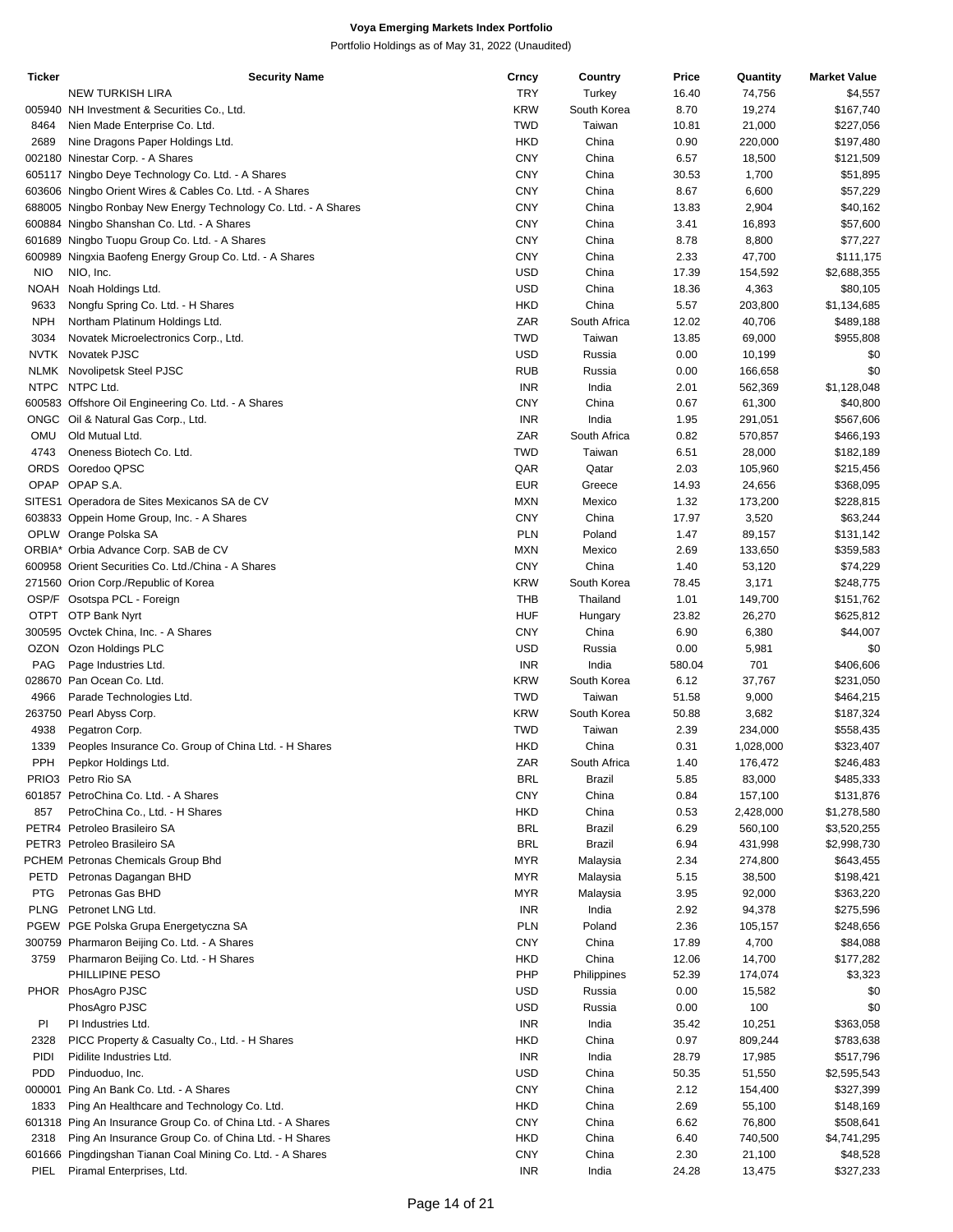**Voya Emerging Markets Index Portfolio**

Portfolio Holdings as of May 31, 2022 (Unaudited)

| Ticker | Security Name | Crncy | Country | Price | Quantity | Market Value |
|---|---|---|---|---|---|---|
| | NEW TURKISH LIRA | TRY | Turkey | 16.40 | 74,756 | $4,557 |
| 005940 | NH Investment & Securities Co., Ltd. | KRW | South Korea | 8.70 | 19,274 | $167,740 |
| 8464 | Nien Made Enterprise Co. Ltd. | TWD | Taiwan | 10.81 | 21,000 | $227,056 |
| 2689 | Nine Dragons Paper Holdings Ltd. | HKD | China | 0.90 | 220,000 | $197,480 |
| 002180 | Ninestar Corp. - A Shares | CNY | China | 6.57 | 18,500 | $121,509 |
| 605117 | Ningbo Deye Technology Co. Ltd. - A Shares | CNY | China | 30.53 | 1,700 | $51,895 |
| 603606 | Ningbo Orient Wires & Cables Co. Ltd. - A Shares | CNY | China | 8.67 | 6,600 | $57,229 |
| 688005 | Ningbo Ronbay New Energy Technology Co. Ltd. - A Shares | CNY | China | 13.83 | 2,904 | $40,162 |
| 600884 | Ningbo Shanshan Co. Ltd. - A Shares | CNY | China | 3.41 | 16,893 | $57,600 |
| 601689 | Ningbo Tuopu Group Co. Ltd. - A Shares | CNY | China | 8.78 | 8,800 | $77,227 |
| 600989 | Ningxia Baofeng Energy Group Co. Ltd. - A Shares | CNY | China | 2.33 | 47,700 | $111,175 |
| NIO | NIO, Inc. | USD | China | 17.39 | 154,592 | $2,688,355 |
| NOAH | Noah Holdings Ltd. | USD | China | 18.36 | 4,363 | $80,105 |
| 9633 | Nongfu Spring Co. Ltd. - H Shares | HKD | China | 5.57 | 203,800 | $1,134,685 |
| NPH | Northam Platinum Holdings Ltd. | ZAR | South Africa | 12.02 | 40,706 | $489,188 |
| 3034 | Novatek Microelectronics Corp., Ltd. | TWD | Taiwan | 13.85 | 69,000 | $955,808 |
| NVTK | Novatek PJSC | USD | Russia | 0.00 | 10,199 | $0 |
| NLMK | Novolipetsk Steel PJSC | RUB | Russia | 0.00 | 166,658 | $0 |
| NTPC | NTPC Ltd. | INR | India | 2.01 | 562,369 | $1,128,048 |
| 600583 | Offshore Oil Engineering Co. Ltd. - A Shares | CNY | China | 0.67 | 61,300 | $40,800 |
| ONGC | Oil & Natural Gas Corp., Ltd. | INR | India | 1.95 | 291,051 | $567,606 |
| OMU | Old Mutual Ltd. | ZAR | South Africa | 0.82 | 570,857 | $466,193 |
| 4743 | Oneness Biotech Co. Ltd. | TWD | Taiwan | 6.51 | 28,000 | $182,189 |
| ORDS | Ooredoo QPSC | QAR | Qatar | 2.03 | 105,960 | $215,456 |
| OPAP | OPAP S.A. | EUR | Greece | 14.93 | 24,656 | $368,095 |
| SITES1 | Operadora de Sites Mexicanos SA de CV | MXN | Mexico | 1.32 | 173,200 | $228,815 |
| 603833 | Oppein Home Group, Inc. - A Shares | CNY | China | 17.97 | 3,520 | $63,244 |
| OPLW | Orange Polska SA | PLN | Poland | 1.47 | 89,157 | $131,142 |
| ORBIA* | Orbia Advance Corp. SAB de CV | MXN | Mexico | 2.69 | 133,650 | $359,583 |
| 600958 | Orient Securities Co. Ltd./China - A Shares | CNY | China | 1.40 | 53,120 | $74,229 |
| 271560 | Orion Corp./Republic of Korea | KRW | South Korea | 78.45 | 3,171 | $248,775 |
| OSP/F | Osotspa PCL - Foreign | THB | Thailand | 1.01 | 149,700 | $151,762 |
| OTPT | OTP Bank Nyrt | HUF | Hungary | 23.82 | 26,270 | $625,812 |
| 300595 | Ovctek China, Inc. - A Shares | CNY | China | 6.90 | 6,380 | $44,007 |
| OZON | Ozon Holdings PLC | USD | Russia | 0.00 | 5,981 | $0 |
| PAG | Page Industries Ltd. | INR | India | 580.04 | 701 | $406,606 |
| 028670 | Pan Ocean Co. Ltd. | KRW | South Korea | 6.12 | 37,767 | $231,050 |
| 4966 | Parade Technologies Ltd. | TWD | Taiwan | 51.58 | 9,000 | $464,215 |
| 263750 | Pearl Abyss Corp. | KRW | South Korea | 50.88 | 3,682 | $187,324 |
| 4938 | Pegatron Corp. | TWD | Taiwan | 2.39 | 234,000 | $558,435 |
| 1339 | Peoples Insurance Co. Group of China Ltd. - H Shares | HKD | China | 0.31 | 1,028,000 | $323,407 |
| PPH | Pepkor Holdings Ltd. | ZAR | South Africa | 1.40 | 176,472 | $246,483 |
| PRIO3 | Petro Rio SA | BRL | Brazil | 5.85 | 83,000 | $485,333 |
| 601857 | PetroChina Co. Ltd. - A Shares | CNY | China | 0.84 | 157,100 | $131,876 |
| 857 | PetroChina Co., Ltd. - H Shares | HKD | China | 0.53 | 2,428,000 | $1,278,580 |
| PETR4 | Petroleo Brasileiro SA | BRL | Brazil | 6.29 | 560,100 | $3,520,255 |
| PETR3 | Petroleo Brasileiro SA | BRL | Brazil | 6.94 | 431,998 | $2,998,730 |
| PCHEM | Petronas Chemicals Group Bhd | MYR | Malaysia | 2.34 | 274,800 | $643,455 |
| PETD | Petronas Dagangan BHD | MYR | Malaysia | 5.15 | 38,500 | $198,421 |
| PTG | Petronas Gas BHD | MYR | Malaysia | 3.95 | 92,000 | $363,220 |
| PLNG | Petronet LNG Ltd. | INR | India | 2.92 | 94,378 | $275,596 |
| PGEW | PGE Polska Grupa Energetyczna SA | PLN | Poland | 2.36 | 105,157 | $248,656 |
| 300759 | Pharmaron Beijing Co. Ltd. - A Shares | CNY | China | 17.89 | 4,700 | $84,088 |
| 3759 | Pharmaron Beijing Co. Ltd. - H Shares | HKD | China | 12.06 | 14,700 | $177,282 |
| | PHILLIPINE PESO | PHP | Philippines | 52.39 | 174,074 | $3,323 |
| PHOR | PhosAgro PJSC | USD | Russia | 0.00 | 15,582 | $0 |
| | PhosAgro PJSC | USD | Russia | 0.00 | 100 | $0 |
| PI | PI Industries Ltd. | INR | India | 35.42 | 10,251 | $363,058 |
| 2328 | PICC Property & Casualty Co., Ltd. - H Shares | HKD | China | 0.97 | 809,244 | $783,638 |
| PIDI | Pidilite Industries Ltd. | INR | India | 28.79 | 17,985 | $517,796 |
| PDD | Pinduoduo, Inc. | USD | China | 50.35 | 51,550 | $2,595,543 |
| 000001 | Ping An Bank Co. Ltd. - A Shares | CNY | China | 2.12 | 154,400 | $327,399 |
| 1833 | Ping An Healthcare and Technology Co. Ltd. | HKD | China | 2.69 | 55,100 | $148,169 |
| 601318 | Ping An Insurance Group Co. of China Ltd. - A Shares | CNY | China | 6.62 | 76,800 | $508,641 |
| 2318 | Ping An Insurance Group Co. of China Ltd. - H Shares | HKD | China | 6.40 | 740,500 | $4,741,295 |
| 601666 | Pingdingshan Tianan Coal Mining Co. Ltd. - A Shares | CNY | China | 2.30 | 21,100 | $48,528 |
| PIEL | Piramal Enterprises, Ltd. | INR | India | 24.28 | 13,475 | $327,233 |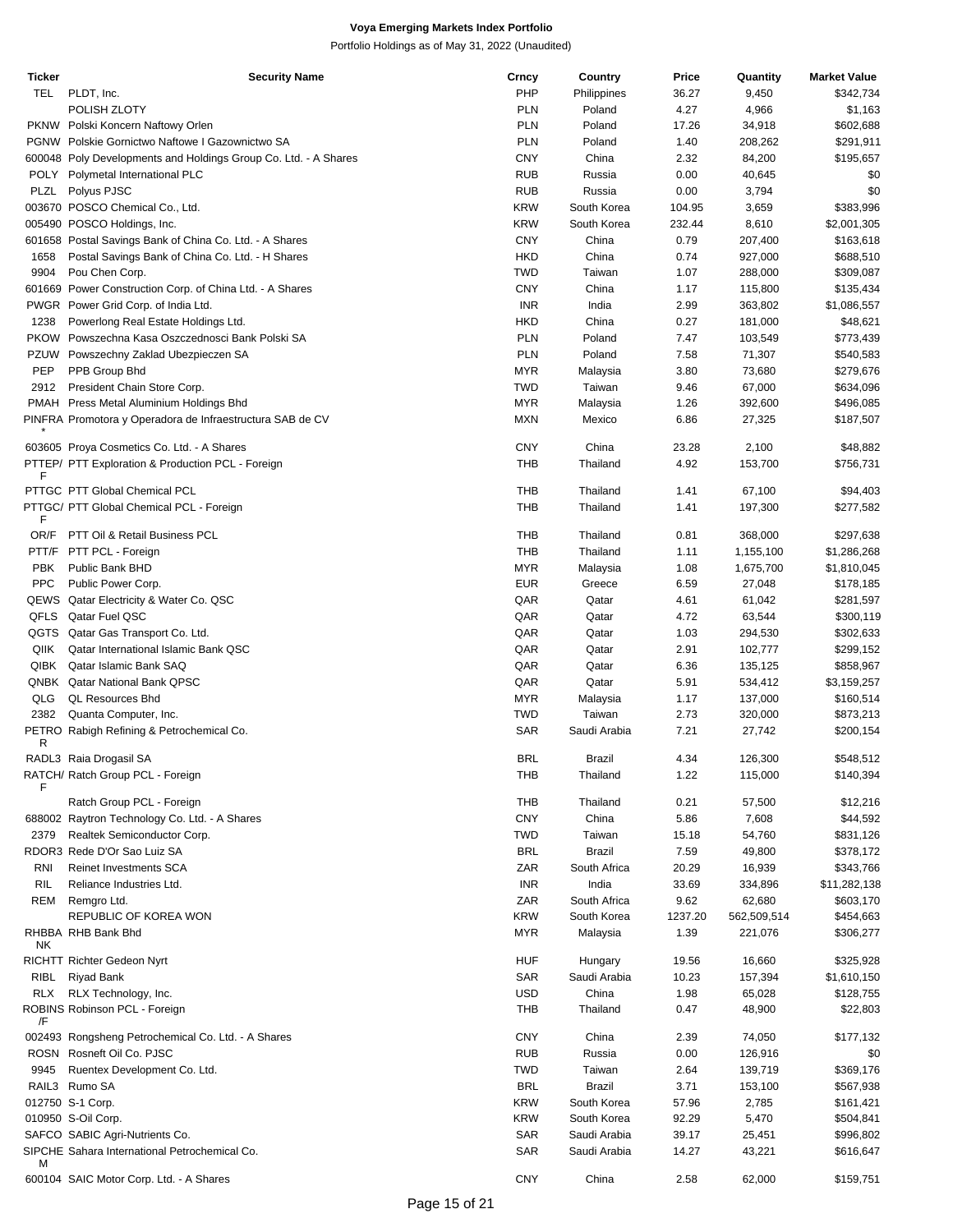**Voya Emerging Markets Index Portfolio**

Portfolio Holdings as of May 31, 2022 (Unaudited)

| Ticker | Security Name | Crncy | Country | Price | Quantity | Market Value |
|---|---|---|---|---|---|---|
| TEL | PLDT, Inc. | PHP | Philippines | 36.27 | 9,450 | $342,734 |
| | POLISH ZLOTY | PLN | Poland | 4.27 | 4,966 | $1,163 |
| PKNW | Polski Koncern Naftowy Orlen | PLN | Poland | 17.26 | 34,918 | $602,688 |
| PGNW | Polskie Gornictwo Naftowe I Gazownictwo SA | PLN | Poland | 1.40 | 208,262 | $291,911 |
| 600048 | Poly Developments and Holdings Group Co. Ltd. - A Shares | CNY | China | 2.32 | 84,200 | $195,657 |
| POLY | Polymetal International PLC | RUB | Russia | 0.00 | 40,645 | $0 |
| PLZL | Polyus PJSC | RUB | Russia | 0.00 | 3,794 | $0 |
| 003670 | POSCO Chemical Co., Ltd. | KRW | South Korea | 104.95 | 3,659 | $383,996 |
| 005490 | POSCO Holdings, Inc. | KRW | South Korea | 232.44 | 8,610 | $2,001,305 |
| 601658 | Postal Savings Bank of China Co. Ltd. - A Shares | CNY | China | 0.79 | 207,400 | $163,618 |
| 1658 | Postal Savings Bank of China Co. Ltd. - H Shares | HKD | China | 0.74 | 927,000 | $688,510 |
| 9904 | Pou Chen Corp. | TWD | Taiwan | 1.07 | 288,000 | $309,087 |
| 601669 | Power Construction Corp. of China Ltd. - A Shares | CNY | China | 1.17 | 115,800 | $135,434 |
| PWGR | Power Grid Corp. of India Ltd. | INR | India | 2.99 | 363,802 | $1,086,557 |
| 1238 | Powerlong Real Estate Holdings Ltd. | HKD | China | 0.27 | 181,000 | $48,621 |
| PKOW | Powszechna Kasa Oszczednosci Bank Polski SA | PLN | Poland | 7.47 | 103,549 | $773,439 |
| PZUW | Powszechny Zaklad Ubezpieczen SA | PLN | Poland | 7.58 | 71,307 | $540,583 |
| PEP | PPB Group Bhd | MYR | Malaysia | 3.80 | 73,680 | $279,676 |
| 2912 | President Chain Store Corp. | TWD | Taiwan | 9.46 | 67,000 | $634,096 |
| PMAH | Press Metal Aluminium Holdings Bhd | MYR | Malaysia | 1.26 | 392,600 | $496,085 |
| PINFRA* | Promotora y Operadora de Infraestructura SAB de CV | MXN | Mexico | 6.86 | 27,325 | $187,507 |
| 603605 | Proya Cosmetics Co. Ltd. - A Shares | CNY | China | 23.28 | 2,100 | $48,882 |
| PTTEP/F | PTT Exploration & Production PCL - Foreign | THB | Thailand | 4.92 | 153,700 | $756,731 |
| PTTGC | PTT Global Chemical PCL | THB | Thailand | 1.41 | 67,100 | $94,403 |
| PTTGC/F | PTT Global Chemical PCL - Foreign | THB | Thailand | 1.41 | 197,300 | $277,582 |
| OR/F | PTT Oil & Retail Business PCL | THB | Thailand | 0.81 | 368,000 | $297,638 |
| PTT/F | PTT PCL - Foreign | THB | Thailand | 1.11 | 1,155,100 | $1,286,268 |
| PBK | Public Bank BHD | MYR | Malaysia | 1.08 | 1,675,700 | $1,810,045 |
| PPC | Public Power Corp. | EUR | Greece | 6.59 | 27,048 | $178,185 |
| QEWS | Qatar Electricity & Water Co. QSC | QAR | Qatar | 4.61 | 61,042 | $281,597 |
| QFLS | Qatar Fuel QSC | QAR | Qatar | 4.72 | 63,544 | $300,119 |
| QGTS | Qatar Gas Transport Co. Ltd. | QAR | Qatar | 1.03 | 294,530 | $302,633 |
| QIIK | Qatar International Islamic Bank QSC | QAR | Qatar | 2.91 | 102,777 | $299,152 |
| QIBK | Qatar Islamic Bank SAQ | QAR | Qatar | 6.36 | 135,125 | $858,967 |
| QNBK | Qatar National Bank QPSC | QAR | Qatar | 5.91 | 534,412 | $3,159,257 |
| QLG | QL Resources Bhd | MYR | Malaysia | 1.17 | 137,000 | $160,514 |
| 2382 | Quanta Computer, Inc. | TWD | Taiwan | 2.73 | 320,000 | $873,213 |
| PETROR | Rabigh Refining & Petrochemical Co. | SAR | Saudi Arabia | 7.21 | 27,742 | $200,154 |
| RADL3 | Raia Drogasil SA | BRL | Brazil | 4.34 | 126,300 | $548,512 |
| RATCH/F | Ratch Group PCL - Foreign | THB | Thailand | 1.22 | 115,000 | $140,394 |
| | Ratch Group PCL - Foreign | THB | Thailand | 0.21 | 57,500 | $12,216 |
| 688002 | Raytron Technology Co. Ltd. - A Shares | CNY | China | 5.86 | 7,608 | $44,592 |
| 2379 | Realtek Semiconductor Corp. | TWD | Taiwan | 15.18 | 54,760 | $831,126 |
| RDOR3 | Rede D'Or Sao Luiz SA | BRL | Brazil | 7.59 | 49,800 | $378,172 |
| RNI | Reinet Investments SCA | ZAR | South Africa | 20.29 | 16,939 | $343,766 |
| RIL | Reliance Industries Ltd. | INR | India | 33.69 | 334,896 | $11,282,138 |
| REM | Remgro Ltd. | ZAR | South Africa | 9.62 | 62,680 | $603,170 |
| | REPUBLIC OF KOREA WON | KRW | South Korea | 1237.20 | 562,509,514 | $454,663 |
| RHBBANK | RHB Bank Bhd | MYR | Malaysia | 1.39 | 221,076 | $306,277 |
| RICHTT | Richter Gedeon Nyrt | HUF | Hungary | 19.56 | 16,660 | $325,928 |
| RIBL | Riyad Bank | SAR | Saudi Arabia | 10.23 | 157,394 | $1,610,150 |
| RLX | RLX Technology, Inc. | USD | China | 1.98 | 65,028 | $128,755 |
| ROBINS/F | Robinson PCL - Foreign | THB | Thailand | 0.47 | 48,900 | $22,803 |
| 002493 | Rongsheng Petrochemical Co. Ltd. - A Shares | CNY | China | 2.39 | 74,050 | $177,132 |
| ROSN | Rosneft Oil Co. PJSC | RUB | Russia | 0.00 | 126,916 | $0 |
| 9945 | Ruentex Development Co. Ltd. | TWD | Taiwan | 2.64 | 139,719 | $369,176 |
| RAIL3 | Rumo SA | BRL | Brazil | 3.71 | 153,100 | $567,938 |
| 012750 | S-1 Corp. | KRW | South Korea | 57.96 | 2,785 | $161,421 |
| 010950 | S-Oil Corp. | KRW | South Korea | 92.29 | 5,470 | $504,841 |
| SAFCO | SABIC Agri-Nutrients Co. | SAR | Saudi Arabia | 39.17 | 25,451 | $996,802 |
| SIPCHEM | Sahara International Petrochemical Co. | SAR | Saudi Arabia | 14.27 | 43,221 | $616,647 |
| 600104 | SAIC Motor Corp. Ltd. - A Shares | CNY | China | 2.58 | 62,000 | $159,751 |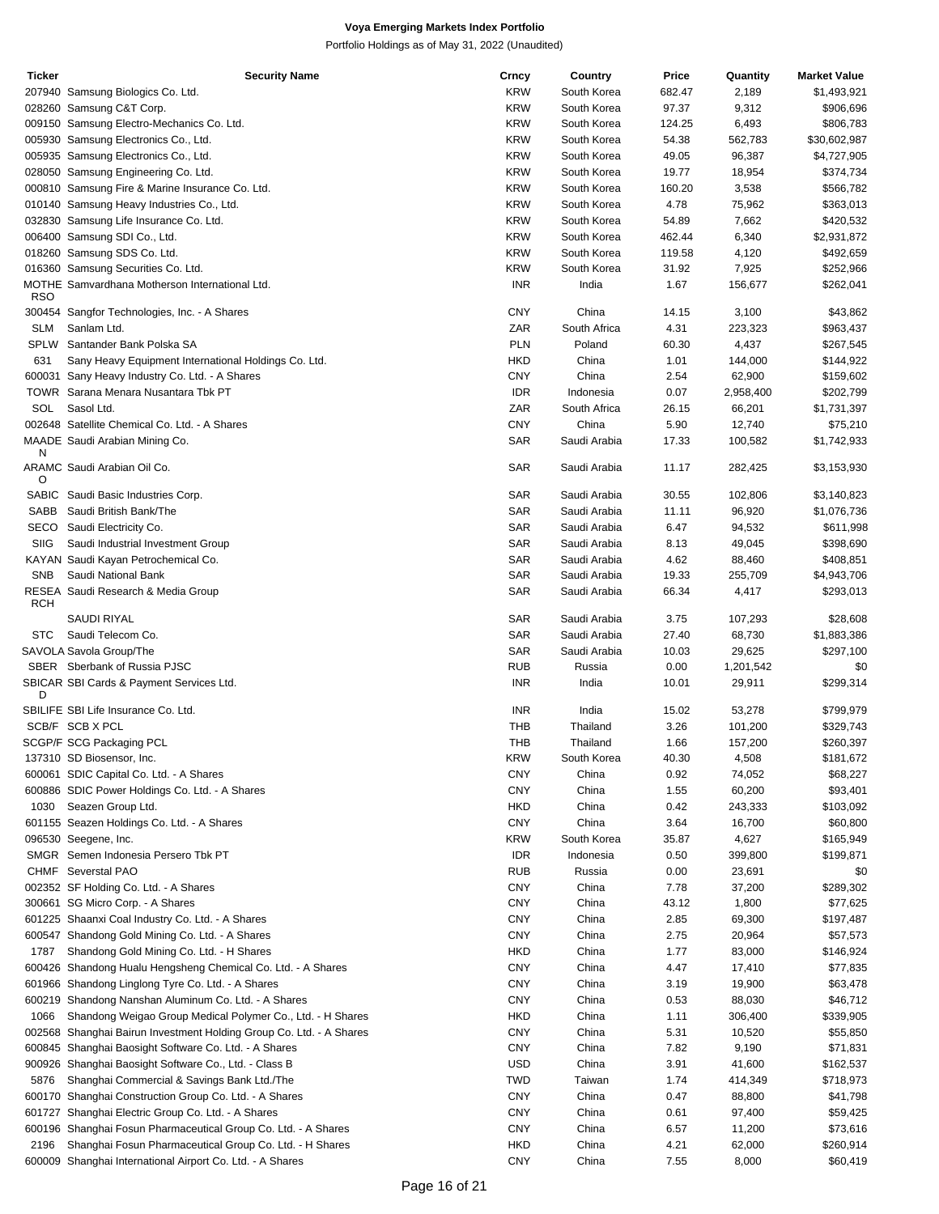**Voya Emerging Markets Index Portfolio**

Portfolio Holdings as of May 31, 2022 (Unaudited)

| Ticker | Security Name | Crncy | Country | Price | Quantity | Market Value |
|---|---|---|---|---|---|---|
| 207940 | Samsung Biologics Co. Ltd. | KRW | South Korea | 682.47 | 2,189 | $1,493,921 |
| 028260 | Samsung C&T Corp. | KRW | South Korea | 97.37 | 9,312 | $906,696 |
| 009150 | Samsung Electro-Mechanics Co. Ltd. | KRW | South Korea | 124.25 | 6,493 | $806,783 |
| 005930 | Samsung Electronics Co., Ltd. | KRW | South Korea | 54.38 | 562,783 | $30,602,987 |
| 005935 | Samsung Electronics Co., Ltd. | KRW | South Korea | 49.05 | 96,387 | $4,727,905 |
| 028050 | Samsung Engineering Co. Ltd. | KRW | South Korea | 19.77 | 18,954 | $374,734 |
| 000810 | Samsung Fire & Marine Insurance Co. Ltd. | KRW | South Korea | 160.20 | 3,538 | $566,782 |
| 010140 | Samsung Heavy Industries Co., Ltd. | KRW | South Korea | 4.78 | 75,962 | $363,013 |
| 032830 | Samsung Life Insurance Co. Ltd. | KRW | South Korea | 54.89 | 7,662 | $420,532 |
| 006400 | Samsung SDI Co., Ltd. | KRW | South Korea | 462.44 | 6,340 | $2,931,872 |
| 018260 | Samsung SDS Co. Ltd. | KRW | South Korea | 119.58 | 4,120 | $492,659 |
| 016360 | Samsung Securities Co. Ltd. | KRW | South Korea | 31.92 | 7,925 | $252,966 |
| MOTHERSO | Samvardhana Motherson International Ltd. | INR | India | 1.67 | 156,677 | $262,041 |
| 300454 | Sangfor Technologies, Inc. - A Shares | CNY | China | 14.15 | 3,100 | $43,862 |
| SLM | Sanlam Ltd. | ZAR | South Africa | 4.31 | 223,323 | $963,437 |
| SPLW | Santander Bank Polska SA | PLN | Poland | 60.30 | 4,437 | $267,545 |
| 631 | Sany Heavy Equipment International Holdings Co. Ltd. | HKD | China | 1.01 | 144,000 | $144,922 |
| 600031 | Sany Heavy Industry Co. Ltd. - A Shares | CNY | China | 2.54 | 62,900 | $159,602 |
| TOWR | Sarana Menara Nusantara Tbk PT | IDR | Indonesia | 0.07 | 2,958,400 | $202,799 |
| SOL | Sasol Ltd. | ZAR | South Africa | 26.15 | 66,201 | $1,731,397 |
| 002648 | Satellite Chemical Co. Ltd. - A Shares | CNY | China | 5.90 | 12,740 | $75,210 |
| MAADEN | Saudi Arabian Mining Co. | SAR | Saudi Arabia | 17.33 | 100,582 | $1,742,933 |
| ARAMCO | Saudi Arabian Oil Co. | SAR | Saudi Arabia | 11.17 | 282,425 | $3,153,930 |
| SABIC | Saudi Basic Industries Corp. | SAR | Saudi Arabia | 30.55 | 102,806 | $3,140,823 |
| SABB | Saudi British Bank/The | SAR | Saudi Arabia | 11.11 | 96,920 | $1,076,736 |
| SECO | Saudi Electricity Co. | SAR | Saudi Arabia | 6.47 | 94,532 | $611,998 |
| SIIG | Saudi Industrial Investment Group | SAR | Saudi Arabia | 8.13 | 49,045 | $398,690 |
| KAYAN | Saudi Kayan Petrochemical Co. | SAR | Saudi Arabia | 4.62 | 88,460 | $408,851 |
| SNB | Saudi National Bank | SAR | Saudi Arabia | 19.33 | 255,709 | $4,943,706 |
| RESEARCH | Saudi Research & Media Group | SAR | Saudi Arabia | 66.34 | 4,417 | $293,013 |
| | SAUDI RIYAL | SAR | Saudi Arabia | 3.75 | 107,293 | $28,608 |
| STC | Saudi Telecom Co. | SAR | Saudi Arabia | 27.40 | 68,730 | $1,883,386 |
| SAVOLA | Savola Group/The | SAR | Saudi Arabia | 10.03 | 29,625 | $297,100 |
| SBER | Sberbank of Russia PJSC | RUB | Russia | 0.00 | 1,201,542 | $0 |
| SBICARD | SBI Cards & Payment Services Ltd. | INR | India | 10.01 | 29,911 | $299,314 |
| SBILIFE | SBI Life Insurance Co. Ltd. | INR | India | 15.02 | 53,278 | $799,979 |
| SCB/F | SCB X PCL | THB | Thailand | 3.26 | 101,200 | $329,743 |
| SCGP/F | SCG Packaging PCL | THB | Thailand | 1.66 | 157,200 | $260,397 |
| 137310 | SD Biosensor, Inc. | KRW | South Korea | 40.30 | 4,508 | $181,672 |
| 600061 | SDIC Capital Co. Ltd. - A Shares | CNY | China | 0.92 | 74,052 | $68,227 |
| 600886 | SDIC Power Holdings Co. Ltd. - A Shares | CNY | China | 1.55 | 60,200 | $93,401 |
| 1030 | Seazen Group Ltd. | HKD | China | 0.42 | 243,333 | $103,092 |
| 601155 | Seazen Holdings Co. Ltd. - A Shares | CNY | China | 3.64 | 16,700 | $60,800 |
| 096530 | Seegene, Inc. | KRW | South Korea | 35.87 | 4,627 | $165,949 |
| SMGR | Semen Indonesia Persero Tbk PT | IDR | Indonesia | 0.50 | 399,800 | $199,871 |
| CHMF | Severstal PAO | RUB | Russia | 0.00 | 23,691 | $0 |
| 002352 | SF Holding Co. Ltd. - A Shares | CNY | China | 7.78 | 37,200 | $289,302 |
| 300661 | SG Micro Corp. - A Shares | CNY | China | 43.12 | 1,800 | $77,625 |
| 601225 | Shaanxi Coal Industry Co. Ltd. - A Shares | CNY | China | 2.85 | 69,300 | $197,487 |
| 600547 | Shandong Gold Mining Co. Ltd. - A Shares | CNY | China | 2.75 | 20,964 | $57,573 |
| 1787 | Shandong Gold Mining Co. Ltd. - H Shares | HKD | China | 1.77 | 83,000 | $146,924 |
| 600426 | Shandong Hualu Hengsheng Chemical Co. Ltd. - A Shares | CNY | China | 4.47 | 17,410 | $77,835 |
| 601966 | Shandong Linglong Tyre Co. Ltd. - A Shares | CNY | China | 3.19 | 19,900 | $63,478 |
| 600219 | Shandong Nanshan Aluminum Co. Ltd. - A Shares | CNY | China | 0.53 | 88,030 | $46,712 |
| 1066 | Shandong Weigao Group Medical Polymer Co., Ltd. - H Shares | HKD | China | 1.11 | 306,400 | $339,905 |
| 002568 | Shanghai Bairun Investment Holding Group Co. Ltd. - A Shares | CNY | China | 5.31 | 10,520 | $55,850 |
| 600845 | Shanghai Baosight Software Co. Ltd. - A Shares | CNY | China | 7.82 | 9,190 | $71,831 |
| 900926 | Shanghai Baosight Software Co., Ltd. - Class B | USD | China | 3.91 | 41,600 | $162,537 |
| 5876 | Shanghai Commercial & Savings Bank Ltd./The | TWD | Taiwan | 1.74 | 414,349 | $718,973 |
| 600170 | Shanghai Construction Group Co. Ltd. - A Shares | CNY | China | 0.47 | 88,800 | $41,798 |
| 601727 | Shanghai Electric Group Co. Ltd. - A Shares | CNY | China | 0.61 | 97,400 | $59,425 |
| 600196 | Shanghai Fosun Pharmaceutical Group Co. Ltd. - A Shares | CNY | China | 6.57 | 11,200 | $73,616 |
| 2196 | Shanghai Fosun Pharmaceutical Group Co. Ltd. - H Shares | HKD | China | 4.21 | 62,000 | $260,914 |
| 600009 | Shanghai International Airport Co. Ltd. - A Shares | CNY | China | 7.55 | 8,000 | $60,419 |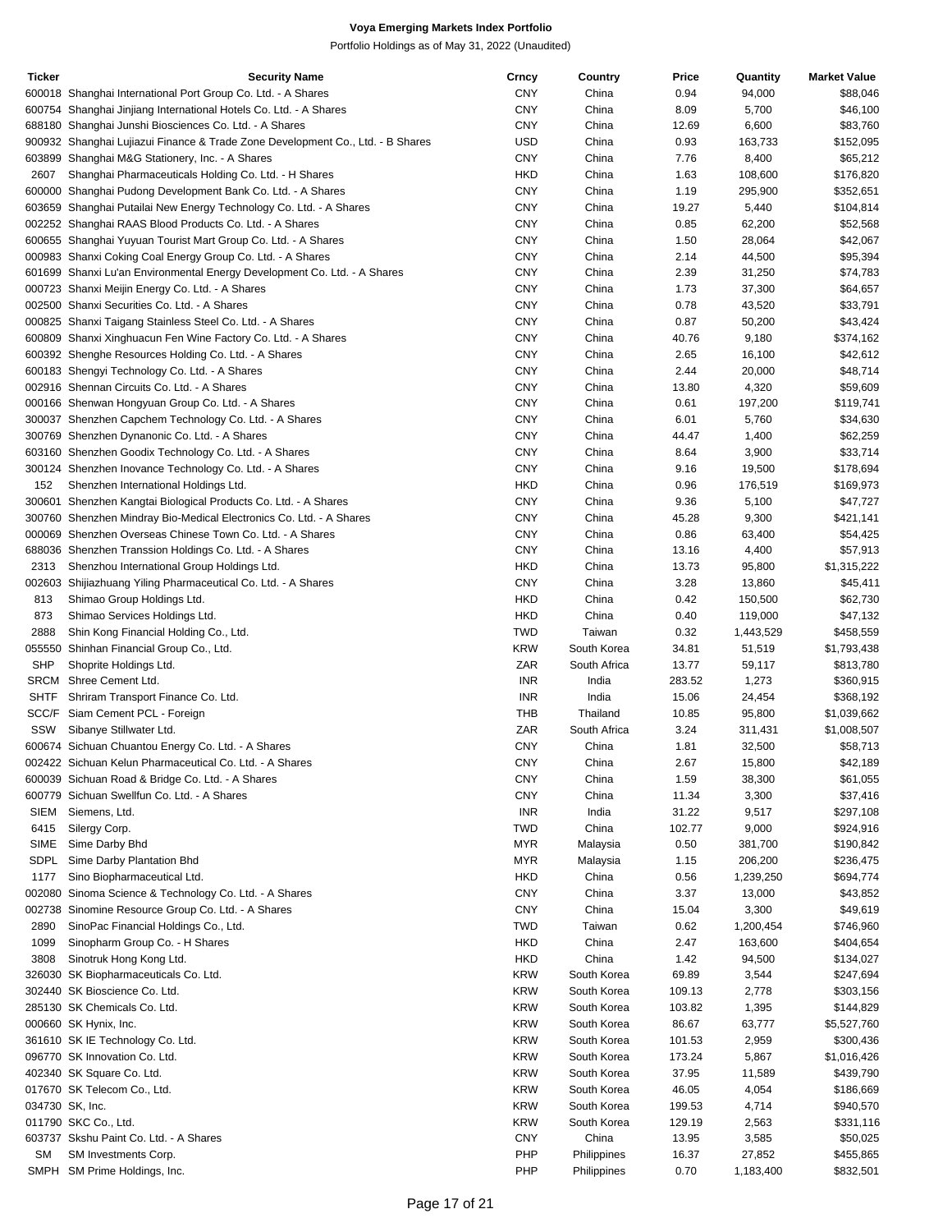**Voya Emerging Markets Index Portfolio**

Portfolio Holdings as of May 31, 2022 (Unaudited)

| Ticker | Security Name | Crncy | Country | Price | Quantity | Market Value |
|---|---|---|---|---|---|---|
| 600018 | Shanghai International Port Group Co. Ltd. - A Shares | CNY | China | 0.94 | 94,000 | $88,046 |
| 600754 | Shanghai Jinjiang International Hotels Co. Ltd. - A Shares | CNY | China | 8.09 | 5,700 | $46,100 |
| 688180 | Shanghai Junshi Biosciences Co. Ltd. - A Shares | CNY | China | 12.69 | 6,600 | $83,760 |
| 900932 | Shanghai Lujiazui Finance & Trade Zone Development Co., Ltd. - B Shares | USD | China | 0.93 | 163,733 | $152,095 |
| 603899 | Shanghai M&G Stationery, Inc. - A Shares | CNY | China | 7.76 | 8,400 | $65,212 |
| 2607 | Shanghai Pharmaceuticals Holding Co. Ltd. - H Shares | HKD | China | 1.63 | 108,600 | $176,820 |
| 600000 | Shanghai Pudong Development Bank Co. Ltd. - A Shares | CNY | China | 1.19 | 295,900 | $352,651 |
| 603659 | Shanghai Putailai New Energy Technology Co. Ltd. - A Shares | CNY | China | 19.27 | 5,440 | $104,814 |
| 002252 | Shanghai RAAS Blood Products Co. Ltd. - A Shares | CNY | China | 0.85 | 62,200 | $52,568 |
| 600655 | Shanghai Yuyuan Tourist Mart Group Co. Ltd. - A Shares | CNY | China | 1.50 | 28,064 | $42,067 |
| 000983 | Shanxi Coking Coal Energy Group Co. Ltd. - A Shares | CNY | China | 2.14 | 44,500 | $95,394 |
| 601699 | Shanxi Lu'an Environmental Energy Development Co. Ltd. - A Shares | CNY | China | 2.39 | 31,250 | $74,783 |
| 000723 | Shanxi Meijin Energy Co. Ltd. - A Shares | CNY | China | 1.73 | 37,300 | $64,657 |
| 002500 | Shanxi Securities Co. Ltd. - A Shares | CNY | China | 0.78 | 43,520 | $33,791 |
| 000825 | Shanxi Taigang Stainless Steel Co. Ltd. - A Shares | CNY | China | 0.87 | 50,200 | $43,424 |
| 600809 | Shanxi Xinghuacun Fen Wine Factory Co. Ltd. - A Shares | CNY | China | 40.76 | 9,180 | $374,162 |
| 600392 | Shenghe Resources Holding Co. Ltd. - A Shares | CNY | China | 2.65 | 16,100 | $42,612 |
| 600183 | Shengyi Technology Co. Ltd. - A Shares | CNY | China | 2.44 | 20,000 | $48,714 |
| 002916 | Shennan Circuits Co. Ltd. - A Shares | CNY | China | 13.80 | 4,320 | $59,609 |
| 000166 | Shenwan Hongyuan Group Co. Ltd. - A Shares | CNY | China | 0.61 | 197,200 | $119,741 |
| 300037 | Shenzhen Capchem Technology Co. Ltd. - A Shares | CNY | China | 6.01 | 5,760 | $34,630 |
| 300769 | Shenzhen Dynanonic Co. Ltd. - A Shares | CNY | China | 44.47 | 1,400 | $62,259 |
| 603160 | Shenzhen Goodix Technology Co. Ltd. - A Shares | CNY | China | 8.64 | 3,900 | $33,714 |
| 300124 | Shenzhen Inovance Technology Co. Ltd. - A Shares | CNY | China | 9.16 | 19,500 | $178,694 |
| 152 | Shenzhen International Holdings Ltd. | HKD | China | 0.96 | 176,519 | $169,973 |
| 300601 | Shenzhen Kangtai Biological Products Co. Ltd. - A Shares | CNY | China | 9.36 | 5,100 | $47,727 |
| 300760 | Shenzhen Mindray Bio-Medical Electronics Co. Ltd. - A Shares | CNY | China | 45.28 | 9,300 | $421,141 |
| 000069 | Shenzhen Overseas Chinese Town Co. Ltd. - A Shares | CNY | China | 0.86 | 63,400 | $54,425 |
| 688036 | Shenzhen Transsion Holdings Co. Ltd. - A Shares | CNY | China | 13.16 | 4,400 | $57,913 |
| 2313 | Shenzhou International Group Holdings Ltd. | HKD | China | 13.73 | 95,800 | $1,315,222 |
| 002603 | Shijiazhuang Yiling Pharmaceutical Co. Ltd. - A Shares | CNY | China | 3.28 | 13,860 | $45,411 |
| 813 | Shimao Group Holdings Ltd. | HKD | China | 0.42 | 150,500 | $62,730 |
| 873 | Shimao Services Holdings Ltd. | HKD | China | 0.40 | 119,000 | $47,132 |
| 2888 | Shin Kong Financial Holding Co., Ltd. | TWD | Taiwan | 0.32 | 1,443,529 | $458,559 |
| 055550 | Shinhan Financial Group Co., Ltd. | KRW | South Korea | 34.81 | 51,519 | $1,793,438 |
| SHP | Shoprite Holdings Ltd. | ZAR | South Africa | 13.77 | 59,117 | $813,780 |
| SRCM | Shree Cement Ltd. | INR | India | 283.52 | 1,273 | $360,915 |
| SHTF | Shriram Transport Finance Co. Ltd. | INR | India | 15.06 | 24,454 | $368,192 |
| SCC/F | Siam Cement PCL - Foreign | THB | Thailand | 10.85 | 95,800 | $1,039,662 |
| SSW | Sibanye Stillwater Ltd. | ZAR | South Africa | 3.24 | 311,431 | $1,008,507 |
| 600674 | Sichuan Chuantou Energy Co. Ltd. - A Shares | CNY | China | 1.81 | 32,500 | $58,713 |
| 002422 | Sichuan Kelun Pharmaceutical Co. Ltd. - A Shares | CNY | China | 2.67 | 15,800 | $42,189 |
| 600039 | Sichuan Road & Bridge Co. Ltd. - A Shares | CNY | China | 1.59 | 38,300 | $61,055 |
| 600779 | Sichuan Swellfun Co. Ltd. - A Shares | CNY | China | 11.34 | 3,300 | $37,416 |
| SIEM | Siemens, Ltd. | INR | India | 31.22 | 9,517 | $297,108 |
| 6415 | Silergy Corp. | TWD | China | 102.77 | 9,000 | $924,916 |
| SIME | Sime Darby Bhd | MYR | Malaysia | 0.50 | 381,700 | $190,842 |
| SDPL | Sime Darby Plantation Bhd | MYR | Malaysia | 1.15 | 206,200 | $236,475 |
| 1177 | Sino Biopharmaceutical Ltd. | HKD | China | 0.56 | 1,239,250 | $694,774 |
| 002080 | Sinoma Science & Technology Co. Ltd. - A Shares | CNY | China | 3.37 | 13,000 | $43,852 |
| 002738 | Sinomine Resource Group Co. Ltd. - A Shares | CNY | China | 15.04 | 3,300 | $49,619 |
| 2890 | SinoPac Financial Holdings Co., Ltd. | TWD | Taiwan | 0.62 | 1,200,454 | $746,960 |
| 1099 | Sinopharm Group Co. - H Shares | HKD | China | 2.47 | 163,600 | $404,654 |
| 3808 | Sinotruk Hong Kong Ltd. | HKD | China | 1.42 | 94,500 | $134,027 |
| 326030 | SK Biopharmaceuticals Co. Ltd. | KRW | South Korea | 69.89 | 3,544 | $247,694 |
| 302440 | SK Bioscience Co. Ltd. | KRW | South Korea | 109.13 | 2,778 | $303,156 |
| 285130 | SK Chemicals Co. Ltd. | KRW | South Korea | 103.82 | 1,395 | $144,829 |
| 000660 | SK Hynix, Inc. | KRW | South Korea | 86.67 | 63,777 | $5,527,760 |
| 361610 | SK IE Technology Co. Ltd. | KRW | South Korea | 101.53 | 2,959 | $300,436 |
| 096770 | SK Innovation Co. Ltd. | KRW | South Korea | 173.24 | 5,867 | $1,016,426 |
| 402340 | SK Square Co. Ltd. | KRW | South Korea | 37.95 | 11,589 | $439,790 |
| 017670 | SK Telecom Co., Ltd. | KRW | South Korea | 46.05 | 4,054 | $186,669 |
| 034730 | SK, Inc. | KRW | South Korea | 199.53 | 4,714 | $940,570 |
| 011790 | SKC Co., Ltd. | KRW | South Korea | 129.19 | 2,563 | $331,116 |
| 603737 | Skshu Paint Co. Ltd. - A Shares | CNY | China | 13.95 | 3,585 | $50,025 |
| SM | SM Investments Corp. | PHP | Philippines | 16.37 | 27,852 | $455,865 |
| SMPH | SM Prime Holdings, Inc. | PHP | Philippines | 0.70 | 1,183,400 | $832,501 |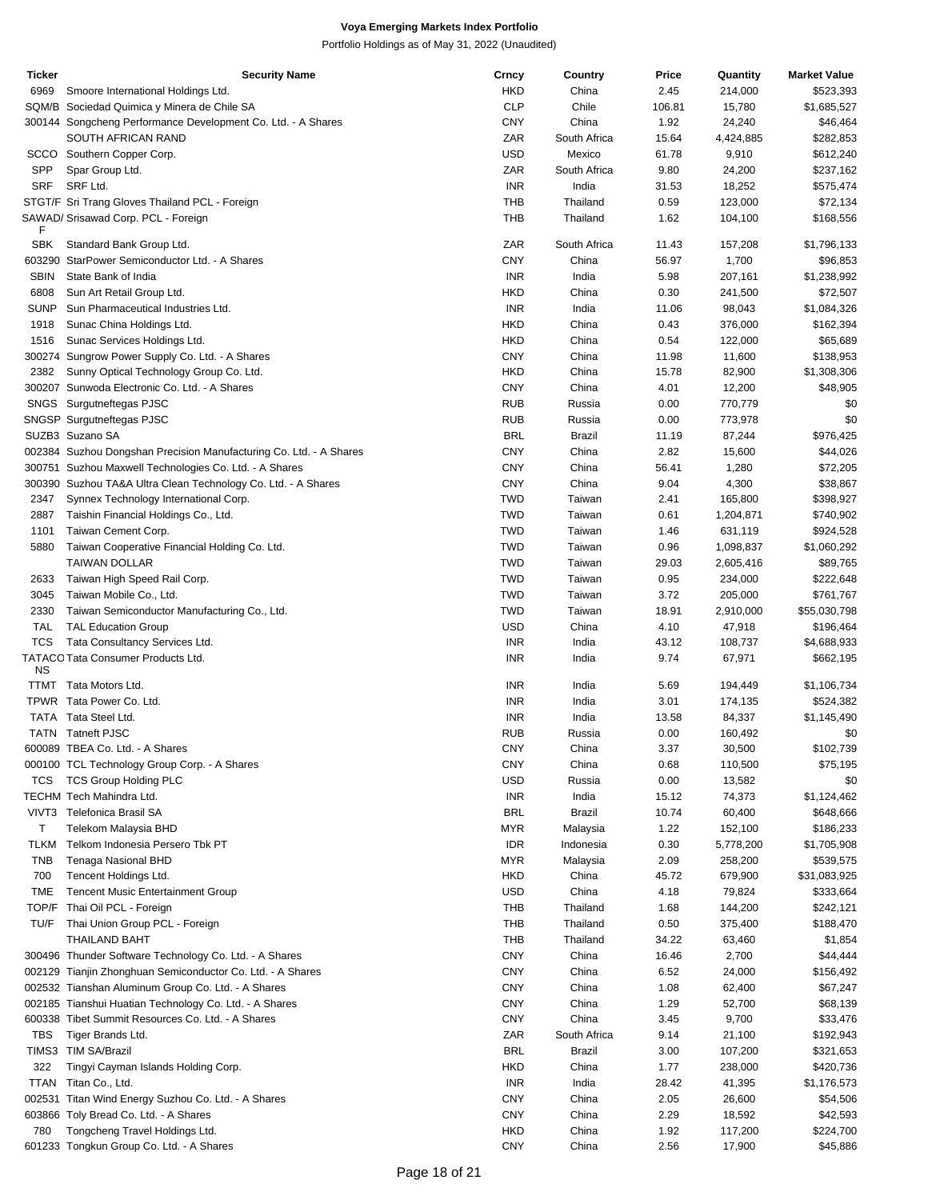**Voya Emerging Markets Index Portfolio**

Portfolio Holdings as of May 31, 2022 (Unaudited)

| Ticker | Security Name | Crncy | Country | Price | Quantity | Market Value |
|---|---|---|---|---|---|---|
| 6969 | Smoore International Holdings Ltd. | HKD | China | 2.45 | 214,000 | $523,393 |
| SQM/B | Sociedad Quimica y Minera de Chile SA | CLP | Chile | 106.81 | 15,780 | $1,685,527 |
| 300144 | Songcheng Performance Development Co. Ltd. - A Shares | CNY | China | 1.92 | 24,240 | $46,464 |
| | SOUTH AFRICAN RAND | ZAR | South Africa | 15.64 | 4,424,885 | $282,853 |
| SCCO | Southern Copper Corp. | USD | Mexico | 61.78 | 9,910 | $612,240 |
| SPP | Spar Group Ltd. | ZAR | South Africa | 9.80 | 24,200 | $237,162 |
| SRF | SRF Ltd. | INR | India | 31.53 | 18,252 | $575,474 |
| STGT/F | Sri Trang Gloves Thailand PCL - Foreign | THB | Thailand | 0.59 | 123,000 | $72,134 |
| SAWAD/F | Srisawad Corp. PCL - Foreign | THB | Thailand | 1.62 | 104,100 | $168,556 |
| SBK | Standard Bank Group Ltd. | ZAR | South Africa | 11.43 | 157,208 | $1,796,133 |
| 603290 | StarPower Semiconductor Ltd. - A Shares | CNY | China | 56.97 | 1,700 | $96,853 |
| SBIN | State Bank of India | INR | India | 5.98 | 207,161 | $1,238,992 |
| 6808 | Sun Art Retail Group Ltd. | HKD | China | 0.30 | 241,500 | $72,507 |
| SUNP | Sun Pharmaceutical Industries Ltd. | INR | India | 11.06 | 98,043 | $1,084,326 |
| 1918 | Sunac China Holdings Ltd. | HKD | China | 0.43 | 376,000 | $162,394 |
| 1516 | Sunac Services Holdings Ltd. | HKD | China | 0.54 | 122,000 | $65,689 |
| 300274 | Sungrow Power Supply Co. Ltd. - A Shares | CNY | China | 11.98 | 11,600 | $138,953 |
| 2382 | Sunny Optical Technology Group Co. Ltd. | HKD | China | 15.78 | 82,900 | $1,308,306 |
| 300207 | Sunwoda Electronic Co. Ltd. - A Shares | CNY | China | 4.01 | 12,200 | $48,905 |
| SNGS | Surgutneftegas PJSC | RUB | Russia | 0.00 | 770,779 | $0 |
| SNGSP | Surgutneftegas PJSC | RUB | Russia | 0.00 | 773,978 | $0 |
| SUZB3 | Suzano SA | BRL | Brazil | 11.19 | 87,244 | $976,425 |
| 002384 | Suzhou Dongshan Precision Manufacturing Co. Ltd. - A Shares | CNY | China | 2.82 | 15,600 | $44,026 |
| 300751 | Suzhou Maxwell Technologies Co. Ltd. - A Shares | CNY | China | 56.41 | 1,280 | $72,205 |
| 300390 | Suzhou TA&A Ultra Clean Technology Co. Ltd. - A Shares | CNY | China | 9.04 | 4,300 | $38,867 |
| 2347 | Synnex Technology International Corp. | TWD | Taiwan | 2.41 | 165,800 | $398,927 |
| 2887 | Taishin Financial Holdings Co., Ltd. | TWD | Taiwan | 0.61 | 1,204,871 | $740,902 |
| 1101 | Taiwan Cement Corp. | TWD | Taiwan | 1.46 | 631,119 | $924,528 |
| 5880 | Taiwan Cooperative Financial Holding Co. Ltd. | TWD | Taiwan | 0.96 | 1,098,837 | $1,060,292 |
| | TAIWAN DOLLAR | TWD | Taiwan | 29.03 | 2,605,416 | $89,765 |
| 2633 | Taiwan High Speed Rail Corp. | TWD | Taiwan | 0.95 | 234,000 | $222,648 |
| 3045 | Taiwan Mobile Co., Ltd. | TWD | Taiwan | 3.72 | 205,000 | $761,767 |
| 2330 | Taiwan Semiconductor Manufacturing Co., Ltd. | TWD | Taiwan | 18.91 | 2,910,000 | $55,030,798 |
| TAL | TAL Education Group | USD | China | 4.10 | 47,918 | $196,464 |
| TCS | Tata Consultancy Services Ltd. | INR | India | 43.12 | 108,737 | $4,688,933 |
| TATACONS | Tata Consumer Products Ltd. | INR | India | 9.74 | 67,971 | $662,195 |
| TTMT | Tata Motors Ltd. | INR | India | 5.69 | 194,449 | $1,106,734 |
| TPWR | Tata Power Co. Ltd. | INR | India | 3.01 | 174,135 | $524,382 |
| TATA | Tata Steel Ltd. | INR | India | 13.58 | 84,337 | $1,145,490 |
| TATN | Tatneft PJSC | RUB | Russia | 0.00 | 160,492 | $0 |
| 600089 | TBEA Co. Ltd. - A Shares | CNY | China | 3.37 | 30,500 | $102,739 |
| 000100 | TCL Technology Group Corp. - A Shares | CNY | China | 0.68 | 110,500 | $75,195 |
| TCS | TCS Group Holding PLC | USD | Russia | 0.00 | 13,582 | $0 |
| TECHM | Tech Mahindra Ltd. | INR | India | 15.12 | 74,373 | $1,124,462 |
| VIVT3 | Telefonica Brasil SA | BRL | Brazil | 10.74 | 60,400 | $648,666 |
| T | Telekom Malaysia BHD | MYR | Malaysia | 1.22 | 152,100 | $186,233 |
| TLKM | Telkom Indonesia Persero Tbk PT | IDR | Indonesia | 0.30 | 5,778,200 | $1,705,908 |
| TNB | Tenaga Nasional BHD | MYR | Malaysia | 2.09 | 258,200 | $539,575 |
| 700 | Tencent Holdings Ltd. | HKD | China | 45.72 | 679,900 | $31,083,925 |
| TME | Tencent Music Entertainment Group | USD | China | 4.18 | 79,824 | $333,664 |
| TOP/F | Thai Oil PCL - Foreign | THB | Thailand | 1.68 | 144,200 | $242,121 |
| TU/F | Thai Union Group PCL - Foreign | THB | Thailand | 0.50 | 375,400 | $188,470 |
| | THAILAND BAHT | THB | Thailand | 34.22 | 63,460 | $1,854 |
| 300496 | Thunder Software Technology Co. Ltd. - A Shares | CNY | China | 16.46 | 2,700 | $44,444 |
| 002129 | Tianjin Zhonghuan Semiconductor Co. Ltd. - A Shares | CNY | China | 6.52 | 24,000 | $156,492 |
| 002532 | Tianshan Aluminum Group Co. Ltd. - A Shares | CNY | China | 1.08 | 62,400 | $67,247 |
| 002185 | Tianshui Huatian Technology Co. Ltd. - A Shares | CNY | China | 1.29 | 52,700 | $68,139 |
| 600338 | Tibet Summit Resources Co. Ltd. - A Shares | CNY | China | 3.45 | 9,700 | $33,476 |
| TBS | Tiger Brands Ltd. | ZAR | South Africa | 9.14 | 21,100 | $192,943 |
| TIMS3 | TIM SA/Brazil | BRL | Brazil | 3.00 | 107,200 | $321,653 |
| 322 | Tingyi Cayman Islands Holding Corp. | HKD | China | 1.77 | 238,000 | $420,736 |
| TTAN | Titan Co., Ltd. | INR | India | 28.42 | 41,395 | $1,176,573 |
| 002531 | Titan Wind Energy Suzhou Co. Ltd. - A Shares | CNY | China | 2.05 | 26,600 | $54,506 |
| 603866 | Toly Bread Co. Ltd. - A Shares | CNY | China | 2.29 | 18,592 | $42,593 |
| 780 | Tongcheng Travel Holdings Ltd. | HKD | China | 1.92 | 117,200 | $224,700 |
| 601233 | Tongkun Group Co. Ltd. - A Shares | CNY | China | 2.56 | 17,900 | $45,886 |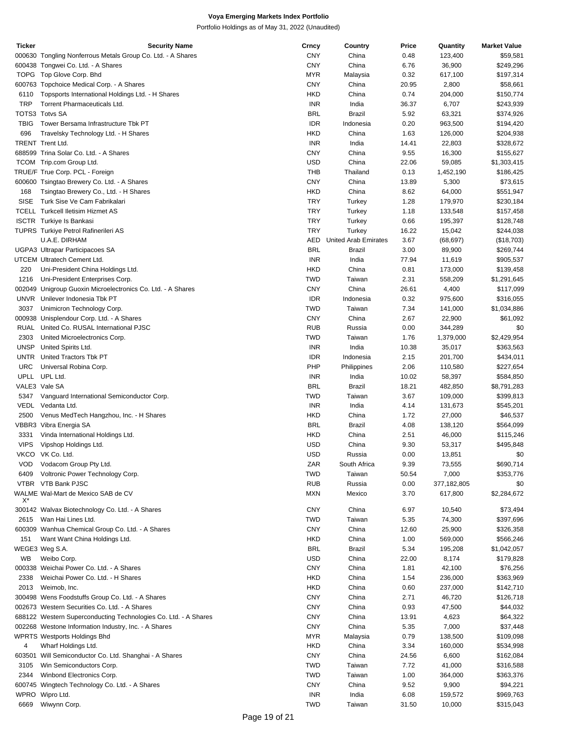**Voya Emerging Markets Index Portfolio**

Portfolio Holdings as of May 31, 2022 (Unaudited)

| Ticker | Security Name | Crncy | Country | Price | Quantity | Market Value |
|---|---|---|---|---|---|---|
| 000630 | Tongling Nonferrous Metals Group Co. Ltd. - A Shares | CNY | China | 0.48 | 123,400 | $59,581 |
| 600438 | Tongwei Co. Ltd. - A Shares | CNY | China | 6.76 | 36,900 | $249,296 |
| TOPG | Top Glove Corp. Bhd | MYR | Malaysia | 0.32 | 617,100 | $197,314 |
| 600763 | Topchoice Medical Corp. - A Shares | CNY | China | 20.95 | 2,800 | $58,661 |
| 6110 | Topsports International Holdings Ltd. - H Shares | HKD | China | 0.74 | 204,000 | $150,774 |
| TRP | Torrent Pharmaceuticals Ltd. | INR | India | 36.37 | 6,707 | $243,939 |
| TOTS3 | Totvs SA | BRL | Brazil | 5.92 | 63,321 | $374,926 |
| TBIG | Tower Bersama Infrastructure Tbk PT | IDR | Indonesia | 0.20 | 963,500 | $194,420 |
| 696 | Travelsky Technology Ltd. - H Shares | HKD | China | 1.63 | 126,000 | $204,938 |
| TRENT | Trent Ltd. | INR | India | 14.41 | 22,803 | $328,672 |
| 688599 | Trina Solar Co. Ltd. - A Shares | CNY | China | 9.55 | 16,300 | $155,627 |
| TCOM | Trip.com Group Ltd. | USD | China | 22.06 | 59,085 | $1,303,415 |
| TRUE/F | True Corp. PCL - Foreign | THB | Thailand | 0.13 | 1,452,190 | $186,425 |
| 600600 | Tsingtao Brewery Co. Ltd. - A Shares | CNY | China | 13.89 | 5,300 | $73,615 |
| 168 | Tsingtao Brewery Co., Ltd. - H Shares | HKD | China | 8.62 | 64,000 | $551,947 |
| SISE | Turk Sise Ve Cam Fabrikalari | TRY | Turkey | 1.28 | 179,970 | $230,184 |
| TCELL | Turkcell Iletisim Hizmet AS | TRY | Turkey | 1.18 | 133,548 | $157,458 |
| ISCTR | Turkiye Is Bankasi | TRY | Turkey | 0.66 | 195,397 | $128,748 |
| TUPRS | Turkiye Petrol Rafinerileri AS | TRY | Turkey | 16.22 | 15,042 | $244,038 |
| | U.A.E. DIRHAM | AED | United Arab Emirates | 3.67 | (68,697) | ($18,703) |
| UGPA3 | Ultrapar Participacoes SA | BRL | Brazil | 3.00 | 89,900 | $269,744 |
| UTCEM | Ultratech Cement Ltd. | INR | India | 77.94 | 11,619 | $905,537 |
| 220 | Uni-President China Holdings Ltd. | HKD | China | 0.81 | 173,000 | $139,458 |
| 1216 | Uni-President Enterprises Corp. | TWD | Taiwan | 2.31 | 558,209 | $1,291,645 |
| 002049 | Unigroup Guoxin Microelectronics Co. Ltd. - A Shares | CNY | China | 26.61 | 4,400 | $117,099 |
| UNVR | Unilever Indonesia Tbk PT | IDR | Indonesia | 0.32 | 975,600 | $316,055 |
| 3037 | Unimicron Technology Corp. | TWD | Taiwan | 7.34 | 141,000 | $1,034,886 |
| 000938 | Unisplendour Corp. Ltd. - A Shares | CNY | China | 2.67 | 22,900 | $61,092 |
| RUAL | United Co. RUSAL International PJSC | RUB | Russia | 0.00 | 344,289 | $0 |
| 2303 | United Microelectronics Corp. | TWD | Taiwan | 1.76 | 1,379,000 | $2,429,954 |
| UNSP | United Spirits Ltd. | INR | India | 10.38 | 35,017 | $363,563 |
| UNTR | United Tractors Tbk PT | IDR | Indonesia | 2.15 | 201,700 | $434,011 |
| URC | Universal Robina Corp. | PHP | Philippines | 2.06 | 110,580 | $227,654 |
| UPLL | UPL Ltd. | INR | India | 10.02 | 58,397 | $584,850 |
| VALE3 | Vale SA | BRL | Brazil | 18.21 | 482,850 | $8,791,283 |
| 5347 | Vanguard International Semiconductor Corp. | TWD | Taiwan | 3.67 | 109,000 | $399,813 |
| VEDL | Vedanta Ltd. | INR | India | 4.14 | 131,673 | $545,201 |
| 2500 | Venus MedTech Hangzhou, Inc. - H Shares | HKD | China | 1.72 | 27,000 | $46,537 |
| VBBR3 | Vibra Energia SA | BRL | Brazil | 4.08 | 138,120 | $564,099 |
| 3331 | Vinda International Holdings Ltd. | HKD | China | 2.51 | 46,000 | $115,246 |
| VIPS | Vipshop Holdings Ltd. | USD | China | 9.30 | 53,317 | $495,848 |
| VKCO | VK Co. Ltd. | USD | Russia | 0.00 | 13,851 | $0 |
| VOD | Vodacom Group Pty Ltd. | ZAR | South Africa | 9.39 | 73,555 | $690,714 |
| 6409 | Voltronic Power Technology Corp. | TWD | Taiwan | 50.54 | 7,000 | $353,776 |
| VTBR | VTB Bank PJSC | RUB | Russia | 0.00 | 377,182,805 | $0 |
| WALMEX* | Wal-Mart de Mexico SAB de CV | MXN | Mexico | 3.70 | 617,800 | $2,284,672 |
| 300142 | Walvax Biotechnology Co. Ltd. - A Shares | CNY | China | 6.97 | 10,540 | $73,494 |
| 2615 | Wan Hai Lines Ltd. | TWD | Taiwan | 5.35 | 74,300 | $397,696 |
| 600309 | Wanhua Chemical Group Co. Ltd. - A Shares | CNY | China | 12.60 | 25,900 | $326,358 |
| 151 | Want Want China Holdings Ltd. | HKD | China | 1.00 | 569,000 | $566,246 |
| WEGE3 | Weg S.A. | BRL | Brazil | 5.34 | 195,208 | $1,042,057 |
| WB | Weibo Corp. | USD | China | 22.00 | 8,174 | $179,828 |
| 000338 | Weichai Power Co. Ltd. - A Shares | CNY | China | 1.81 | 42,100 | $76,256 |
| 2338 | Weichai Power Co. Ltd. - H Shares | HKD | China | 1.54 | 236,000 | $363,969 |
| 2013 | Weimob, Inc. | HKD | China | 0.60 | 237,000 | $142,710 |
| 300498 | Wens Foodstuffs Group Co. Ltd. - A Shares | CNY | China | 2.71 | 46,720 | $126,718 |
| 002673 | Western Securities Co. Ltd. - A Shares | CNY | China | 0.93 | 47,500 | $44,032 |
| 688122 | Western Superconducting Technologies Co. Ltd. - A Shares | CNY | China | 13.91 | 4,623 | $64,322 |
| 002268 | Westone Information Industry, Inc. - A Shares | CNY | China | 5.35 | 7,000 | $37,448 |
| WPRTS | Westports Holdings Bhd | MYR | Malaysia | 0.79 | 138,500 | $109,098 |
| 4 | Wharf Holdings Ltd. | HKD | China | 3.34 | 160,000 | $534,998 |
| 603501 | Will Semiconductor Co. Ltd. Shanghai - A Shares | CNY | China | 24.56 | 6,600 | $162,084 |
| 3105 | Win Semiconductors Corp. | TWD | Taiwan | 7.72 | 41,000 | $316,588 |
| 2344 | Winbond Electronics Corp. | TWD | Taiwan | 1.00 | 364,000 | $363,376 |
| 600745 | Wingtech Technology Co. Ltd. - A Shares | CNY | China | 9.52 | 9,900 | $94,221 |
| WPRO | Wipro Ltd. | INR | India | 6.08 | 159,572 | $969,763 |
| 6669 | Wiwynn Corp. | TWD | Taiwan | 31.50 | 10,000 | $315,043 |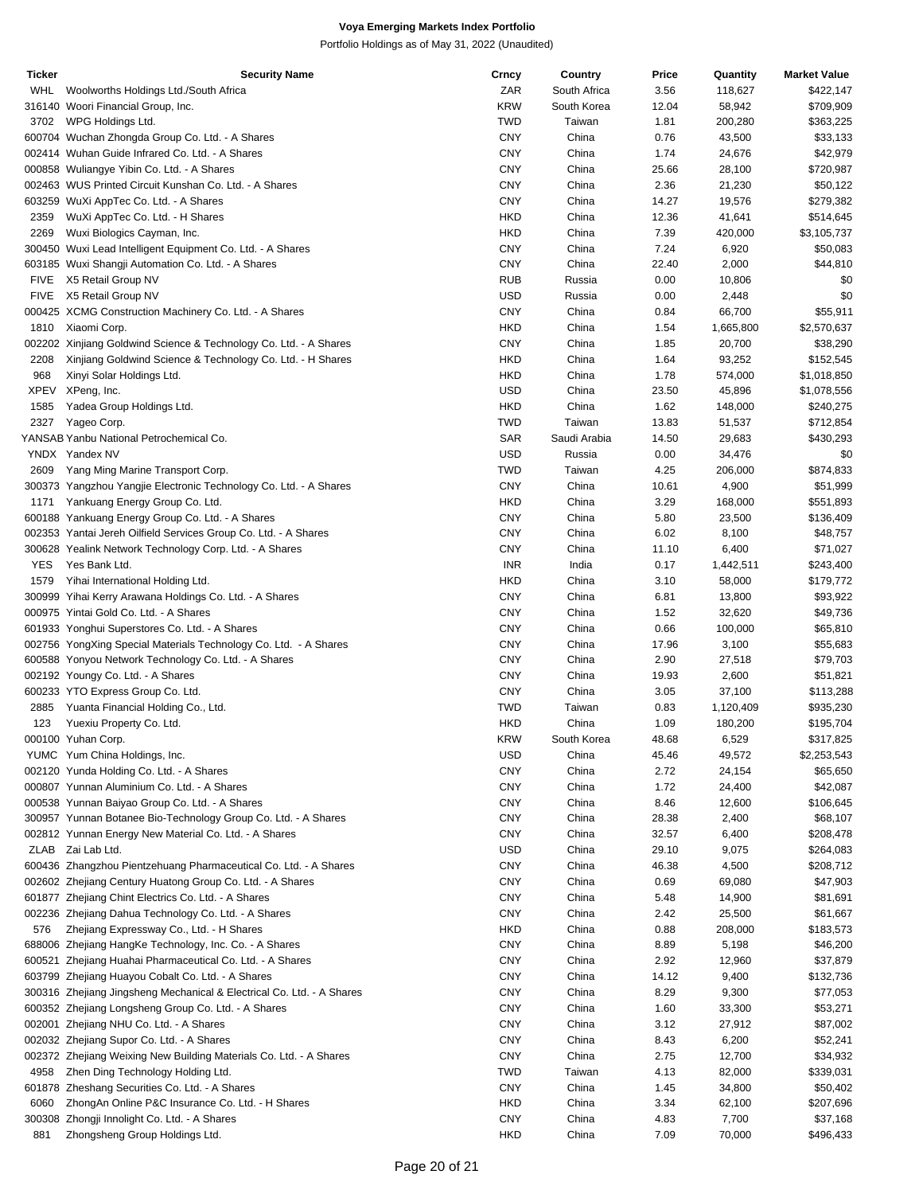# Voya Emerging Markets Index Portfolio

Portfolio Holdings as of May 31, 2022 (Unaudited)

| Ticker | Security Name | Crncy | Country | Price | Quantity | Market Value |
|---|---|---|---|---|---|---|
| WHL | Woolworths Holdings Ltd./South Africa | ZAR | South Africa | 3.56 | 118,627 | $422,147 |
| 316140 | Woori Financial Group, Inc. | KRW | South Korea | 12.04 | 58,942 | $709,909 |
| 3702 | WPG Holdings Ltd. | TWD | Taiwan | 1.81 | 200,280 | $363,225 |
| 600704 | Wuchan Zhongda Group Co. Ltd. - A Shares | CNY | China | 0.76 | 43,500 | $33,133 |
| 002414 | Wuhan Guide Infrared Co. Ltd. - A Shares | CNY | China | 1.74 | 24,676 | $42,979 |
| 000858 | Wuliangye Yibin Co. Ltd. - A Shares | CNY | China | 25.66 | 28,100 | $720,987 |
| 002463 | WUS Printed Circuit Kunshan Co. Ltd. - A Shares | CNY | China | 2.36 | 21,230 | $50,122 |
| 603259 | WuXi AppTec Co. Ltd. - A Shares | CNY | China | 14.27 | 19,576 | $279,382 |
| 2359 | WuXi AppTec Co. Ltd. - H Shares | HKD | China | 12.36 | 41,641 | $514,645 |
| 2269 | Wuxi Biologics Cayman, Inc. | HKD | China | 7.39 | 420,000 | $3,105,737 |
| 300450 | Wuxi Lead Intelligent Equipment Co. Ltd. - A Shares | CNY | China | 7.24 | 6,920 | $50,083 |
| 603185 | Wuxi Shangji Automation Co. Ltd. - A Shares | CNY | China | 22.40 | 2,000 | $44,810 |
| FIVE | X5 Retail Group NV | RUB | Russia | 0.00 | 10,806 | $0 |
| FIVE | X5 Retail Group NV | USD | Russia | 0.00 | 2,448 | $0 |
| 000425 | XCMG Construction Machinery Co. Ltd. - A Shares | CNY | China | 0.84 | 66,700 | $55,911 |
| 1810 | Xiaomi Corp. | HKD | China | 1.54 | 1,665,800 | $2,570,637 |
| 002202 | Xinjiang Goldwind Science & Technology Co. Ltd. - A Shares | CNY | China | 1.85 | 20,700 | $38,290 |
| 2208 | Xinjiang Goldwind Science & Technology Co. Ltd. - H Shares | HKD | China | 1.64 | 93,252 | $152,545 |
| 968 | Xinyi Solar Holdings Ltd. | HKD | China | 1.78 | 574,000 | $1,018,850 |
| XPEV | XPeng, Inc. | USD | China | 23.50 | 45,896 | $1,078,556 |
| 1585 | Yadea Group Holdings Ltd. | HKD | China | 1.62 | 148,000 | $240,275 |
| 2327 | Yageo Corp. | TWD | Taiwan | 13.83 | 51,537 | $712,854 |
| YANSAB | Yanbu National Petrochemical Co. | SAR | Saudi Arabia | 14.50 | 29,683 | $430,293 |
| YNDX | Yandex NV | USD | Russia | 0.00 | 34,476 | $0 |
| 2609 | Yang Ming Marine Transport Corp. | TWD | Taiwan | 4.25 | 206,000 | $874,833 |
| 300373 | Yangzhou Yangjie Electronic Technology Co. Ltd. - A Shares | CNY | China | 10.61 | 4,900 | $51,999 |
| 1171 | Yankuang Energy Group Co. Ltd. | HKD | China | 3.29 | 168,000 | $551,893 |
| 600188 | Yankuang Energy Group Co. Ltd. - A Shares | CNY | China | 5.80 | 23,500 | $136,409 |
| 002353 | Yantai Jereh Oilfield Services Group Co. Ltd. - A Shares | CNY | China | 6.02 | 8,100 | $48,757 |
| 300628 | Yealink Network Technology Corp. Ltd. - A Shares | CNY | China | 11.10 | 6,400 | $71,027 |
| YES | Yes Bank Ltd. | INR | India | 0.17 | 1,442,511 | $243,400 |
| 1579 | Yihai International Holding Ltd. | HKD | China | 3.10 | 58,000 | $179,772 |
| 300999 | Yihai Kerry Arawana Holdings Co. Ltd. - A Shares | CNY | China | 6.81 | 13,800 | $93,922 |
| 000975 | Yintai Gold Co. Ltd. - A Shares | CNY | China | 1.52 | 32,620 | $49,736 |
| 601933 | Yonghui Superstores Co. Ltd. - A Shares | CNY | China | 0.66 | 100,000 | $65,810 |
| 002756 | YongXing Special Materials Technology Co. Ltd. - A Shares | CNY | China | 17.96 | 3,100 | $55,683 |
| 600588 | Yonyou Network Technology Co. Ltd. - A Shares | CNY | China | 2.90 | 27,518 | $79,703 |
| 002192 | Youngy Co. Ltd. - A Shares | CNY | China | 19.93 | 2,600 | $51,821 |
| 600233 | YTO Express Group Co. Ltd. | CNY | China | 3.05 | 37,100 | $113,288 |
| 2885 | Yuanta Financial Holding Co., Ltd. | TWD | Taiwan | 0.83 | 1,120,409 | $935,230 |
| 123 | Yuexiu Property Co. Ltd. | HKD | China | 1.09 | 180,200 | $195,704 |
| 000100 | Yuhan Corp. | KRW | South Korea | 48.68 | 6,529 | $317,825 |
| YUMC | Yum China Holdings, Inc. | USD | China | 45.46 | 49,572 | $2,253,543 |
| 002120 | Yunda Holding Co. Ltd. - A Shares | CNY | China | 2.72 | 24,154 | $65,650 |
| 000807 | Yunnan Aluminium Co. Ltd. - A Shares | CNY | China | 1.72 | 24,400 | $42,087 |
| 000538 | Yunnan Baiyao Group Co. Ltd. - A Shares | CNY | China | 8.46 | 12,600 | $106,645 |
| 300957 | Yunnan Botanee Bio-Technology Group Co. Ltd. - A Shares | CNY | China | 28.38 | 2,400 | $68,107 |
| 002812 | Yunnan Energy New Material Co. Ltd. - A Shares | CNY | China | 32.57 | 6,400 | $208,478 |
| ZLAB | Zai Lab Ltd. | USD | China | 29.10 | 9,075 | $264,083 |
| 600436 | Zhangzhou Pientzehuang Pharmaceutical Co. Ltd. - A Shares | CNY | China | 46.38 | 4,500 | $208,712 |
| 002602 | Zhejiang Century Huatong Group Co. Ltd. - A Shares | CNY | China | 0.69 | 69,080 | $47,903 |
| 601877 | Zhejiang Chint Electrics Co. Ltd. - A Shares | CNY | China | 5.48 | 14,900 | $81,691 |
| 002236 | Zhejiang Dahua Technology Co. Ltd. - A Shares | CNY | China | 2.42 | 25,500 | $61,667 |
| 576 | Zhejiang Expressway Co., Ltd. - H Shares | HKD | China | 0.88 | 208,000 | $183,573 |
| 688006 | Zhejiang HangKe Technology, Inc. Co. - A Shares | CNY | China | 8.89 | 5,198 | $46,200 |
| 600521 | Zhejiang Huahai Pharmaceutical Co. Ltd. - A Shares | CNY | China | 2.92 | 12,960 | $37,879 |
| 603799 | Zhejiang Huayou Cobalt Co. Ltd. - A Shares | CNY | China | 14.12 | 9,400 | $132,736 |
| 300316 | Zhejiang Jingsheng Mechanical & Electrical Co. Ltd. - A Shares | CNY | China | 8.29 | 9,300 | $77,053 |
| 600352 | Zhejiang Longsheng Group Co. Ltd. - A Shares | CNY | China | 1.60 | 33,300 | $53,271 |
| 002001 | Zhejiang NHU Co. Ltd. - A Shares | CNY | China | 3.12 | 27,912 | $87,002 |
| 002032 | Zhejiang Supor Co. Ltd. - A Shares | CNY | China | 8.43 | 6,200 | $52,241 |
| 002372 | Zhejiang Weixing New Building Materials Co. Ltd. - A Shares | CNY | China | 2.75 | 12,700 | $34,932 |
| 4958 | Zhen Ding Technology Holding Ltd. | TWD | Taiwan | 4.13 | 82,000 | $339,031 |
| 601878 | Zheshang Securities Co. Ltd. - A Shares | CNY | China | 1.45 | 34,800 | $50,402 |
| 6060 | ZhongAn Online P&C Insurance Co. Ltd. - H Shares | HKD | China | 3.34 | 62,100 | $207,696 |
| 300308 | Zhongji Innolight Co. Ltd. - A Shares | CNY | China | 4.83 | 7,700 | $37,168 |
| 881 | Zhongsheng Group Holdings Ltd. | HKD | China | 7.09 | 70,000 | $496,433 |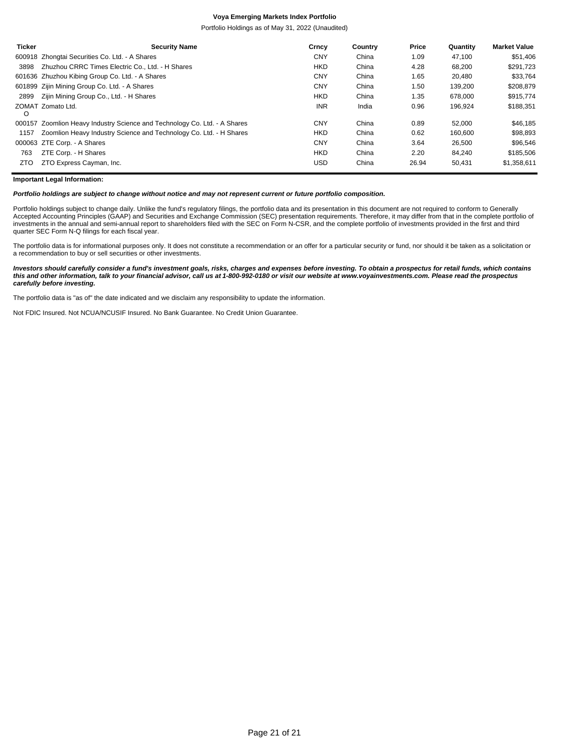# Voya Emerging Markets Index Portfolio

Portfolio Holdings as of May 31, 2022 (Unaudited)

| Ticker | Security Name | Crncy | Country | Price | Quantity | Market Value |
|---|---|---|---|---|---|---|
| 600918 | Zhongtai Securities Co. Ltd. - A Shares | CNY | China | 1.09 | 47,100 | $51,406 |
| 3898 | Zhuzhou CRRC Times Electric Co., Ltd. - H Shares | HKD | China | 4.28 | 68,200 | $291,723 |
| 601636 | Zhuzhou Kibing Group Co. Ltd. - A Shares | CNY | China | 1.65 | 20,480 | $33,764 |
| 601899 | Zijin Mining Group Co. Ltd. - A Shares | CNY | China | 1.50 | 139,200 | $208,879 |
| 2899 | Zijin Mining Group Co., Ltd. - H Shares | HKD | China | 1.35 | 678,000 | $915,774 |
| ZOMATO | Zomato Ltd. | INR | India | 0.96 | 196,924 | $188,351 |
| 000157 | Zoomlion Heavy Industry Science and Technology Co. Ltd. - A Shares | CNY | China | 0.89 | 52,000 | $46,185 |
| 1157 | Zoomlion Heavy Industry Science and Technology Co. Ltd. - H Shares | HKD | China | 0.62 | 160,600 | $98,893 |
| 000063 | ZTE Corp. - A Shares | CNY | China | 3.64 | 26,500 | $96,546 |
| 763 | ZTE Corp. - H Shares | HKD | China | 2.20 | 84,240 | $185,506 |
| ZTO | ZTO Express Cayman, Inc. | USD | China | 26.94 | 50,431 | $1,358,611 |

**Important Legal Information:**

***Portfolio holdings are subject to change without notice and may not represent current or future portfolio composition.***

Portfolio holdings subject to change daily. Unlike the fund's regulatory filings, the portfolio data and its presentation in this document are not required to conform to Generally Accepted Accounting Principles (GAAP) and Securities and Exchange Commission (SEC) presentation requirements. Therefore, it may differ from that in the complete portfolio of investments in the annual and semi-annual report to shareholders filed with the SEC on Form N-CSR, and the complete portfolio of investments provided in the first and third quarter SEC Form N-Q filings for each fiscal year.

The portfolio data is for informational purposes only. It does not constitute a recommendation or an offer for a particular security or fund, nor should it be taken as a solicitation or a recommendation to buy or sell securities or other investments.

***Investors should carefully consider a fund's investment goals, risks, charges and expenses before investing. To obtain a prospectus for retail funds, which contains this and other information, talk to your financial advisor, call us at 1-800-992-0180 or visit our website at www.voyainvestments.com. Please read the prospectus carefully before investing.***

The portfolio data is "as of" the date indicated and we disclaim any responsibility to update the information.

Not FDIC Insured. Not NCUA/NCUSIF Insured. No Bank Guarantee. No Credit Union Guarantee.